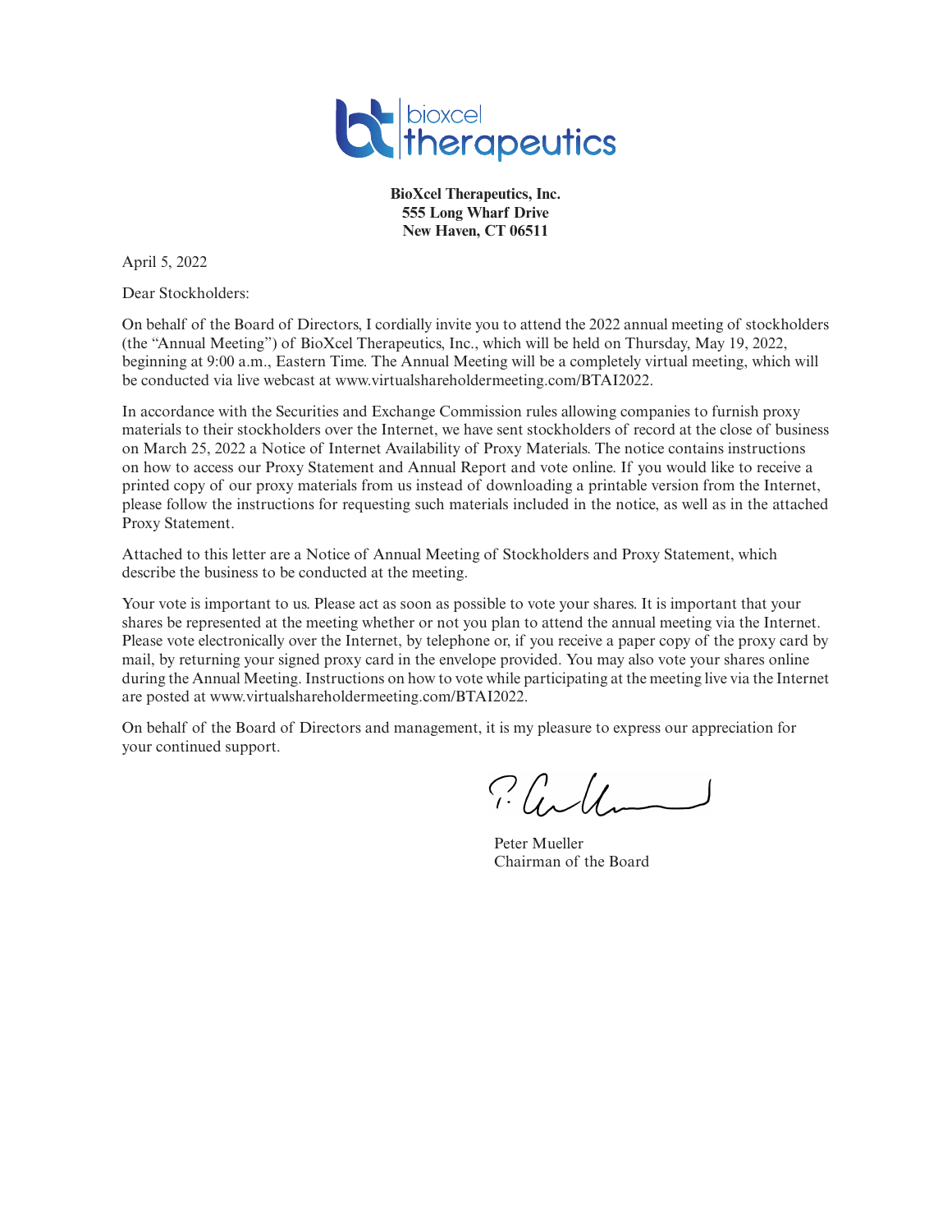**BioXcel Therapeutics, Inc.**
**555 Long Wharf Drive**
**New Haven, CT 06511**

April 5, 2022

Dear Stockholders:

On behalf of the Board of Directors, I cordially invite you to attend the 2022 annual meeting of stockholders (the "Annual Meeting") of BioXcel Therapeutics, Inc., which will be held on Thursday, May 19, 2022, beginning at 9:00 a.m., Eastern Time. The Annual Meeting will be a completely virtual meeting, which will be conducted via live webcast at www.virtualshareholdermeeting.com/BTAI2022.

In accordance with the Securities and Exchange Commission rules allowing companies to furnish proxy materials to their stockholders over the Internet, we have sent stockholders of record at the close of business on March 25, 2022 a Notice of Internet Availability of Proxy Materials. The notice contains instructions on how to access our Proxy Statement and Annual Report and vote online. If you would like to receive a printed copy of our proxy materials from us instead of downloading a printable version from the Internet, please follow the instructions for requesting such materials included in the notice, as well as in the attached Proxy Statement.

Attached to this letter are a Notice of Annual Meeting of Stockholders and Proxy Statement, which describe the business to be conducted at the meeting.

Your vote is important to us. Please act as soon as possible to vote your shares. It is important that your shares be represented at the meeting whether or not you plan to attend the annual meeting via the Internet. Please vote electronically over the Internet, by telephone or, if you receive a paper copy of the proxy card by mail, by returning your signed proxy card in the envelope provided. You may also vote your shares online during the Annual Meeting. Instructions on how to vote while participating at the meeting live via the Internet are posted at www.virtualshareholdermeeting.com/BTAI2022.

On behalf of the Board of Directors and management, it is my pleasure to express our appreciation for your continued support.

Peter Mueller
Chairman of the Board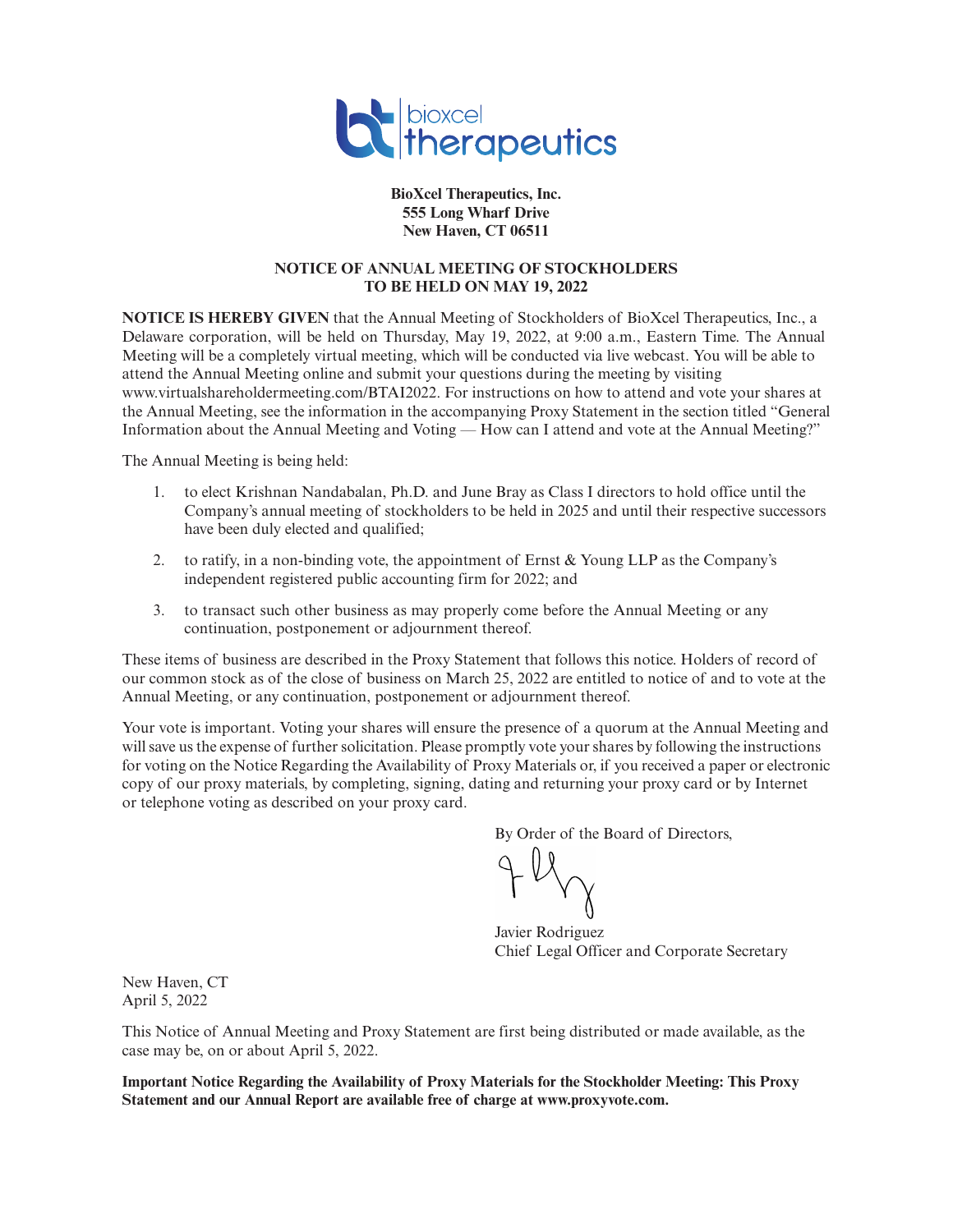**BioXcel Therapeutics, Inc.**
**555 Long Wharf Drive**
**New Haven, CT 06511**

## NOTICE OF ANNUAL MEETING OF STOCKHOLDERS TO BE HELD ON MAY 19, 2022

**NOTICE IS HEREBY GIVEN** that the Annual Meeting of Stockholders of BioXcel Therapeutics, Inc., a Delaware corporation, will be held on Thursday, May 19, 2022, at 9:00 a.m., Eastern Time. The Annual Meeting will be a completely virtual meeting, which will be conducted via live webcast. You will be able to attend the Annual Meeting online and submit your questions during the meeting by visiting www.virtualshareholdermeeting.com/BTAI2022. For instructions on how to attend and vote your shares at the Annual Meeting, see the information in the accompanying Proxy Statement in the section titled "General Information about the Annual Meeting and Voting — How can I attend and vote at the Annual Meeting?"

The Annual Meeting is being held:

1. to elect Krishnan Nandabalan, Ph.D. and June Bray as Class I directors to hold office until the Company's annual meeting of stockholders to be held in 2025 and until their respective successors have been duly elected and qualified;
2. to ratify, in a non-binding vote, the appointment of Ernst & Young LLP as the Company's independent registered public accounting firm for 2022; and
3. to transact such other business as may properly come before the Annual Meeting or any continuation, postponement or adjournment thereof.

These items of business are described in the Proxy Statement that follows this notice. Holders of record of our common stock as of the close of business on March 25, 2022 are entitled to notice of and to vote at the Annual Meeting, or any continuation, postponement or adjournment thereof.

Your vote is important. Voting your shares will ensure the presence of a quorum at the Annual Meeting and will save us the expense of further solicitation. Please promptly vote your shares by following the instructions for voting on the Notice Regarding the Availability of Proxy Materials or, if you received a paper or electronic copy of our proxy materials, by completing, signing, dating and returning your proxy card or by Internet or telephone voting as described on your proxy card.

By Order of the Board of Directors,

Javier Rodriguez
Chief Legal Officer and Corporate Secretary

New Haven, CT
April 5, 2022

This Notice of Annual Meeting and Proxy Statement are first being distributed or made available, as the case may be, on or about April 5, 2022.

**Important Notice Regarding the Availability of Proxy Materials for the Stockholder Meeting: This Proxy Statement and our Annual Report are available free of charge at www.proxyvote.com.**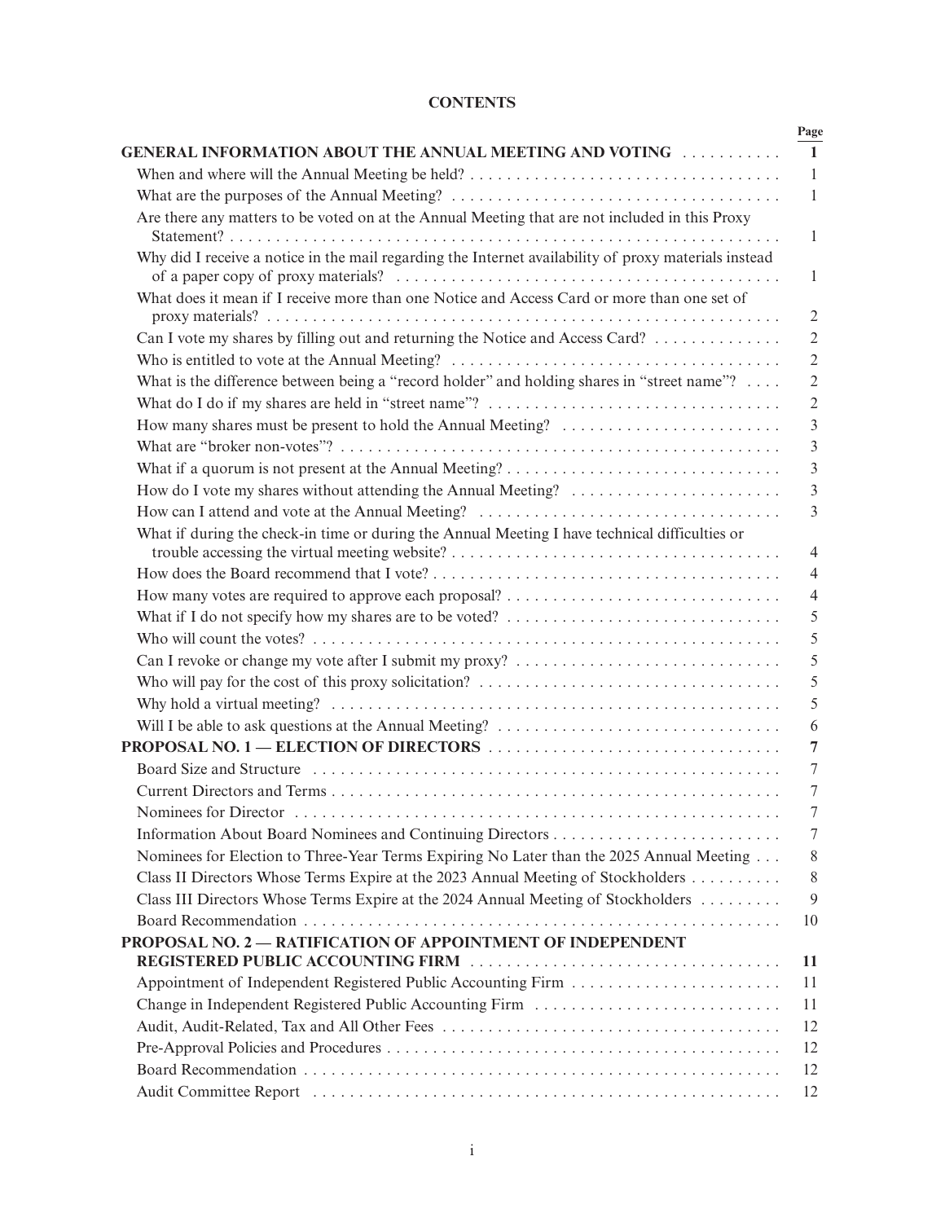# CONTENTS

| | Page |
|---|---|
| **GENERAL INFORMATION ABOUT THE ANNUAL MEETING AND VOTING** | **1** |
| When and where will the Annual Meeting be held? | 1 |
| What are the purposes of the Annual Meeting? | 1 |
| Are there any matters to be voted on at the Annual Meeting that are not included in this Proxy Statement? | 1 |
| Why did I receive a notice in the mail regarding the Internet availability of proxy materials instead of a paper copy of proxy materials? | 1 |
| What does it mean if I receive more than one Notice and Access Card or more than one set of proxy materials? | 2 |
| Can I vote my shares by filling out and returning the Notice and Access Card? | 2 |
| Who is entitled to vote at the Annual Meeting? | 2 |
| What is the difference between being a "record holder" and holding shares in "street name"? | 2 |
| What do I do if my shares are held in "street name"? | 2 |
| How many shares must be present to hold the Annual Meeting? | 3 |
| What are "broker non-votes"? | 3 |
| What if a quorum is not present at the Annual Meeting? | 3 |
| How do I vote my shares without attending the Annual Meeting? | 3 |
| How can I attend and vote at the Annual Meeting? | 3 |
| What if during the check-in time or during the Annual Meeting I have technical difficulties or trouble accessing the virtual meeting website? | 4 |
| How does the Board recommend that I vote? | 4 |
| How many votes are required to approve each proposal? | 4 |
| What if I do not specify how my shares are to be voted? | 5 |
| Who will count the votes? | 5 |
| Can I revoke or change my vote after I submit my proxy? | 5 |
| Who will pay for the cost of this proxy solicitation? | 5 |
| Why hold a virtual meeting? | 5 |
| Will I be able to ask questions at the Annual Meeting? | 6 |
| **PROPOSAL NO. 1 — ELECTION OF DIRECTORS** | **7** |
| Board Size and Structure | 7 |
| Current Directors and Terms | 7 |
| Nominees for Director | 7 |
| Information About Board Nominees and Continuing Directors | 7 |
| Nominees for Election to Three-Year Terms Expiring No Later than the 2025 Annual Meeting | 8 |
| Class II Directors Whose Terms Expire at the 2023 Annual Meeting of Stockholders | 8 |
| Class III Directors Whose Terms Expire at the 2024 Annual Meeting of Stockholders | 9 |
| Board Recommendation | 10 |
| **PROPOSAL NO. 2 — RATIFICATION OF APPOINTMENT OF INDEPENDENT REGISTERED PUBLIC ACCOUNTING FIRM** | **11** |
| Appointment of Independent Registered Public Accounting Firm | 11 |
| Change in Independent Registered Public Accounting Firm | 11 |
| Audit, Audit-Related, Tax and All Other Fees | 12 |
| Pre-Approval Policies and Procedures | 12 |
| Board Recommendation | 12 |
| Audit Committee Report | 12 |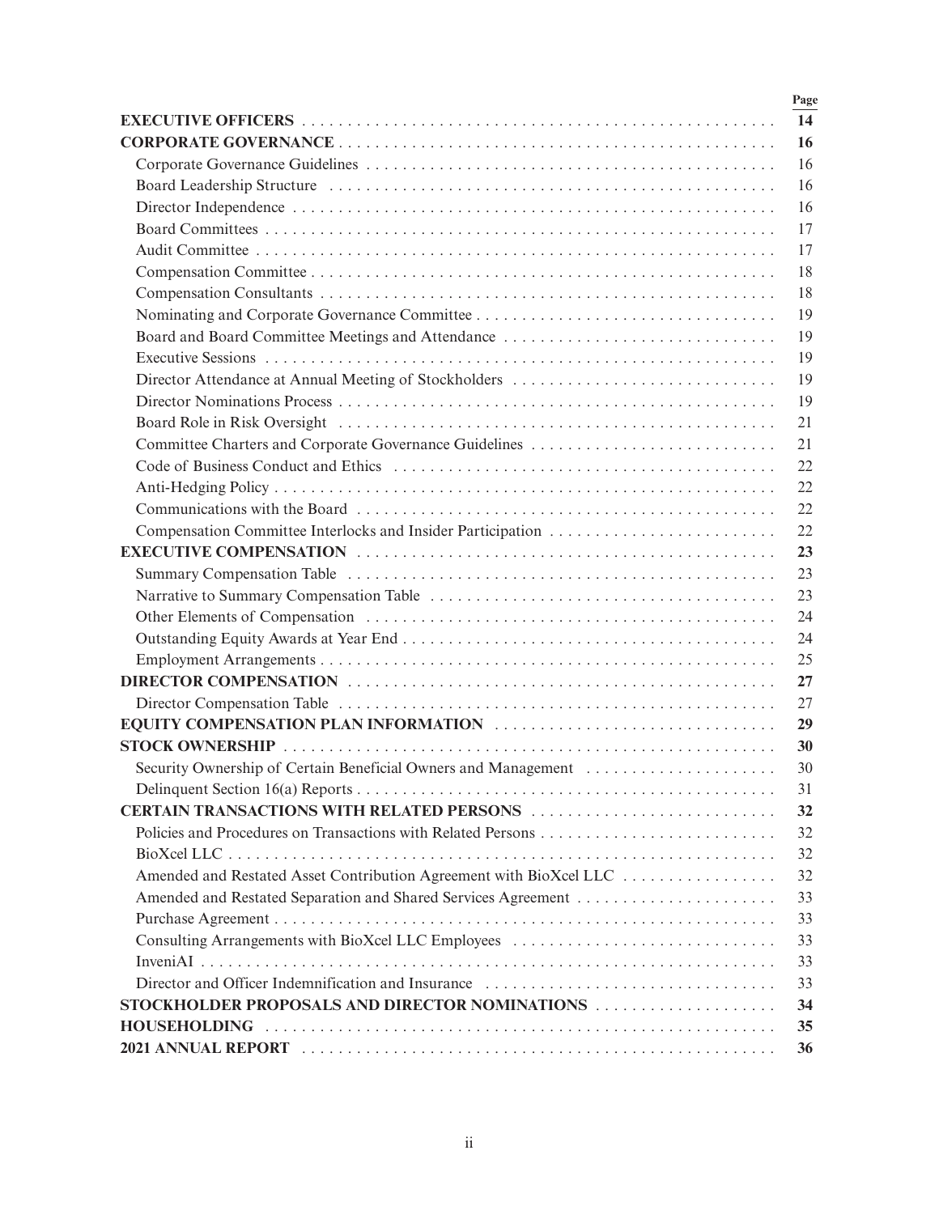| | Page |
|---|---|
| **EXECUTIVE OFFICERS** | **14** |
| **CORPORATE GOVERNANCE** | **16** |
| Corporate Governance Guidelines | 16 |
| Board Leadership Structure | 16 |
| Director Independence | 16 |
| Board Committees | 17 |
| Audit Committee | 17 |
| Compensation Committee | 18 |
| Compensation Consultants | 18 |
| Nominating and Corporate Governance Committee | 19 |
| Board and Board Committee Meetings and Attendance | 19 |
| Executive Sessions | 19 |
| Director Attendance at Annual Meeting of Stockholders | 19 |
| Director Nominations Process | 19 |
| Board Role in Risk Oversight | 21 |
| Committee Charters and Corporate Governance Guidelines | 21 |
| Code of Business Conduct and Ethics | 22 |
| Anti-Hedging Policy | 22 |
| Communications with the Board | 22 |
| Compensation Committee Interlocks and Insider Participation | 22 |
| **EXECUTIVE COMPENSATION** | **23** |
| Summary Compensation Table | 23 |
| Narrative to Summary Compensation Table | 23 |
| Other Elements of Compensation | 24 |
| Outstanding Equity Awards at Year End | 24 |
| Employment Arrangements | 25 |
| **DIRECTOR COMPENSATION** | **27** |
| Director Compensation Table | 27 |
| **EQUITY COMPENSATION PLAN INFORMATION** | **29** |
| **STOCK OWNERSHIP** | **30** |
| Security Ownership of Certain Beneficial Owners and Management | 30 |
| Delinquent Section 16(a) Reports | 31 |
| **CERTAIN TRANSACTIONS WITH RELATED PERSONS** | **32** |
| Policies and Procedures on Transactions with Related Persons | 32 |
| BioXcel LLC | 32 |
| Amended and Restated Asset Contribution Agreement with BioXcel LLC | 32 |
| Amended and Restated Separation and Shared Services Agreement | 33 |
| Purchase Agreement | 33 |
| Consulting Arrangements with BioXcel LLC Employees | 33 |
| InveniAI | 33 |
| Director and Officer Indemnification and Insurance | 33 |
| **STOCKHOLDER PROPOSALS AND DIRECTOR NOMINATIONS** | **34** |
| **HOUSEHOLDING** | **35** |
| **2021 ANNUAL REPORT** | **36** |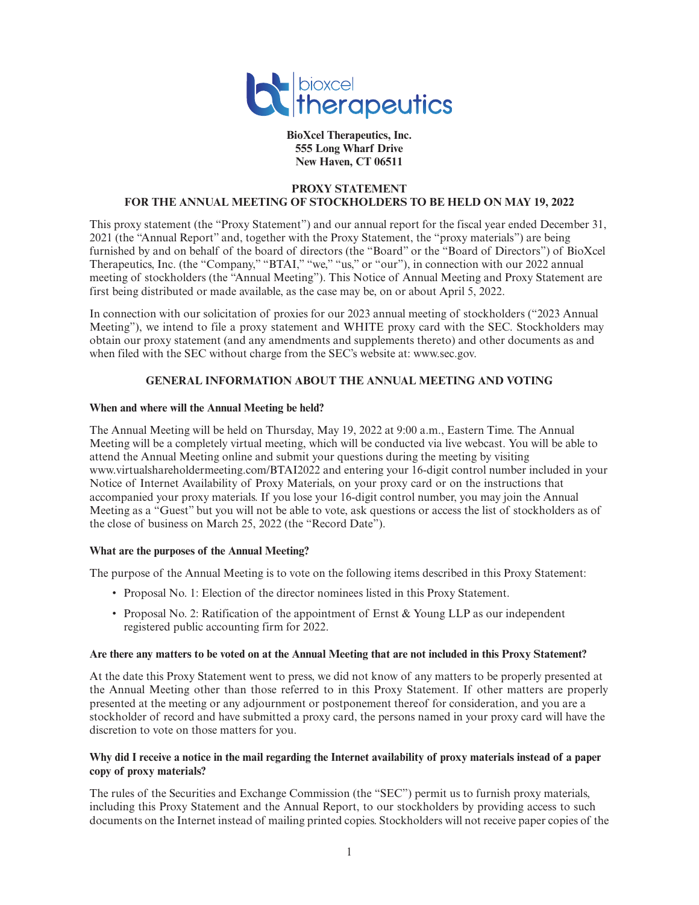**BioXcel Therapeutics, Inc.**
**555 Long Wharf Drive**
**New Haven, CT 06511**

# PROXY STATEMENT
# FOR THE ANNUAL MEETING OF STOCKHOLDERS TO BE HELD ON MAY 19, 2022

This proxy statement (the "Proxy Statement") and our annual report for the fiscal year ended December 31, 2021 (the "Annual Report" and, together with the Proxy Statement, the "proxy materials") are being furnished by and on behalf of the board of directors (the "Board" or the "Board of Directors") of BioXcel Therapeutics, Inc. (the "Company," "BTAI," "we," "us," or "our"), in connection with our 2022 annual meeting of stockholders (the "Annual Meeting"). This Notice of Annual Meeting and Proxy Statement are first being distributed or made available, as the case may be, on or about April 5, 2022.

In connection with our solicitation of proxies for our 2023 annual meeting of stockholders ("2023 Annual Meeting"), we intend to file a proxy statement and WHITE proxy card with the SEC. Stockholders may obtain our proxy statement (and any amendments and supplements thereto) and other documents as and when filed with the SEC without charge from the SEC's website at: www.sec.gov.

## GENERAL INFORMATION ABOUT THE ANNUAL MEETING AND VOTING

**When and where will the Annual Meeting be held?**

The Annual Meeting will be held on Thursday, May 19, 2022 at 9:00 a.m., Eastern Time. The Annual Meeting will be a completely virtual meeting, which will be conducted via live webcast. You will be able to attend the Annual Meeting online and submit your questions during the meeting by visiting www.virtualshareholdermeeting.com/BTAI2022 and entering your 16-digit control number included in your Notice of Internet Availability of Proxy Materials, on your proxy card or on the instructions that accompanied your proxy materials. If you lose your 16-digit control number, you may join the Annual Meeting as a "Guest" but you will not be able to vote, ask questions or access the list of stockholders as of the close of business on March 25, 2022 (the "Record Date").

**What are the purposes of the Annual Meeting?**

The purpose of the Annual Meeting is to vote on the following items described in this Proxy Statement:

- Proposal No. 1: Election of the director nominees listed in this Proxy Statement.
- Proposal No. 2: Ratification of the appointment of Ernst & Young LLP as our independent registered public accounting firm for 2022.

**Are there any matters to be voted on at the Annual Meeting that are not included in this Proxy Statement?**

At the date this Proxy Statement went to press, we did not know of any matters to be properly presented at the Annual Meeting other than those referred to in this Proxy Statement. If other matters are properly presented at the meeting or any adjournment or postponement thereof for consideration, and you are a stockholder of record and have submitted a proxy card, the persons named in your proxy card will have the discretion to vote on those matters for you.

**Why did I receive a notice in the mail regarding the Internet availability of proxy materials instead of a paper copy of proxy materials?**

The rules of the Securities and Exchange Commission (the "SEC") permit us to furnish proxy materials, including this Proxy Statement and the Annual Report, to our stockholders by providing access to such documents on the Internet instead of mailing printed copies. Stockholders will not receive paper copies of the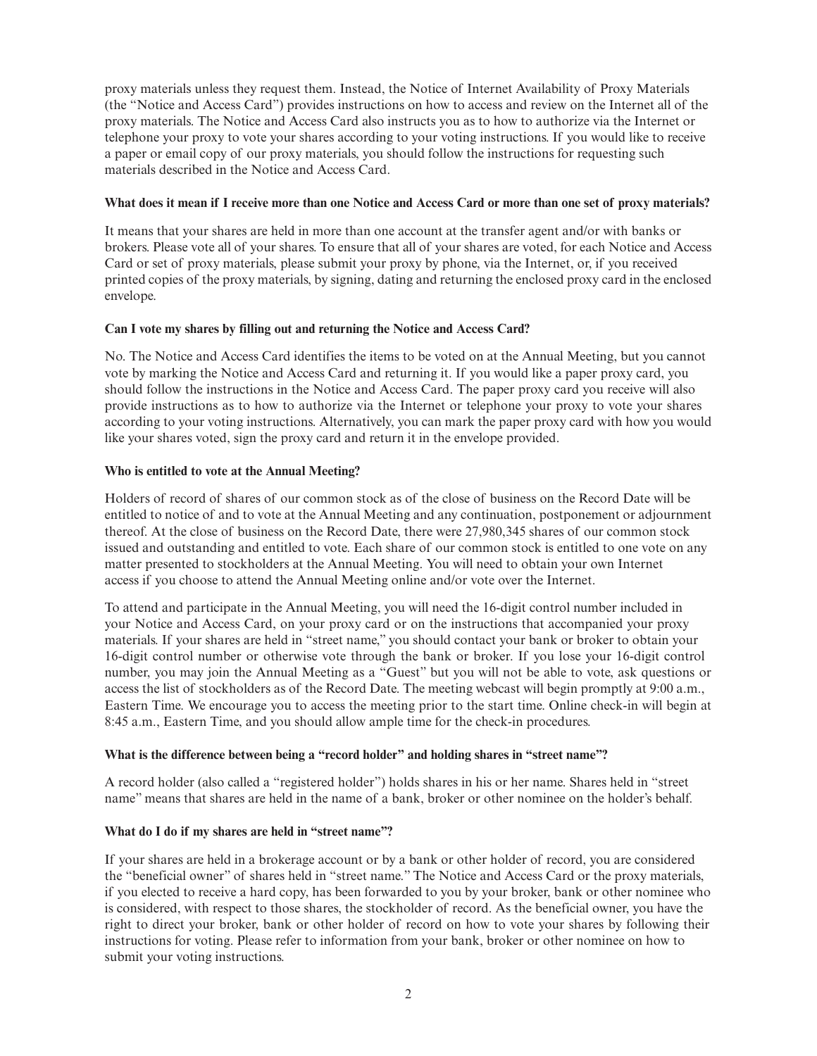proxy materials unless they request them. Instead, the Notice of Internet Availability of Proxy Materials (the "Notice and Access Card") provides instructions on how to access and review on the Internet all of the proxy materials. The Notice and Access Card also instructs you as to how to authorize via the Internet or telephone your proxy to vote your shares according to your voting instructions. If you would like to receive a paper or email copy of our proxy materials, you should follow the instructions for requesting such materials described in the Notice and Access Card.

**What does it mean if I receive more than one Notice and Access Card or more than one set of proxy materials?**

It means that your shares are held in more than one account at the transfer agent and/or with banks or brokers. Please vote all of your shares. To ensure that all of your shares are voted, for each Notice and Access Card or set of proxy materials, please submit your proxy by phone, via the Internet, or, if you received printed copies of the proxy materials, by signing, dating and returning the enclosed proxy card in the enclosed envelope.

**Can I vote my shares by filling out and returning the Notice and Access Card?**

No. The Notice and Access Card identifies the items to be voted on at the Annual Meeting, but you cannot vote by marking the Notice and Access Card and returning it. If you would like a paper proxy card, you should follow the instructions in the Notice and Access Card. The paper proxy card you receive will also provide instructions as to how to authorize via the Internet or telephone your proxy to vote your shares according to your voting instructions. Alternatively, you can mark the paper proxy card with how you would like your shares voted, sign the proxy card and return it in the envelope provided.

**Who is entitled to vote at the Annual Meeting?**

Holders of record of shares of our common stock as of the close of business on the Record Date will be entitled to notice of and to vote at the Annual Meeting and any continuation, postponement or adjournment thereof. At the close of business on the Record Date, there were 27,980,345 shares of our common stock issued and outstanding and entitled to vote. Each share of our common stock is entitled to one vote on any matter presented to stockholders at the Annual Meeting. You will need to obtain your own Internet access if you choose to attend the Annual Meeting online and/or vote over the Internet.

To attend and participate in the Annual Meeting, you will need the 16-digit control number included in your Notice and Access Card, on your proxy card or on the instructions that accompanied your proxy materials. If your shares are held in "street name," you should contact your bank or broker to obtain your 16-digit control number or otherwise vote through the bank or broker. If you lose your 16-digit control number, you may join the Annual Meeting as a "Guest" but you will not be able to vote, ask questions or access the list of stockholders as of the Record Date. The meeting webcast will begin promptly at 9:00 a.m., Eastern Time. We encourage you to access the meeting prior to the start time. Online check-in will begin at 8:45 a.m., Eastern Time, and you should allow ample time for the check-in procedures.

**What is the difference between being a "record holder" and holding shares in "street name"?**

A record holder (also called a "registered holder") holds shares in his or her name. Shares held in "street name" means that shares are held in the name of a bank, broker or other nominee on the holder's behalf.

**What do I do if my shares are held in "street name"?**

If your shares are held in a brokerage account or by a bank or other holder of record, you are considered the "beneficial owner" of shares held in "street name." The Notice and Access Card or the proxy materials, if you elected to receive a hard copy, has been forwarded to you by your broker, bank or other nominee who is considered, with respect to those shares, the stockholder of record. As the beneficial owner, you have the right to direct your broker, bank or other holder of record on how to vote your shares by following their instructions for voting. Please refer to information from your bank, broker or other nominee on how to submit your voting instructions.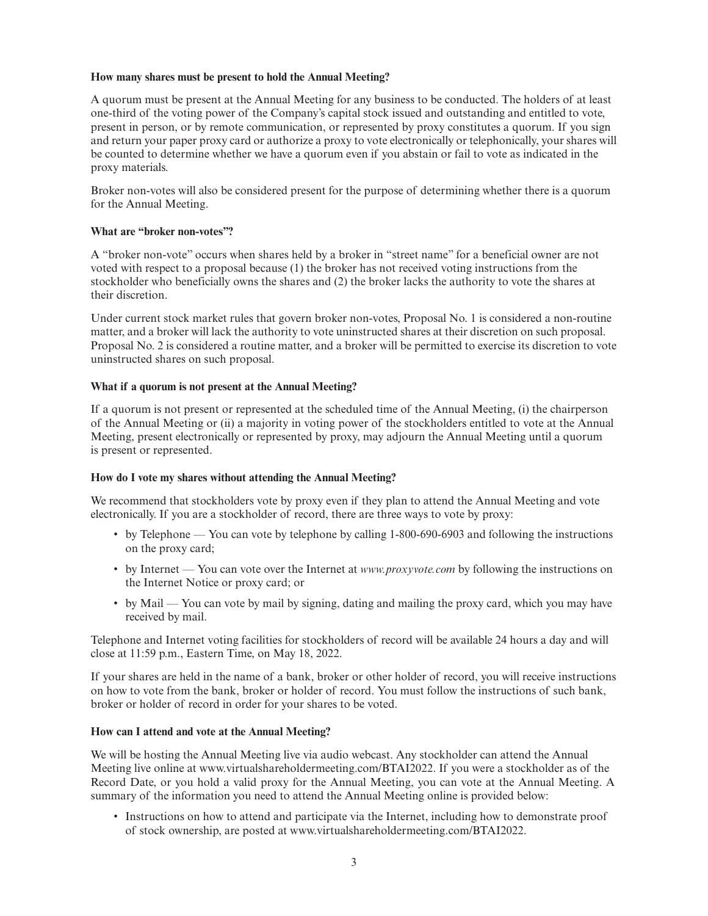**How many shares must be present to hold the Annual Meeting?**

A quorum must be present at the Annual Meeting for any business to be conducted. The holders of at least one-third of the voting power of the Company's capital stock issued and outstanding and entitled to vote, present in person, or by remote communication, or represented by proxy constitutes a quorum. If you sign and return your paper proxy card or authorize a proxy to vote electronically or telephonically, your shares will be counted to determine whether we have a quorum even if you abstain or fail to vote as indicated in the proxy materials.

Broker non-votes will also be considered present for the purpose of determining whether there is a quorum for the Annual Meeting.

**What are "broker non-votes"?**

A "broker non-vote" occurs when shares held by a broker in "street name" for a beneficial owner are not voted with respect to a proposal because (1) the broker has not received voting instructions from the stockholder who beneficially owns the shares and (2) the broker lacks the authority to vote the shares at their discretion.

Under current stock market rules that govern broker non-votes, Proposal No. 1 is considered a non-routine matter, and a broker will lack the authority to vote uninstructed shares at their discretion on such proposal. Proposal No. 2 is considered a routine matter, and a broker will be permitted to exercise its discretion to vote uninstructed shares on such proposal.

**What if a quorum is not present at the Annual Meeting?**

If a quorum is not present or represented at the scheduled time of the Annual Meeting, (i) the chairperson of the Annual Meeting or (ii) a majority in voting power of the stockholders entitled to vote at the Annual Meeting, present electronically or represented by proxy, may adjourn the Annual Meeting until a quorum is present or represented.

**How do I vote my shares without attending the Annual Meeting?**

We recommend that stockholders vote by proxy even if they plan to attend the Annual Meeting and vote electronically. If you are a stockholder of record, there are three ways to vote by proxy:

- by Telephone — You can vote by telephone by calling 1-800-690-6903 and following the instructions on the proxy card;
- by Internet — You can vote over the Internet at *www.proxyvote.com* by following the instructions on the Internet Notice or proxy card; or
- by Mail — You can vote by mail by signing, dating and mailing the proxy card, which you may have received by mail.

Telephone and Internet voting facilities for stockholders of record will be available 24 hours a day and will close at 11:59 p.m., Eastern Time, on May 18, 2022.

If your shares are held in the name of a bank, broker or other holder of record, you will receive instructions on how to vote from the bank, broker or holder of record. You must follow the instructions of such bank, broker or holder of record in order for your shares to be voted.

**How can I attend and vote at the Annual Meeting?**

We will be hosting the Annual Meeting live via audio webcast. Any stockholder can attend the Annual Meeting live online at www.virtualshareholdermeeting.com/BTAI2022. If you were a stockholder as of the Record Date, or you hold a valid proxy for the Annual Meeting, you can vote at the Annual Meeting. A summary of the information you need to attend the Annual Meeting online is provided below:

- Instructions on how to attend and participate via the Internet, including how to demonstrate proof of stock ownership, are posted at www.virtualshareholdermeeting.com/BTAI2022.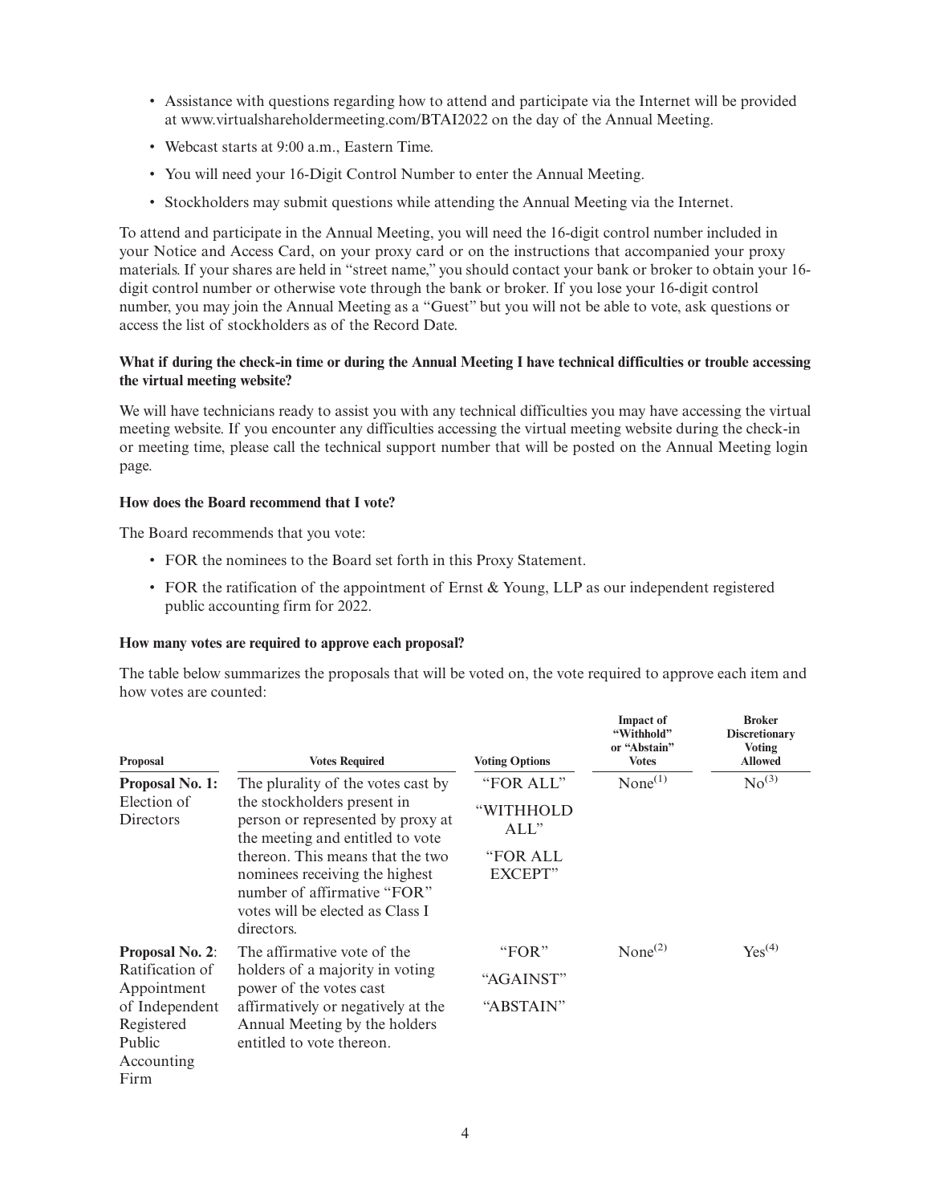- Assistance with questions regarding how to attend and participate via the Internet will be provided at www.virtualshareholdermeeting.com/BTAI2022 on the day of the Annual Meeting.
- Webcast starts at 9:00 a.m., Eastern Time.
- You will need your 16-Digit Control Number to enter the Annual Meeting.
- Stockholders may submit questions while attending the Annual Meeting via the Internet.

To attend and participate in the Annual Meeting, you will need the 16-digit control number included in your Notice and Access Card, on your proxy card or on the instructions that accompanied your proxy materials. If your shares are held in "street name," you should contact your bank or broker to obtain your 16-digit control number or otherwise vote through the bank or broker. If you lose your 16-digit control number, you may join the Annual Meeting as a "Guest" but you will not be able to vote, ask questions or access the list of stockholders as of the Record Date.

**What if during the check-in time or during the Annual Meeting I have technical difficulties or trouble accessing the virtual meeting website?**

We will have technicians ready to assist you with any technical difficulties you may have accessing the virtual meeting website. If you encounter any difficulties accessing the virtual meeting website during the check-in or meeting time, please call the technical support number that will be posted on the Annual Meeting login page.

**How does the Board recommend that I vote?**

The Board recommends that you vote:

- FOR the nominees to the Board set forth in this Proxy Statement.
- FOR the ratification of the appointment of Ernst & Young, LLP as our independent registered public accounting firm for 2022.

**How many votes are required to approve each proposal?**

The table below summarizes the proposals that will be voted on, the vote required to approve each item and how votes are counted:

| Proposal | Votes Required | Voting Options | Impact of "Withhold" or "Abstain" Votes | Broker Discretionary Voting Allowed |
|---|---|---|---|---|
| **Proposal No. 1:** Election of Directors | The plurality of the votes cast by the stockholders present in person or represented by proxy at the meeting and entitled to vote thereon. This means that the two nominees receiving the highest number of affirmative "FOR" votes will be elected as Class I directors. | "FOR ALL"<br>"WITHHOLD ALL"<br>"FOR ALL EXCEPT" | None[(1)] | No[(3)] |
| **Proposal No. 2**: Ratification of Appointment of Independent Registered Public Accounting Firm | The affirmative vote of the holders of a majority in voting power of the votes cast affirmatively or negatively at the Annual Meeting by the holders entitled to vote thereon. | "FOR"<br>"AGAINST"<br>"ABSTAIN" | None[(2)] | Yes[(4)] |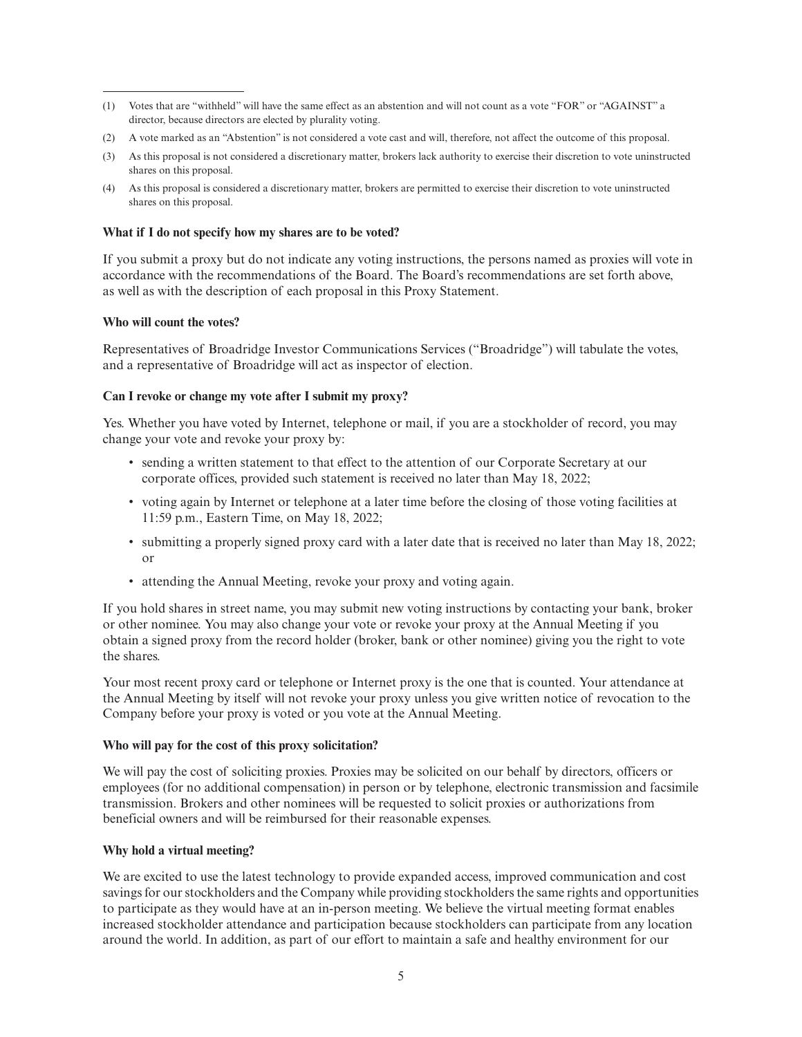(1) Votes that are "withheld" will have the same effect as an abstention and will not count as a vote "FOR" or "AGAINST" a director, because directors are elected by plurality voting.

(2) A vote marked as an "Abstention" is not considered a vote cast and will, therefore, not affect the outcome of this proposal.

(3) As this proposal is not considered a discretionary matter, brokers lack authority to exercise their discretion to vote uninstructed shares on this proposal.

(4) As this proposal is considered a discretionary matter, brokers are permitted to exercise their discretion to vote uninstructed shares on this proposal.

**What if I do not specify how my shares are to be voted?**

If you submit a proxy but do not indicate any voting instructions, the persons named as proxies will vote in accordance with the recommendations of the Board. The Board's recommendations are set forth above, as well as with the description of each proposal in this Proxy Statement.

**Who will count the votes?**

Representatives of Broadridge Investor Communications Services ("Broadridge") will tabulate the votes, and a representative of Broadridge will act as inspector of election.

**Can I revoke or change my vote after I submit my proxy?**

Yes. Whether you have voted by Internet, telephone or mail, if you are a stockholder of record, you may change your vote and revoke your proxy by:

- sending a written statement to that effect to the attention of our Corporate Secretary at our corporate offices, provided such statement is received no later than May 18, 2022;
- voting again by Internet or telephone at a later time before the closing of those voting facilities at 11:59 p.m., Eastern Time, on May 18, 2022;
- submitting a properly signed proxy card with a later date that is received no later than May 18, 2022; or
- attending the Annual Meeting, revoke your proxy and voting again.

If you hold shares in street name, you may submit new voting instructions by contacting your bank, broker or other nominee. You may also change your vote or revoke your proxy at the Annual Meeting if you obtain a signed proxy from the record holder (broker, bank or other nominee) giving you the right to vote the shares.

Your most recent proxy card or telephone or Internet proxy is the one that is counted. Your attendance at the Annual Meeting by itself will not revoke your proxy unless you give written notice of revocation to the Company before your proxy is voted or you vote at the Annual Meeting.

**Who will pay for the cost of this proxy solicitation?**

We will pay the cost of soliciting proxies. Proxies may be solicited on our behalf by directors, officers or employees (for no additional compensation) in person or by telephone, electronic transmission and facsimile transmission. Brokers and other nominees will be requested to solicit proxies or authorizations from beneficial owners and will be reimbursed for their reasonable expenses.

**Why hold a virtual meeting?**

We are excited to use the latest technology to provide expanded access, improved communication and cost savings for our stockholders and the Company while providing stockholders the same rights and opportunities to participate as they would have at an in-person meeting. We believe the virtual meeting format enables increased stockholder attendance and participation because stockholders can participate from any location around the world. In addition, as part of our effort to maintain a safe and healthy environment for our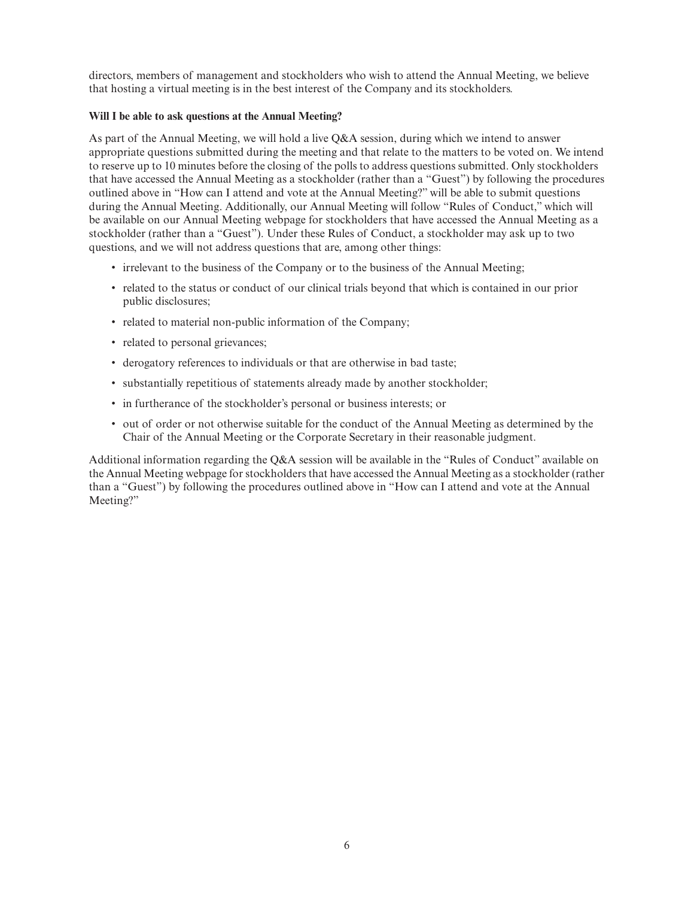directors, members of management and stockholders who wish to attend the Annual Meeting, we believe that hosting a virtual meeting is in the best interest of the Company and its stockholders.

**Will I be able to ask questions at the Annual Meeting?**

As part of the Annual Meeting, we will hold a live Q&A session, during which we intend to answer appropriate questions submitted during the meeting and that relate to the matters to be voted on. We intend to reserve up to 10 minutes before the closing of the polls to address questions submitted. Only stockholders that have accessed the Annual Meeting as a stockholder (rather than a "Guest") by following the procedures outlined above in "How can I attend and vote at the Annual Meeting?" will be able to submit questions during the Annual Meeting. Additionally, our Annual Meeting will follow "Rules of Conduct," which will be available on our Annual Meeting webpage for stockholders that have accessed the Annual Meeting as a stockholder (rather than a "Guest"). Under these Rules of Conduct, a stockholder may ask up to two questions, and we will not address questions that are, among other things:

- irrelevant to the business of the Company or to the business of the Annual Meeting;
- related to the status or conduct of our clinical trials beyond that which is contained in our prior public disclosures;
- related to material non-public information of the Company;
- related to personal grievances;
- derogatory references to individuals or that are otherwise in bad taste;
- substantially repetitious of statements already made by another stockholder;
- in furtherance of the stockholder's personal or business interests; or
- out of order or not otherwise suitable for the conduct of the Annual Meeting as determined by the Chair of the Annual Meeting or the Corporate Secretary in their reasonable judgment.

Additional information regarding the Q&A session will be available in the "Rules of Conduct" available on the Annual Meeting webpage for stockholders that have accessed the Annual Meeting as a stockholder (rather than a "Guest") by following the procedures outlined above in "How can I attend and vote at the Annual Meeting?"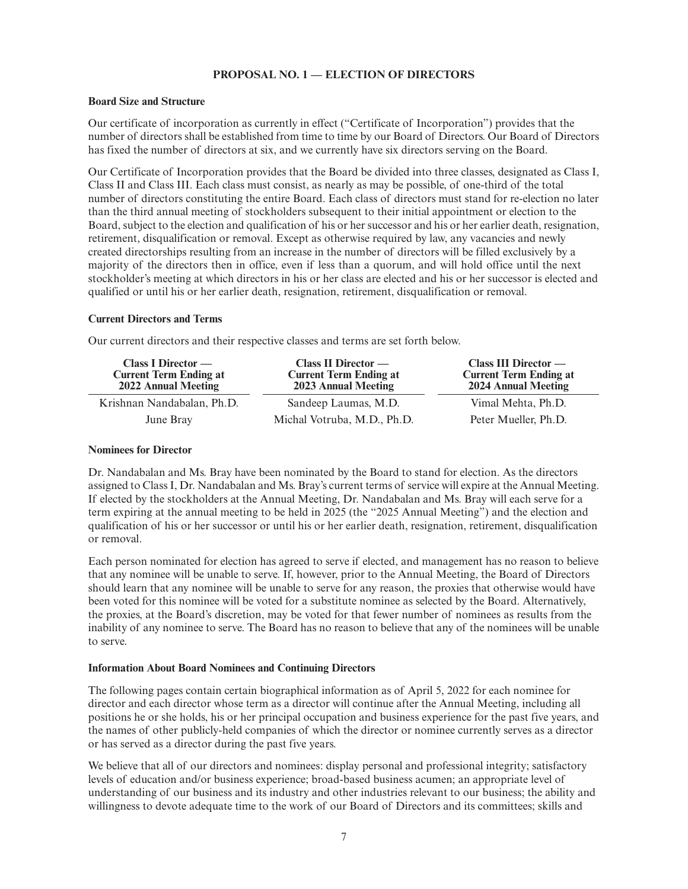## PROPOSAL NO. 1 — ELECTION OF DIRECTORS

### Board Size and Structure

Our certificate of incorporation as currently in effect ("Certificate of Incorporation") provides that the number of directors shall be established from time to time by our Board of Directors. Our Board of Directors has fixed the number of directors at six, and we currently have six directors serving on the Board.

Our Certificate of Incorporation provides that the Board be divided into three classes, designated as Class I, Class II and Class III. Each class must consist, as nearly as may be possible, of one-third of the total number of directors constituting the entire Board. Each class of directors must stand for re-election no later than the third annual meeting of stockholders subsequent to their initial appointment or election to the Board, subject to the election and qualification of his or her successor and his or her earlier death, resignation, retirement, disqualification or removal. Except as otherwise required by law, any vacancies and newly created directorships resulting from an increase in the number of directors will be filled exclusively by a majority of the directors then in office, even if less than a quorum, and will hold office until the next stockholder's meeting at which directors in his or her class are elected and his or her successor is elected and qualified or until his or her earlier death, resignation, retirement, disqualification or removal.

### Current Directors and Terms

Our current directors and their respective classes and terms are set forth below.

| Class I Director — Current Term Ending at 2022 Annual Meeting | Class II Director — Current Term Ending at 2023 Annual Meeting | Class III Director — Current Term Ending at 2024 Annual Meeting |
|---|---|---|
| Krishnan Nandabalan, Ph.D. | Sandeep Laumas, M.D. | Vimal Mehta, Ph.D. |
| June Bray | Michal Votruba, M.D., Ph.D. | Peter Mueller, Ph.D. |

### Nominees for Director

Dr. Nandabalan and Ms. Bray have been nominated by the Board to stand for election. As the directors assigned to Class I, Dr. Nandabalan and Ms. Bray's current terms of service will expire at the Annual Meeting. If elected by the stockholders at the Annual Meeting, Dr. Nandabalan and Ms. Bray will each serve for a term expiring at the annual meeting to be held in 2025 (the "2025 Annual Meeting") and the election and qualification of his or her successor or until his or her earlier death, resignation, retirement, disqualification or removal.

Each person nominated for election has agreed to serve if elected, and management has no reason to believe that any nominee will be unable to serve. If, however, prior to the Annual Meeting, the Board of Directors should learn that any nominee will be unable to serve for any reason, the proxies that otherwise would have been voted for this nominee will be voted for a substitute nominee as selected by the Board. Alternatively, the proxies, at the Board's discretion, may be voted for that fewer number of nominees as results from the inability of any nominee to serve. The Board has no reason to believe that any of the nominees will be unable to serve.

### Information About Board Nominees and Continuing Directors

The following pages contain certain biographical information as of April 5, 2022 for each nominee for director and each director whose term as a director will continue after the Annual Meeting, including all positions he or she holds, his or her principal occupation and business experience for the past five years, and the names of other publicly-held companies of which the director or nominee currently serves as a director or has served as a director during the past five years.

We believe that all of our directors and nominees: display personal and professional integrity; satisfactory levels of education and/or business experience; broad-based business acumen; an appropriate level of understanding of our business and its industry and other industries relevant to our business; the ability and willingness to devote adequate time to the work of our Board of Directors and its committees; skills and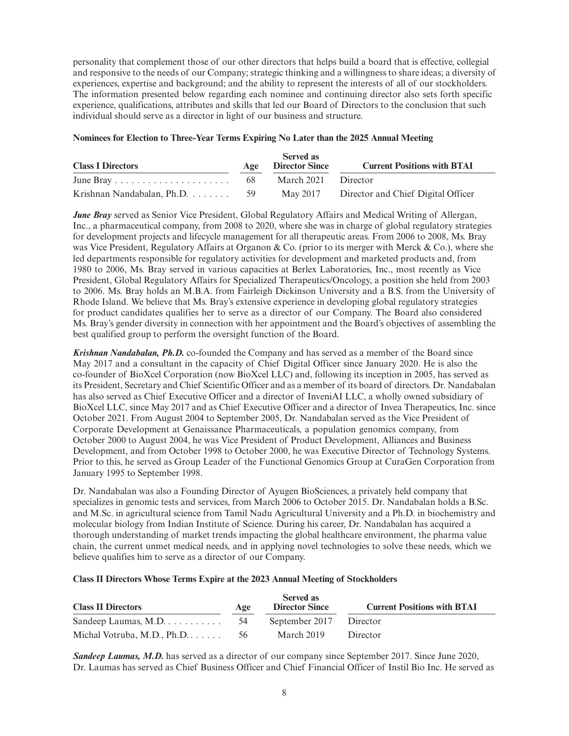personality that complement those of our other directors that helps build a board that is effective, collegial and responsive to the needs of our Company; strategic thinking and a willingness to share ideas; a diversity of experiences, expertise and background; and the ability to represent the interests of all of our stockholders. The information presented below regarding each nominee and continuing director also sets forth specific experience, qualifications, attributes and skills that led our Board of Directors to the conclusion that such individual should serve as a director in light of our business and structure.

**Nominees for Election to Three-Year Terms Expiring No Later than the 2025 Annual Meeting**

| Class I Directors | Age | Served as Director Since | Current Positions with BTAI |
|---|---|---|---|
| June Bray | 68 | March 2021 | Director |
| Krishnan Nandabalan, Ph.D. | 59 | May 2017 | Director and Chief Digital Officer |

***June Bray*** served as Senior Vice President, Global Regulatory Affairs and Medical Writing of Allergan, Inc., a pharmaceutical company, from 2008 to 2020, where she was in charge of global regulatory strategies for development projects and lifecycle management for all therapeutic areas. From 2006 to 2008, Ms. Bray was Vice President, Regulatory Affairs at Organon & Co. (prior to its merger with Merck & Co.), where she led departments responsible for regulatory activities for development and marketed products and, from 1980 to 2006, Ms. Bray served in various capacities at Berlex Laboratories, Inc., most recently as Vice President, Global Regulatory Affairs for Specialized Therapeutics/Oncology, a position she held from 2003 to 2006. Ms. Bray holds an M.B.A. from Fairleigh Dickinson University and a B.S. from the University of Rhode Island. We believe that Ms. Bray's extensive experience in developing global regulatory strategies for product candidates qualifies her to serve as a director of our Company. The Board also considered Ms. Bray's gender diversity in connection with her appointment and the Board's objectives of assembling the best qualified group to perform the oversight function of the Board.

***Krishnan Nandabalan, Ph.D.*** co-founded the Company and has served as a member of the Board since May 2017 and a consultant in the capacity of Chief Digital Officer since January 2020. He is also the co-founder of BioXcel Corporation (now BioXcel LLC) and, following its inception in 2005, has served as its President, Secretary and Chief Scientific Officer and as a member of its board of directors. Dr. Nandabalan has also served as Chief Executive Officer and a director of InveniAI LLC, a wholly owned subsidiary of BioXcel LLC, since May 2017 and as Chief Executive Officer and a director of Invea Therapeutics, Inc. since October 2021. From August 2004 to September 2005, Dr. Nandabalan served as the Vice President of Corporate Development at Genaissance Pharmaceuticals, a population genomics company, from October 2000 to August 2004, he was Vice President of Product Development, Alliances and Business Development, and from October 1998 to October 2000, he was Executive Director of Technology Systems. Prior to this, he served as Group Leader of the Functional Genomics Group at CuraGen Corporation from January 1995 to September 1998.

Dr. Nandabalan was also a Founding Director of Ayugen BioSciences, a privately held company that specializes in genomic tests and services, from March 2006 to October 2015. Dr. Nandabalan holds a B.Sc. and M.Sc. in agricultural science from Tamil Nadu Agricultural University and a Ph.D. in biochemistry and molecular biology from Indian Institute of Science. During his career, Dr. Nandabalan has acquired a thorough understanding of market trends impacting the global healthcare environment, the pharma value chain, the current unmet medical needs, and in applying novel technologies to solve these needs, which we believe qualifies him to serve as a director of our Company.

**Class II Directors Whose Terms Expire at the 2023 Annual Meeting of Stockholders**

| Class II Directors | Age | Served as Director Since | Current Positions with BTAI |
|---|---|---|---|
| Sandeep Laumas, M.D. | 54 | September 2017 | Director |
| Michal Votruba, M.D., Ph.D. | 56 | March 2019 | Director |

***Sandeep Laumas, M.D.*** has served as a director of our company since September 2017. Since June 2020, Dr. Laumas has served as Chief Business Officer and Chief Financial Officer of Instil Bio Inc. He served as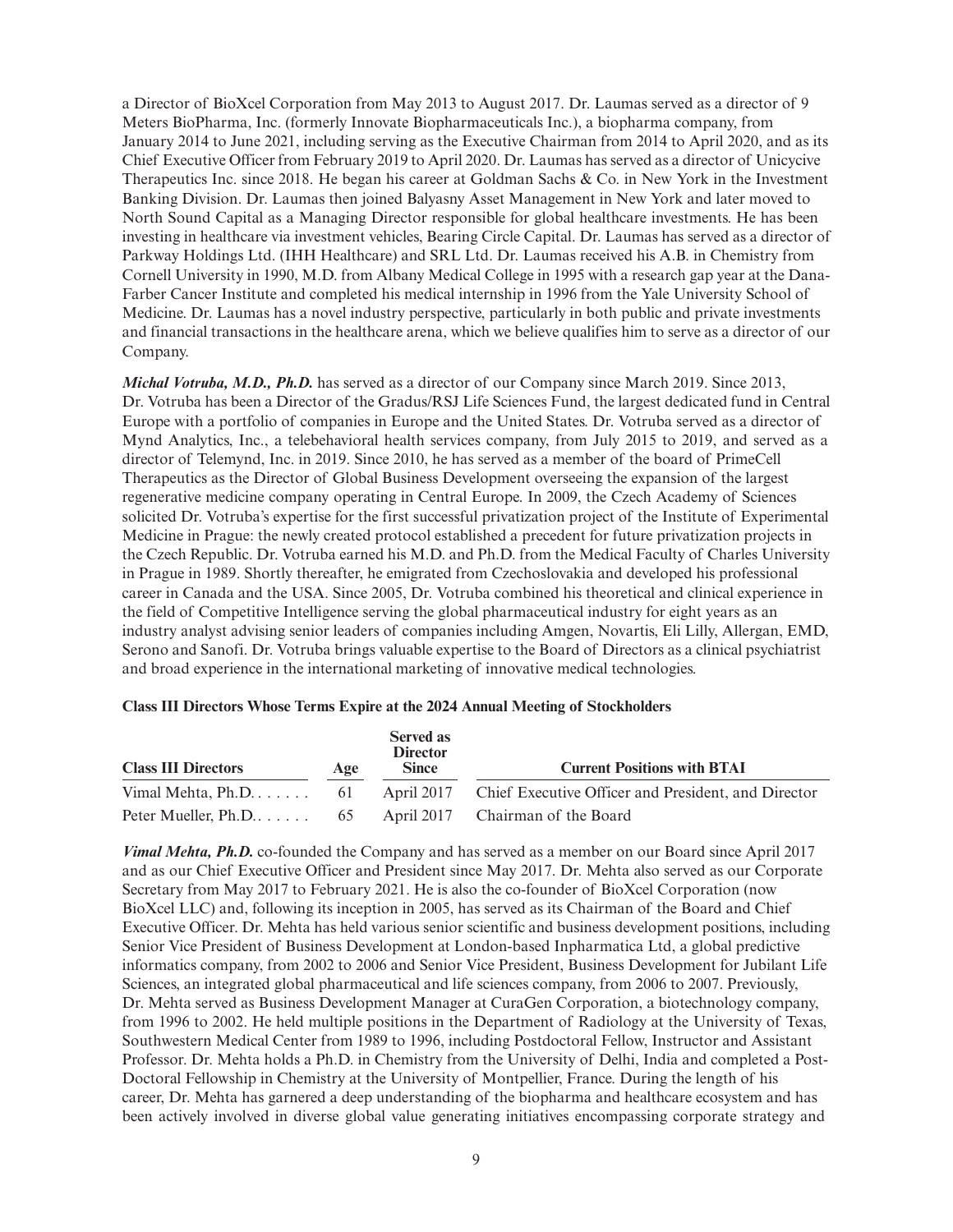a Director of BioXcel Corporation from May 2013 to August 2017. Dr. Laumas served as a director of 9 Meters BioPharma, Inc. (formerly Innovate Biopharmaceuticals Inc.), a biopharma company, from January 2014 to June 2021, including serving as the Executive Chairman from 2014 to April 2020, and as its Chief Executive Officer from February 2019 to April 2020. Dr. Laumas has served as a director of Unicycive Therapeutics Inc. since 2018. He began his career at Goldman Sachs & Co. in New York in the Investment Banking Division. Dr. Laumas then joined Balyasny Asset Management in New York and later moved to North Sound Capital as a Managing Director responsible for global healthcare investments. He has been investing in healthcare via investment vehicles, Bearing Circle Capital. Dr. Laumas has served as a director of Parkway Holdings Ltd. (IHH Healthcare) and SRL Ltd. Dr. Laumas received his A.B. in Chemistry from Cornell University in 1990, M.D. from Albany Medical College in 1995 with a research gap year at the Dana-Farber Cancer Institute and completed his medical internship in 1996 from the Yale University School of Medicine. Dr. Laumas has a novel industry perspective, particularly in both public and private investments and financial transactions in the healthcare arena, which we believe qualifies him to serve as a director of our Company.

***Michal Votruba, M.D., Ph.D.*** has served as a director of our Company since March 2019. Since 2013, Dr. Votruba has been a Director of the Gradus/RSJ Life Sciences Fund, the largest dedicated fund in Central Europe with a portfolio of companies in Europe and the United States. Dr. Votruba served as a director of Mynd Analytics, Inc., a telebehavioral health services company, from July 2015 to 2019, and served as a director of Telemynd, Inc. in 2019. Since 2010, he has served as a member of the board of PrimeCell Therapeutics as the Director of Global Business Development overseeing the expansion of the largest regenerative medicine company operating in Central Europe. In 2009, the Czech Academy of Sciences solicited Dr. Votruba's expertise for the first successful privatization project of the Institute of Experimental Medicine in Prague: the newly created protocol established a precedent for future privatization projects in the Czech Republic. Dr. Votruba earned his M.D. and Ph.D. from the Medical Faculty of Charles University in Prague in 1989. Shortly thereafter, he emigrated from Czechoslovakia and developed his professional career in Canada and the USA. Since 2005, Dr. Votruba combined his theoretical and clinical experience in the field of Competitive Intelligence serving the global pharmaceutical industry for eight years as an industry analyst advising senior leaders of companies including Amgen, Novartis, Eli Lilly, Allergan, EMD, Serono and Sanofi. Dr. Votruba brings valuable expertise to the Board of Directors as a clinical psychiatrist and broad experience in the international marketing of innovative medical technologies.

**Class III Directors Whose Terms Expire at the 2024 Annual Meeting of Stockholders**

| Class III Directors | Age | Served as Director Since | Current Positions with BTAI |
|---|---|---|---|
| Vimal Mehta, Ph.D. | 61 | April 2017 | Chief Executive Officer and President, and Director |
| Peter Mueller, Ph.D. | 65 | April 2017 | Chairman of the Board |

***Vimal Mehta, Ph.D.*** co-founded the Company and has served as a member on our Board since April 2017 and as our Chief Executive Officer and President since May 2017. Dr. Mehta also served as our Corporate Secretary from May 2017 to February 2021. He is also the co-founder of BioXcel Corporation (now BioXcel LLC) and, following its inception in 2005, has served as its Chairman of the Board and Chief Executive Officer. Dr. Mehta has held various senior scientific and business development positions, including Senior Vice President of Business Development at London-based Inpharmatica Ltd, a global predictive informatics company, from 2002 to 2006 and Senior Vice President, Business Development for Jubilant Life Sciences, an integrated global pharmaceutical and life sciences company, from 2006 to 2007. Previously, Dr. Mehta served as Business Development Manager at CuraGen Corporation, a biotechnology company, from 1996 to 2002. He held multiple positions in the Department of Radiology at the University of Texas, Southwestern Medical Center from 1989 to 1996, including Postdoctoral Fellow, Instructor and Assistant Professor. Dr. Mehta holds a Ph.D. in Chemistry from the University of Delhi, India and completed a Post-Doctoral Fellowship in Chemistry at the University of Montpellier, France. During the length of his career, Dr. Mehta has garnered a deep understanding of the biopharma and healthcare ecosystem and has been actively involved in diverse global value generating initiatives encompassing corporate strategy and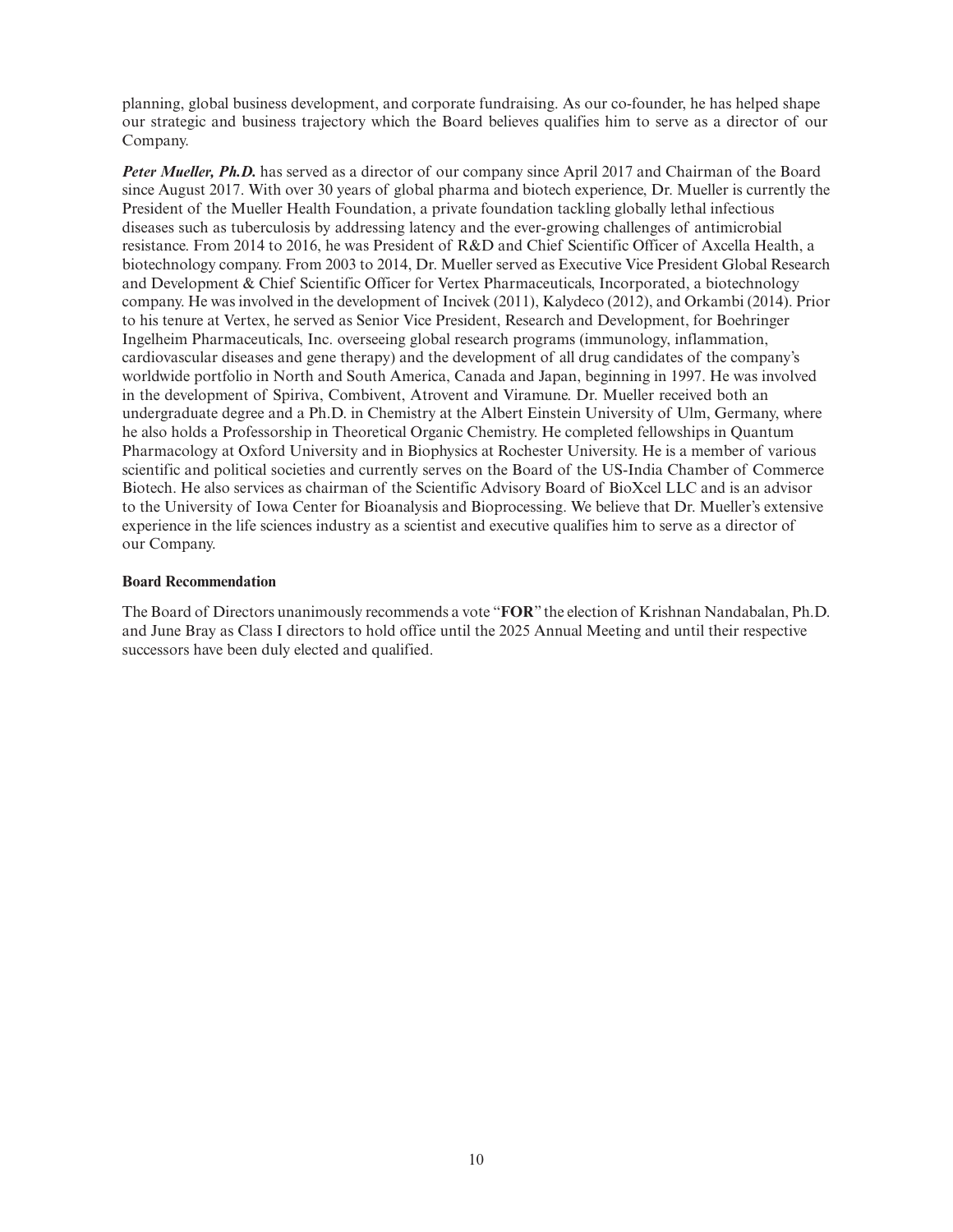planning, global business development, and corporate fundraising. As our co-founder, he has helped shape our strategic and business trajectory which the Board believes qualifies him to serve as a director of our Company.

***Peter Mueller, Ph.D.*** has served as a director of our company since April 2017 and Chairman of the Board since August 2017. With over 30 years of global pharma and biotech experience, Dr. Mueller is currently the President of the Mueller Health Foundation, a private foundation tackling globally lethal infectious diseases such as tuberculosis by addressing latency and the ever-growing challenges of antimicrobial resistance. From 2014 to 2016, he was President of R&D and Chief Scientific Officer of Axcella Health, a biotechnology company. From 2003 to 2014, Dr. Mueller served as Executive Vice President Global Research and Development & Chief Scientific Officer for Vertex Pharmaceuticals, Incorporated, a biotechnology company. He was involved in the development of Incivek (2011), Kalydeco (2012), and Orkambi (2014). Prior to his tenure at Vertex, he served as Senior Vice President, Research and Development, for Boehringer Ingelheim Pharmaceuticals, Inc. overseeing global research programs (immunology, inflammation, cardiovascular diseases and gene therapy) and the development of all drug candidates of the company's worldwide portfolio in North and South America, Canada and Japan, beginning in 1997. He was involved in the development of Spiriva, Combivent, Atrovent and Viramune. Dr. Mueller received both an undergraduate degree and a Ph.D. in Chemistry at the Albert Einstein University of Ulm, Germany, where he also holds a Professorship in Theoretical Organic Chemistry. He completed fellowships in Quantum Pharmacology at Oxford University and in Biophysics at Rochester University. He is a member of various scientific and political societies and currently serves on the Board of the US-India Chamber of Commerce Biotech. He also services as chairman of the Scientific Advisory Board of BioXcel LLC and is an advisor to the University of Iowa Center for Bioanalysis and Bioprocessing. We believe that Dr. Mueller's extensive experience in the life sciences industry as a scientist and executive qualifies him to serve as a director of our Company.

**Board Recommendation**

The Board of Directors unanimously recommends a vote "**FOR**" the election of Krishnan Nandabalan, Ph.D. and June Bray as Class I directors to hold office until the 2025 Annual Meeting and until their respective successors have been duly elected and qualified.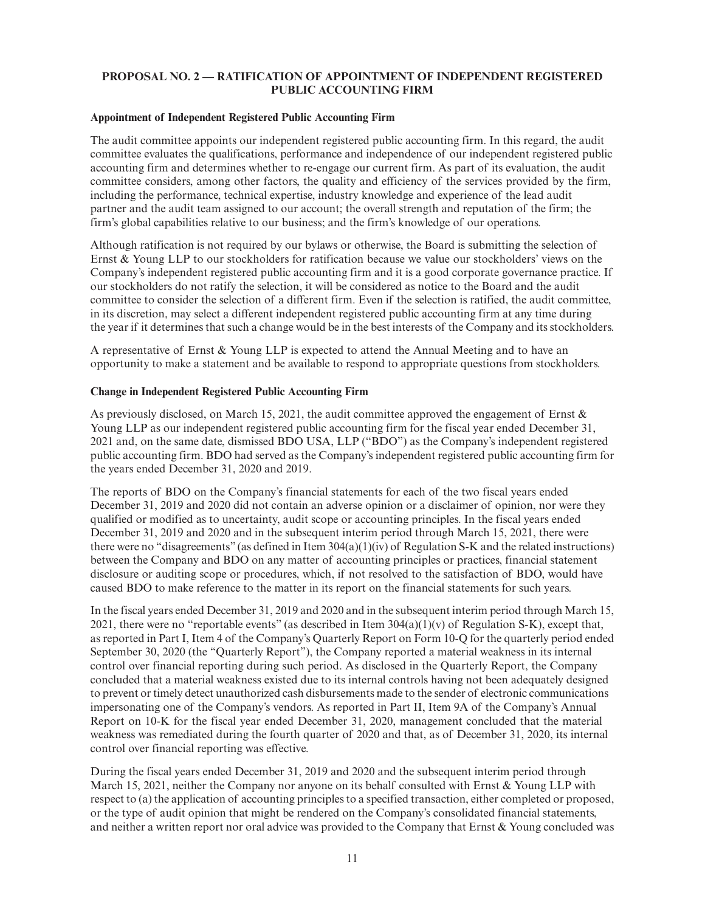## PROPOSAL NO. 2 — RATIFICATION OF APPOINTMENT OF INDEPENDENT REGISTERED PUBLIC ACCOUNTING FIRM

### Appointment of Independent Registered Public Accounting Firm

The audit committee appoints our independent registered public accounting firm. In this regard, the audit committee evaluates the qualifications, performance and independence of our independent registered public accounting firm and determines whether to re-engage our current firm. As part of its evaluation, the audit committee considers, among other factors, the quality and efficiency of the services provided by the firm, including the performance, technical expertise, industry knowledge and experience of the lead audit partner and the audit team assigned to our account; the overall strength and reputation of the firm; the firm's global capabilities relative to our business; and the firm's knowledge of our operations.

Although ratification is not required by our bylaws or otherwise, the Board is submitting the selection of Ernst & Young LLP to our stockholders for ratification because we value our stockholders' views on the Company's independent registered public accounting firm and it is a good corporate governance practice. If our stockholders do not ratify the selection, it will be considered as notice to the Board and the audit committee to consider the selection of a different firm. Even if the selection is ratified, the audit committee, in its discretion, may select a different independent registered public accounting firm at any time during the year if it determines that such a change would be in the best interests of the Company and its stockholders.

A representative of Ernst & Young LLP is expected to attend the Annual Meeting and to have an opportunity to make a statement and be available to respond to appropriate questions from stockholders.

### Change in Independent Registered Public Accounting Firm

As previously disclosed, on March 15, 2021, the audit committee approved the engagement of Ernst & Young LLP as our independent registered public accounting firm for the fiscal year ended December 31, 2021 and, on the same date, dismissed BDO USA, LLP ("BDO") as the Company's independent registered public accounting firm. BDO had served as the Company's independent registered public accounting firm for the years ended December 31, 2020 and 2019.

The reports of BDO on the Company's financial statements for each of the two fiscal years ended December 31, 2019 and 2020 did not contain an adverse opinion or a disclaimer of opinion, nor were they qualified or modified as to uncertainty, audit scope or accounting principles. In the fiscal years ended December 31, 2019 and 2020 and in the subsequent interim period through March 15, 2021, there were there were no "disagreements" (as defined in Item 304(a)(1)(iv) of Regulation S-K and the related instructions) between the Company and BDO on any matter of accounting principles or practices, financial statement disclosure or auditing scope or procedures, which, if not resolved to the satisfaction of BDO, would have caused BDO to make reference to the matter in its report on the financial statements for such years.

In the fiscal years ended December 31, 2019 and 2020 and in the subsequent interim period through March 15, 2021, there were no "reportable events" (as described in Item 304(a)(1)(v) of Regulation S-K), except that, as reported in Part I, Item 4 of the Company's Quarterly Report on Form 10-Q for the quarterly period ended September 30, 2020 (the "Quarterly Report"), the Company reported a material weakness in its internal control over financial reporting during such period. As disclosed in the Quarterly Report, the Company concluded that a material weakness existed due to its internal controls having not been adequately designed to prevent or timely detect unauthorized cash disbursements made to the sender of electronic communications impersonating one of the Company's vendors. As reported in Part II, Item 9A of the Company's Annual Report on 10-K for the fiscal year ended December 31, 2020, management concluded that the material weakness was remediated during the fourth quarter of 2020 and that, as of December 31, 2020, its internal control over financial reporting was effective.

During the fiscal years ended December 31, 2019 and 2020 and the subsequent interim period through March 15, 2021, neither the Company nor anyone on its behalf consulted with Ernst & Young LLP with respect to (a) the application of accounting principles to a specified transaction, either completed or proposed, or the type of audit opinion that might be rendered on the Company's consolidated financial statements, and neither a written report nor oral advice was provided to the Company that Ernst & Young concluded was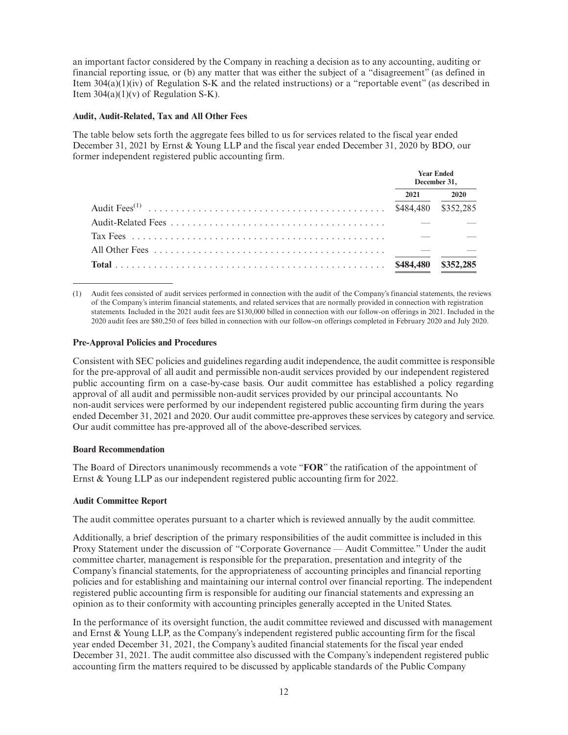an important factor considered by the Company in reaching a decision as to any accounting, auditing or financial reporting issue, or (b) any matter that was either the subject of a "disagreement" (as defined in Item 304(a)(1)(iv) of Regulation S-K and the related instructions) or a "reportable event" (as described in Item 304(a)(1)(v) of Regulation S-K).

**Audit, Audit-Related, Tax and All Other Fees**

The table below sets forth the aggregate fees billed to us for services related to the fiscal year ended December 31, 2021 by Ernst & Young LLP and the fiscal year ended December 31, 2020 by BDO, our former independent registered public accounting firm.

| | Year Ended December 31, | |
|---|---|---|
| | 2021 | 2020 |
| Audit Fees[(1)] | $484,480 | $352,285 |
| Audit-Related Fees | — | — |
| Tax Fees | — | — |
| All Other Fees | — | — |
| **Total** | **$484,480** | **$352,285** |

(1) Audit fees consisted of audit services performed in connection with the audit of the Company's financial statements, the reviews of the Company's interim financial statements, and related services that are normally provided in connection with registration statements. Included in the 2021 audit fees are $130,000 billed in connection with our follow-on offerings in 2021. Included in the 2020 audit fees are $80,250 of fees billed in connection with our follow-on offerings completed in February 2020 and July 2020.

**Pre-Approval Policies and Procedures**

Consistent with SEC policies and guidelines regarding audit independence, the audit committee is responsible for the pre-approval of all audit and permissible non-audit services provided by our independent registered public accounting firm on a case-by-case basis. Our audit committee has established a policy regarding approval of all audit and permissible non-audit services provided by our principal accountants. No non-audit services were performed by our independent registered public accounting firm during the years ended December 31, 2021 and 2020. Our audit committee pre-approves these services by category and service. Our audit committee has pre-approved all of the above-described services.

**Board Recommendation**

The Board of Directors unanimously recommends a vote "**FOR**" the ratification of the appointment of Ernst & Young LLP as our independent registered public accounting firm for 2022.

**Audit Committee Report**

The audit committee operates pursuant to a charter which is reviewed annually by the audit committee.

Additionally, a brief description of the primary responsibilities of the audit committee is included in this Proxy Statement under the discussion of "Corporate Governance — Audit Committee." Under the audit committee charter, management is responsible for the preparation, presentation and integrity of the Company's financial statements, for the appropriateness of accounting principles and financial reporting policies and for establishing and maintaining our internal control over financial reporting. The independent registered public accounting firm is responsible for auditing our financial statements and expressing an opinion as to their conformity with accounting principles generally accepted in the United States.

In the performance of its oversight function, the audit committee reviewed and discussed with management and Ernst & Young LLP, as the Company's independent registered public accounting firm for the fiscal year ended December 31, 2021, the Company's audited financial statements for the fiscal year ended December 31, 2021. The audit committee also discussed with the Company's independent registered public accounting firm the matters required to be discussed by applicable standards of the Public Company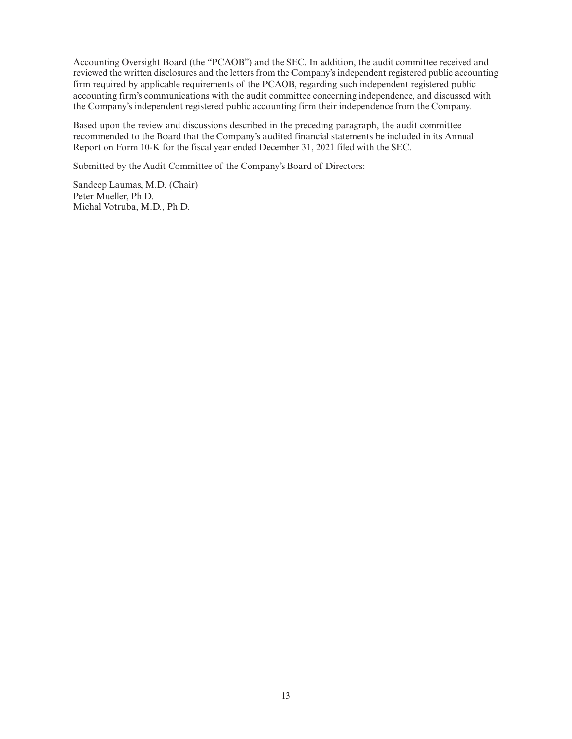Accounting Oversight Board (the "PCAOB") and the SEC. In addition, the audit committee received and reviewed the written disclosures and the letters from the Company's independent registered public accounting firm required by applicable requirements of the PCAOB, regarding such independent registered public accounting firm's communications with the audit committee concerning independence, and discussed with the Company's independent registered public accounting firm their independence from the Company.

Based upon the review and discussions described in the preceding paragraph, the audit committee recommended to the Board that the Company's audited financial statements be included in its Annual Report on Form 10-K for the fiscal year ended December 31, 2021 filed with the SEC.

Submitted by the Audit Committee of the Company's Board of Directors:

Sandeep Laumas, M.D. (Chair)
Peter Mueller, Ph.D.
Michal Votruba, M.D., Ph.D.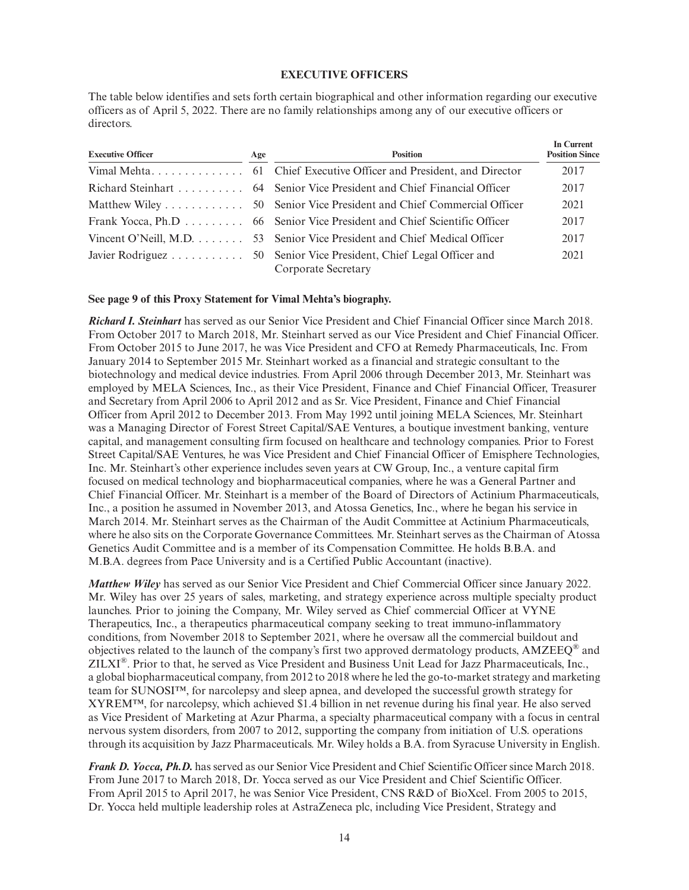## EXECUTIVE OFFICERS

The table below identifies and sets forth certain biographical and other information regarding our executive officers as of April 5, 2022. There are no family relationships among any of our executive officers or directors.

| Executive Officer | Age | Position | In Current Position Since |
|---|---|---|---|
| Vimal Mehta | 61 | Chief Executive Officer and President, and Director | 2017 |
| Richard Steinhart | 64 | Senior Vice President and Chief Financial Officer | 2017 |
| Matthew Wiley | 50 | Senior Vice President and Chief Commercial Officer | 2021 |
| Frank Yocca, Ph.D | 66 | Senior Vice President and Chief Scientific Officer | 2017 |
| Vincent O'Neill, M.D. | 53 | Senior Vice President and Chief Medical Officer | 2017 |
| Javier Rodriguez | 50 | Senior Vice President, Chief Legal Officer and Corporate Secretary | 2021 |

**See page 9 of this Proxy Statement for Vimal Mehta's biography.**

***Richard I. Steinhart*** has served as our Senior Vice President and Chief Financial Officer since March 2018. From October 2017 to March 2018, Mr. Steinhart served as our Vice President and Chief Financial Officer. From October 2015 to June 2017, he was Vice President and CFO at Remedy Pharmaceuticals, Inc. From January 2014 to September 2015 Mr. Steinhart worked as a financial and strategic consultant to the biotechnology and medical device industries. From April 2006 through December 2013, Mr. Steinhart was employed by MELA Sciences, Inc., as their Vice President, Finance and Chief Financial Officer, Treasurer and Secretary from April 2006 to April 2012 and as Sr. Vice President, Finance and Chief Financial Officer from April 2012 to December 2013. From May 1992 until joining MELA Sciences, Mr. Steinhart was a Managing Director of Forest Street Capital/SAE Ventures, a boutique investment banking, venture capital, and management consulting firm focused on healthcare and technology companies. Prior to Forest Street Capital/SAE Ventures, he was Vice President and Chief Financial Officer of Emisphere Technologies, Inc. Mr. Steinhart's other experience includes seven years at CW Group, Inc., a venture capital firm focused on medical technology and biopharmaceutical companies, where he was a General Partner and Chief Financial Officer. Mr. Steinhart is a member of the Board of Directors of Actinium Pharmaceuticals, Inc., a position he assumed in November 2013, and Atossa Genetics, Inc., where he began his service in March 2014. Mr. Steinhart serves as the Chairman of the Audit Committee at Actinium Pharmaceuticals, where he also sits on the Corporate Governance Committees. Mr. Steinhart serves as the Chairman of Atossa Genetics Audit Committee and is a member of its Compensation Committee. He holds B.B.A. and M.B.A. degrees from Pace University and is a Certified Public Accountant (inactive).

***Matthew Wiley*** has served as our Senior Vice President and Chief Commercial Officer since January 2022. Mr. Wiley has over 25 years of sales, marketing, and strategy experience across multiple specialty product launches. Prior to joining the Company, Mr. Wiley served as Chief commercial Officer at VYNE Therapeutics, Inc., a therapeutics pharmaceutical company seeking to treat immuno-inflammatory conditions, from November 2018 to September 2021, where he oversaw all the commercial buildout and objectives related to the launch of the company's first two approved dermatology products, AMZEEQ® and ZILXI®. Prior to that, he served as Vice President and Business Unit Lead for Jazz Pharmaceuticals, Inc., a global biopharmaceutical company, from 2012 to 2018 where he led the go-to-market strategy and marketing team for SUNOSI™, for narcolepsy and sleep apnea, and developed the successful growth strategy for XYREM™, for narcolepsy, which achieved $1.4 billion in net revenue during his final year. He also served as Vice President of Marketing at Azur Pharma, a specialty pharmaceutical company with a focus in central nervous system disorders, from 2007 to 2012, supporting the company from initiation of U.S. operations through its acquisition by Jazz Pharmaceuticals. Mr. Wiley holds a B.A. from Syracuse University in English.

***Frank D. Yocca, Ph.D.*** has served as our Senior Vice President and Chief Scientific Officer since March 2018. From June 2017 to March 2018, Dr. Yocca served as our Vice President and Chief Scientific Officer. From April 2015 to April 2017, he was Senior Vice President, CNS R&D of BioXcel. From 2005 to 2015, Dr. Yocca held multiple leadership roles at AstraZeneca plc, including Vice President, Strategy and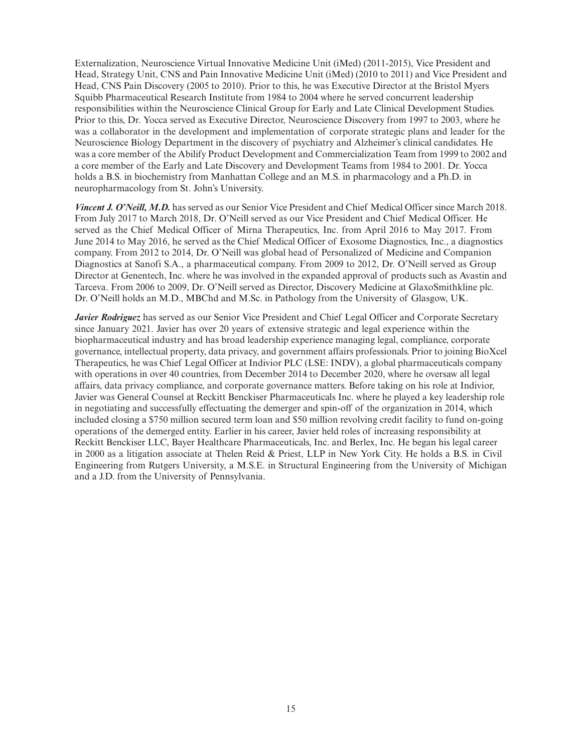Externalization, Neuroscience Virtual Innovative Medicine Unit (iMed) (2011-2015), Vice President and Head, Strategy Unit, CNS and Pain Innovative Medicine Unit (iMed) (2010 to 2011) and Vice President and Head, CNS Pain Discovery (2005 to 2010). Prior to this, he was Executive Director at the Bristol Myers Squibb Pharmaceutical Research Institute from 1984 to 2004 where he served concurrent leadership responsibilities within the Neuroscience Clinical Group for Early and Late Clinical Development Studies. Prior to this, Dr. Yocca served as Executive Director, Neuroscience Discovery from 1997 to 2003, where he was a collaborator in the development and implementation of corporate strategic plans and leader for the Neuroscience Biology Department in the discovery of psychiatry and Alzheimer's clinical candidates. He was a core member of the Abilify Product Development and Commercialization Team from 1999 to 2002 and a core member of the Early and Late Discovery and Development Teams from 1984 to 2001. Dr. Yocca holds a B.S. in biochemistry from Manhattan College and an M.S. in pharmacology and a Ph.D. in neuropharmacology from St. John's University.

***Vincent J. O'Neill, M.D.*** has served as our Senior Vice President and Chief Medical Officer since March 2018. From July 2017 to March 2018, Dr. O'Neill served as our Vice President and Chief Medical Officer. He served as the Chief Medical Officer of Mirna Therapeutics, Inc. from April 2016 to May 2017. From June 2014 to May 2016, he served as the Chief Medical Officer of Exosome Diagnostics, Inc., a diagnostics company. From 2012 to 2014, Dr. O'Neill was global head of Personalized of Medicine and Companion Diagnostics at Sanofi S.A., a pharmaceutical company. From 2009 to 2012, Dr. O'Neill served as Group Director at Genentech, Inc. where he was involved in the expanded approval of products such as Avastin and Tarceva. From 2006 to 2009, Dr. O'Neill served as Director, Discovery Medicine at GlaxoSmithkline plc. Dr. O'Neill holds an M.D., MBChd and M.Sc. in Pathology from the University of Glasgow, UK.

***Javier Rodriguez*** has served as our Senior Vice President and Chief Legal Officer and Corporate Secretary since January 2021. Javier has over 20 years of extensive strategic and legal experience within the biopharmaceutical industry and has broad leadership experience managing legal, compliance, corporate governance, intellectual property, data privacy, and government affairs professionals. Prior to joining BioXcel Therapeutics, he was Chief Legal Officer at Indivior PLC (LSE: INDV), a global pharmaceuticals company with operations in over 40 countries, from December 2014 to December 2020, where he oversaw all legal affairs, data privacy compliance, and corporate governance matters. Before taking on his role at Indivior, Javier was General Counsel at Reckitt Benckiser Pharmaceuticals Inc. where he played a key leadership role in negotiating and successfully effectuating the demerger and spin-off of the organization in 2014, which included closing a $750 million secured term loan and $50 million revolving credit facility to fund on-going operations of the demerged entity. Earlier in his career, Javier held roles of increasing responsibility at Reckitt Benckiser LLC, Bayer Healthcare Pharmaceuticals, Inc. and Berlex, Inc. He began his legal career in 2000 as a litigation associate at Thelen Reid & Priest, LLP in New York City. He holds a B.S. in Civil Engineering from Rutgers University, a M.S.E. in Structural Engineering from the University of Michigan and a J.D. from the University of Pennsylvania.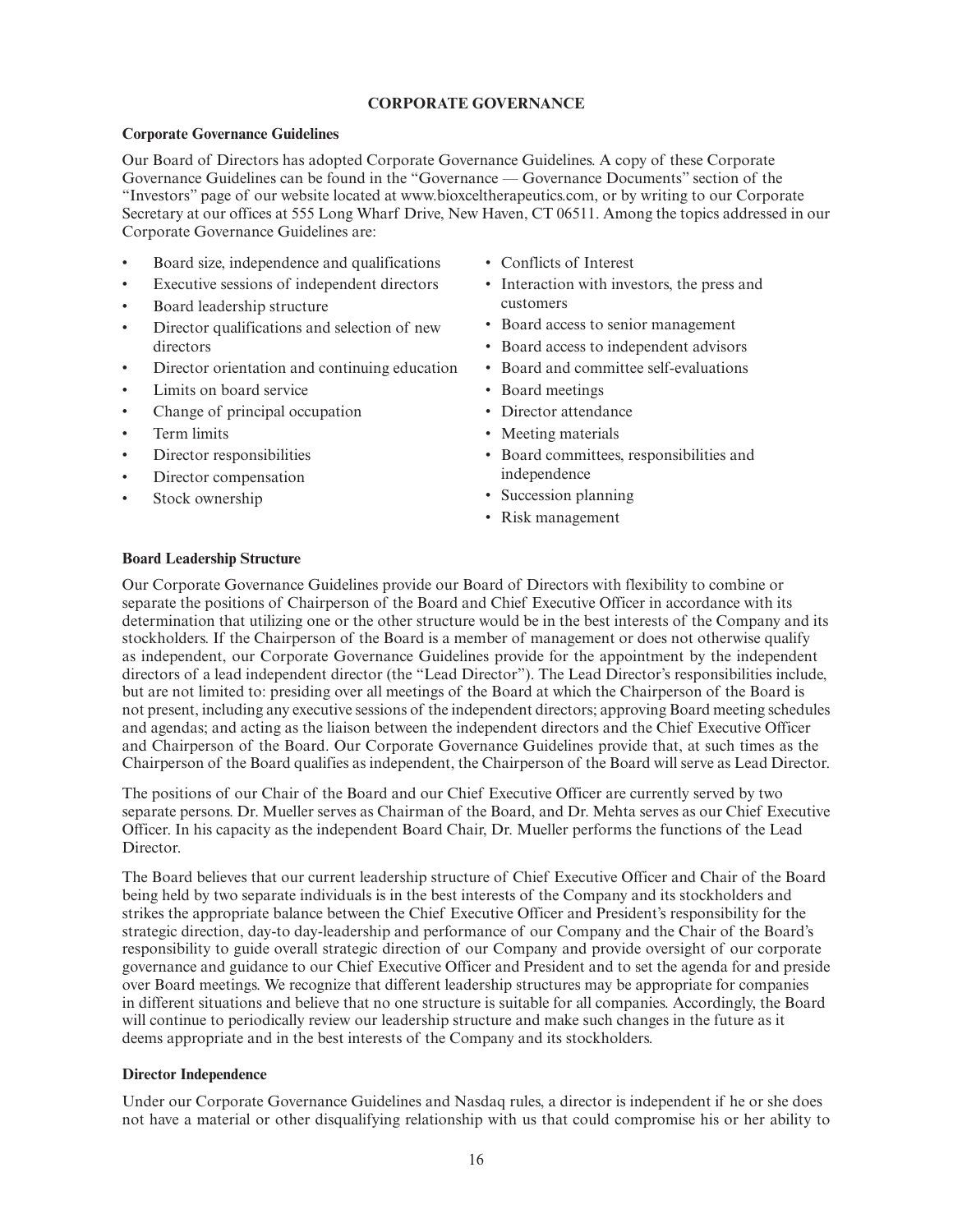## CORPORATE GOVERNANCE

### Corporate Governance Guidelines

Our Board of Directors has adopted Corporate Governance Guidelines. A copy of these Corporate Governance Guidelines can be found in the "Governance — Governance Documents" section of the "Investors" page of our website located at www.bioxceltherapeutics.com, or by writing to our Corporate Secretary at our offices at 555 Long Wharf Drive, New Haven, CT 06511. Among the topics addressed in our Corporate Governance Guidelines are:

- Board size, independence and qualifications
- Executive sessions of independent directors
- Board leadership structure
- Director qualifications and selection of new directors
- Director orientation and continuing education
- Limits on board service
- Change of principal occupation
- Term limits
- Director responsibilities
- Director compensation
- Stock ownership
- Conflicts of Interest
- Interaction with investors, the press and customers
- Board access to senior management
- Board access to independent advisors
- Board and committee self-evaluations
- Board meetings
- Director attendance
- Meeting materials
- Board committees, responsibilities and independence
- Succession planning
- Risk management

### Board Leadership Structure

Our Corporate Governance Guidelines provide our Board of Directors with flexibility to combine or separate the positions of Chairperson of the Board and Chief Executive Officer in accordance with its determination that utilizing one or the other structure would be in the best interests of the Company and its stockholders. If the Chairperson of the Board is a member of management or does not otherwise qualify as independent, our Corporate Governance Guidelines provide for the appointment by the independent directors of a lead independent director (the "Lead Director"). The Lead Director's responsibilities include, but are not limited to: presiding over all meetings of the Board at which the Chairperson of the Board is not present, including any executive sessions of the independent directors; approving Board meeting schedules and agendas; and acting as the liaison between the independent directors and the Chief Executive Officer and Chairperson of the Board. Our Corporate Governance Guidelines provide that, at such times as the Chairperson of the Board qualifies as independent, the Chairperson of the Board will serve as Lead Director.

The positions of our Chair of the Board and our Chief Executive Officer are currently served by two separate persons. Dr. Mueller serves as Chairman of the Board, and Dr. Mehta serves as our Chief Executive Officer. In his capacity as the independent Board Chair, Dr. Mueller performs the functions of the Lead Director.

The Board believes that our current leadership structure of Chief Executive Officer and Chair of the Board being held by two separate individuals is in the best interests of the Company and its stockholders and strikes the appropriate balance between the Chief Executive Officer and President's responsibility for the strategic direction, day-to day-leadership and performance of our Company and the Chair of the Board's responsibility to guide overall strategic direction of our Company and provide oversight of our corporate governance and guidance to our Chief Executive Officer and President and to set the agenda for and preside over Board meetings. We recognize that different leadership structures may be appropriate for companies in different situations and believe that no one structure is suitable for all companies. Accordingly, the Board will continue to periodically review our leadership structure and make such changes in the future as it deems appropriate and in the best interests of the Company and its stockholders.

### Director Independence

Under our Corporate Governance Guidelines and Nasdaq rules, a director is independent if he or she does not have a material or other disqualifying relationship with us that could compromise his or her ability to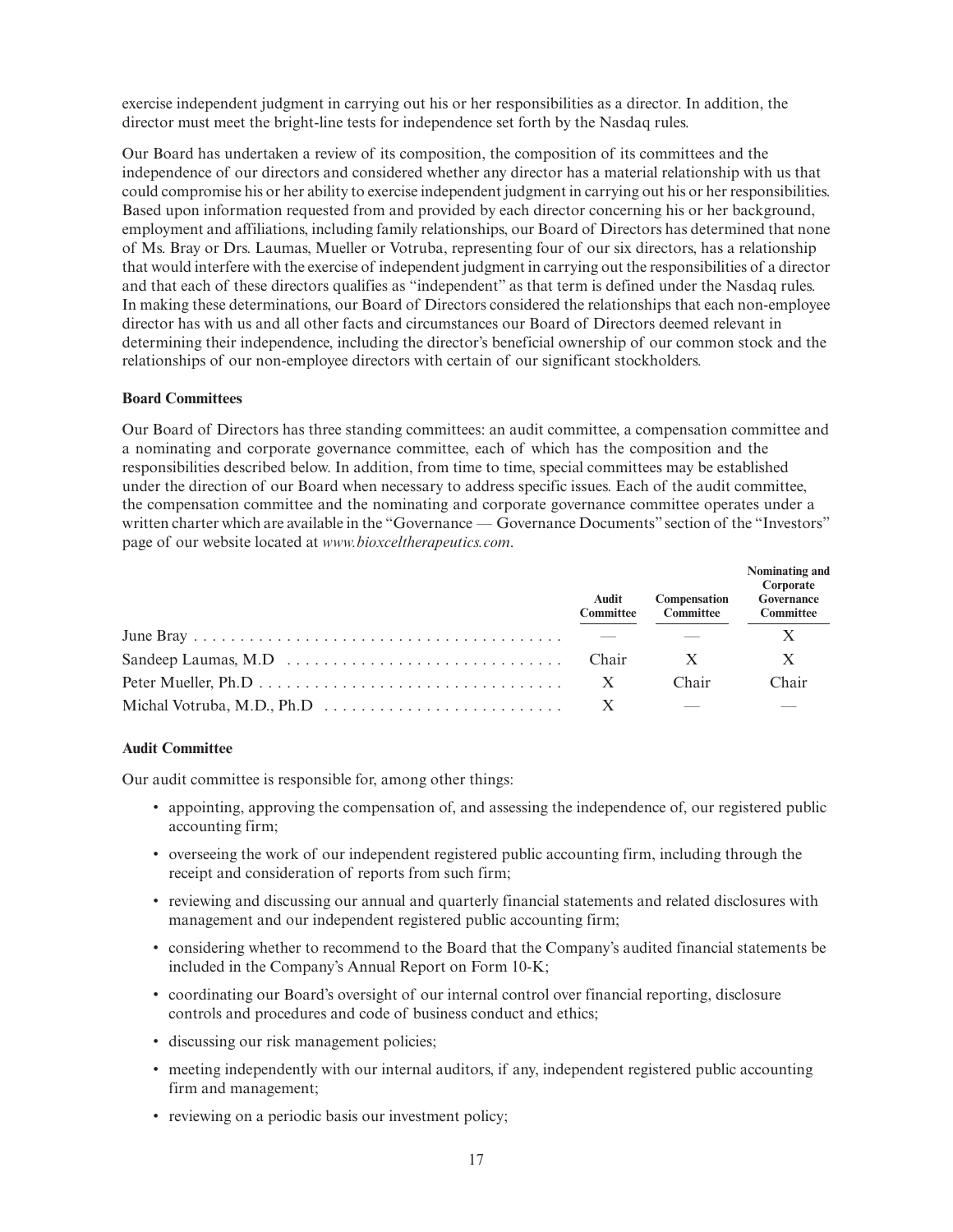exercise independent judgment in carrying out his or her responsibilities as a director. In addition, the director must meet the bright-line tests for independence set forth by the Nasdaq rules.

Our Board has undertaken a review of its composition, the composition of its committees and the independence of our directors and considered whether any director has a material relationship with us that could compromise his or her ability to exercise independent judgment in carrying out his or her responsibilities. Based upon information requested from and provided by each director concerning his or her background, employment and affiliations, including family relationships, our Board of Directors has determined that none of Ms. Bray or Drs. Laumas, Mueller or Votruba, representing four of our six directors, has a relationship that would interfere with the exercise of independent judgment in carrying out the responsibilities of a director and that each of these directors qualifies as "independent" as that term is defined under the Nasdaq rules. In making these determinations, our Board of Directors considered the relationships that each non-employee director has with us and all other facts and circumstances our Board of Directors deemed relevant in determining their independence, including the director's beneficial ownership of our common stock and the relationships of our non-employee directors with certain of our significant stockholders.

**Board Committees**

Our Board of Directors has three standing committees: an audit committee, a compensation committee and a nominating and corporate governance committee, each of which has the composition and the responsibilities described below. In addition, from time to time, special committees may be established under the direction of our Board when necessary to address specific issues. Each of the audit committee, the compensation committee and the nominating and corporate governance committee operates under a written charter which are available in the "Governance — Governance Documents" section of the "Investors" page of our website located at *www.bioxceltherapeutics.com*.

| | Audit Committee | Compensation Committee | Nominating and Corporate Governance Committee |
|---|---|---|---|
| June Bray | — | — | X |
| Sandeep Laumas, M.D | Chair | X | X |
| Peter Mueller, Ph.D | X | Chair | Chair |
| Michal Votruba, M.D., Ph.D | X | — | — |

**Audit Committee**

Our audit committee is responsible for, among other things:

- appointing, approving the compensation of, and assessing the independence of, our registered public accounting firm;
- overseeing the work of our independent registered public accounting firm, including through the receipt and consideration of reports from such firm;
- reviewing and discussing our annual and quarterly financial statements and related disclosures with management and our independent registered public accounting firm;
- considering whether to recommend to the Board that the Company's audited financial statements be included in the Company's Annual Report on Form 10-K;
- coordinating our Board's oversight of our internal control over financial reporting, disclosure controls and procedures and code of business conduct and ethics;
- discussing our risk management policies;
- meeting independently with our internal auditors, if any, independent registered public accounting firm and management;
- reviewing on a periodic basis our investment policy;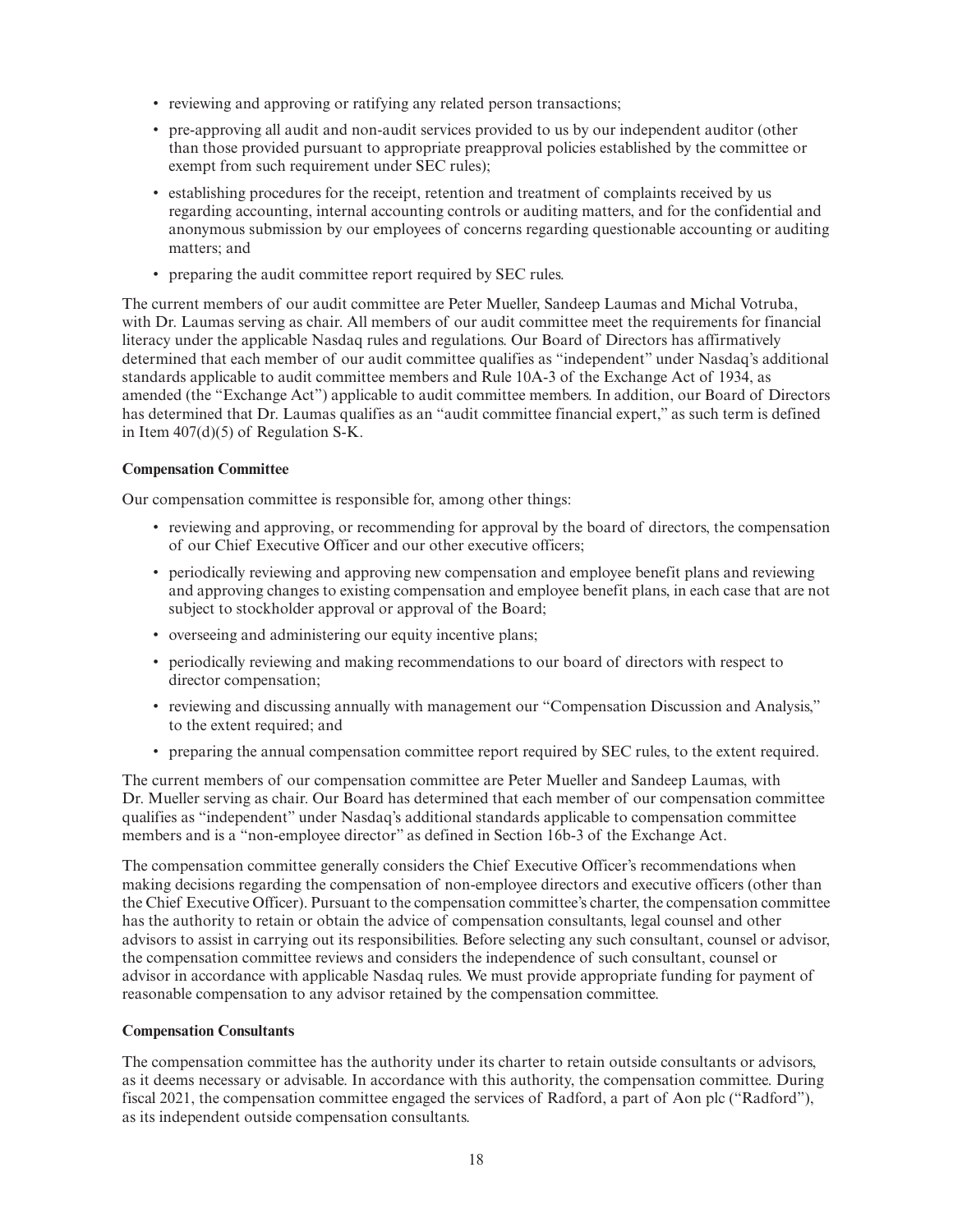- reviewing and approving or ratifying any related person transactions;
- pre-approving all audit and non-audit services provided to us by our independent auditor (other than those provided pursuant to appropriate preapproval policies established by the committee or exempt from such requirement under SEC rules);
- establishing procedures for the receipt, retention and treatment of complaints received by us regarding accounting, internal accounting controls or auditing matters, and for the confidential and anonymous submission by our employees of concerns regarding questionable accounting or auditing matters; and
- preparing the audit committee report required by SEC rules.

The current members of our audit committee are Peter Mueller, Sandeep Laumas and Michal Votruba, with Dr. Laumas serving as chair. All members of our audit committee meet the requirements for financial literacy under the applicable Nasdaq rules and regulations. Our Board of Directors has affirmatively determined that each member of our audit committee qualifies as "independent" under Nasdaq's additional standards applicable to audit committee members and Rule 10A-3 of the Exchange Act of 1934, as amended (the "Exchange Act") applicable to audit committee members. In addition, our Board of Directors has determined that Dr. Laumas qualifies as an "audit committee financial expert," as such term is defined in Item 407(d)(5) of Regulation S-K.

**Compensation Committee**

Our compensation committee is responsible for, among other things:

- reviewing and approving, or recommending for approval by the board of directors, the compensation of our Chief Executive Officer and our other executive officers;
- periodically reviewing and approving new compensation and employee benefit plans and reviewing and approving changes to existing compensation and employee benefit plans, in each case that are not subject to stockholder approval or approval of the Board;
- overseeing and administering our equity incentive plans;
- periodically reviewing and making recommendations to our board of directors with respect to director compensation;
- reviewing and discussing annually with management our "Compensation Discussion and Analysis," to the extent required; and
- preparing the annual compensation committee report required by SEC rules, to the extent required.

The current members of our compensation committee are Peter Mueller and Sandeep Laumas, with Dr. Mueller serving as chair. Our Board has determined that each member of our compensation committee qualifies as "independent" under Nasdaq's additional standards applicable to compensation committee members and is a "non-employee director" as defined in Section 16b-3 of the Exchange Act.

The compensation committee generally considers the Chief Executive Officer's recommendations when making decisions regarding the compensation of non-employee directors and executive officers (other than the Chief Executive Officer). Pursuant to the compensation committee's charter, the compensation committee has the authority to retain or obtain the advice of compensation consultants, legal counsel and other advisors to assist in carrying out its responsibilities. Before selecting any such consultant, counsel or advisor, the compensation committee reviews and considers the independence of such consultant, counsel or advisor in accordance with applicable Nasdaq rules. We must provide appropriate funding for payment of reasonable compensation to any advisor retained by the compensation committee.

**Compensation Consultants**

The compensation committee has the authority under its charter to retain outside consultants or advisors, as it deems necessary or advisable. In accordance with this authority, the compensation committee. During fiscal 2021, the compensation committee engaged the services of Radford, a part of Aon plc ("Radford"), as its independent outside compensation consultants.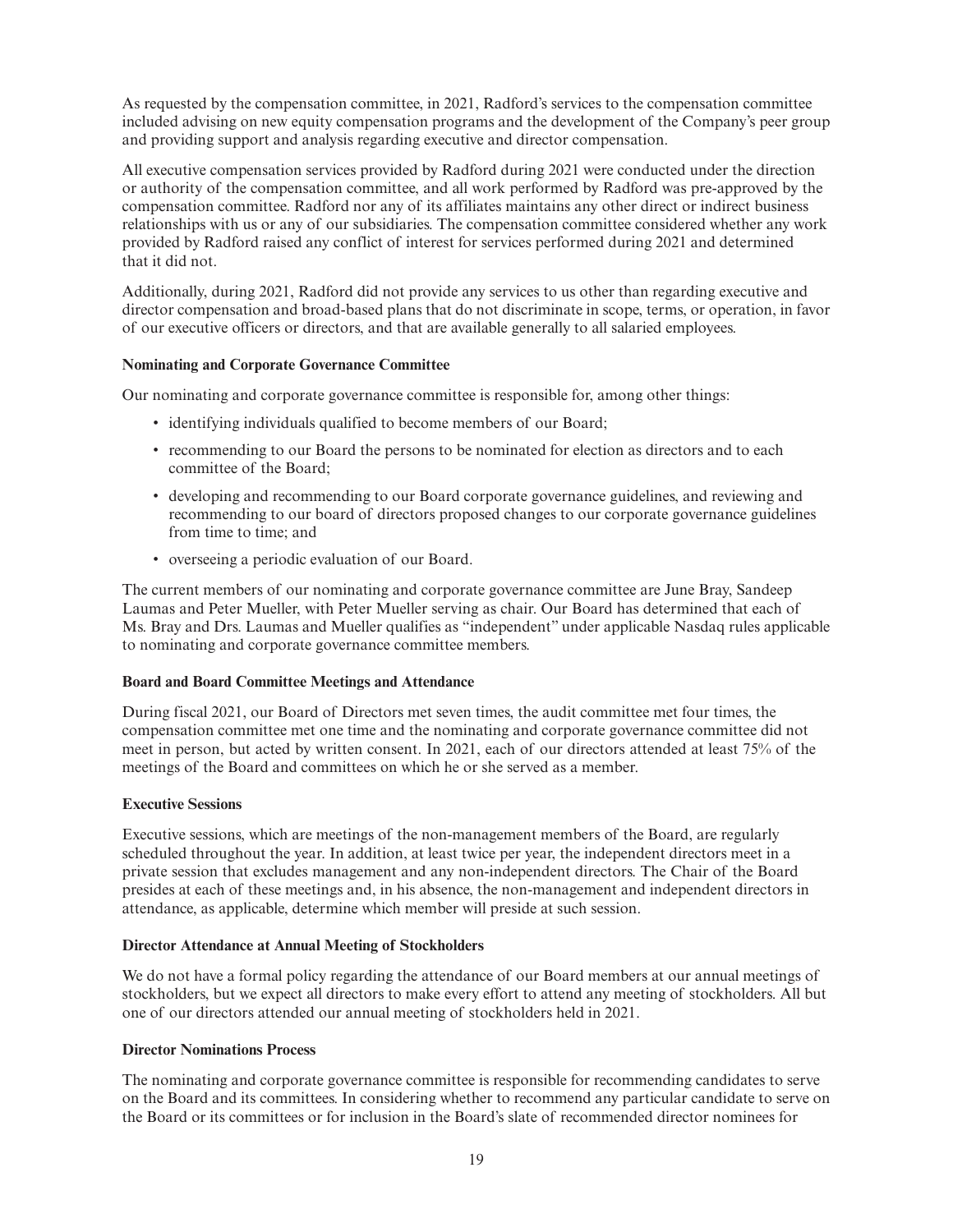As requested by the compensation committee, in 2021, Radford's services to the compensation committee included advising on new equity compensation programs and the development of the Company's peer group and providing support and analysis regarding executive and director compensation.

All executive compensation services provided by Radford during 2021 were conducted under the direction or authority of the compensation committee, and all work performed by Radford was pre-approved by the compensation committee. Radford nor any of its affiliates maintains any other direct or indirect business relationships with us or any of our subsidiaries. The compensation committee considered whether any work provided by Radford raised any conflict of interest for services performed during 2021 and determined that it did not.

Additionally, during 2021, Radford did not provide any services to us other than regarding executive and director compensation and broad-based plans that do not discriminate in scope, terms, or operation, in favor of our executive officers or directors, and that are available generally to all salaried employees.

### Nominating and Corporate Governance Committee

Our nominating and corporate governance committee is responsible for, among other things:

- identifying individuals qualified to become members of our Board;
- recommending to our Board the persons to be nominated for election as directors and to each committee of the Board;
- developing and recommending to our Board corporate governance guidelines, and reviewing and recommending to our board of directors proposed changes to our corporate governance guidelines from time to time; and
- overseeing a periodic evaluation of our Board.

The current members of our nominating and corporate governance committee are June Bray, Sandeep Laumas and Peter Mueller, with Peter Mueller serving as chair. Our Board has determined that each of Ms. Bray and Drs. Laumas and Mueller qualifies as "independent" under applicable Nasdaq rules applicable to nominating and corporate governance committee members.

### Board and Board Committee Meetings and Attendance

During fiscal 2021, our Board of Directors met seven times, the audit committee met four times, the compensation committee met one time and the nominating and corporate governance committee did not meet in person, but acted by written consent. In 2021, each of our directors attended at least 75% of the meetings of the Board and committees on which he or she served as a member.

### Executive Sessions

Executive sessions, which are meetings of the non-management members of the Board, are regularly scheduled throughout the year. In addition, at least twice per year, the independent directors meet in a private session that excludes management and any non-independent directors. The Chair of the Board presides at each of these meetings and, in his absence, the non-management and independent directors in attendance, as applicable, determine which member will preside at such session.

### Director Attendance at Annual Meeting of Stockholders

We do not have a formal policy regarding the attendance of our Board members at our annual meetings of stockholders, but we expect all directors to make every effort to attend any meeting of stockholders. All but one of our directors attended our annual meeting of stockholders held in 2021.

### Director Nominations Process

The nominating and corporate governance committee is responsible for recommending candidates to serve on the Board and its committees. In considering whether to recommend any particular candidate to serve on the Board or its committees or for inclusion in the Board's slate of recommended director nominees for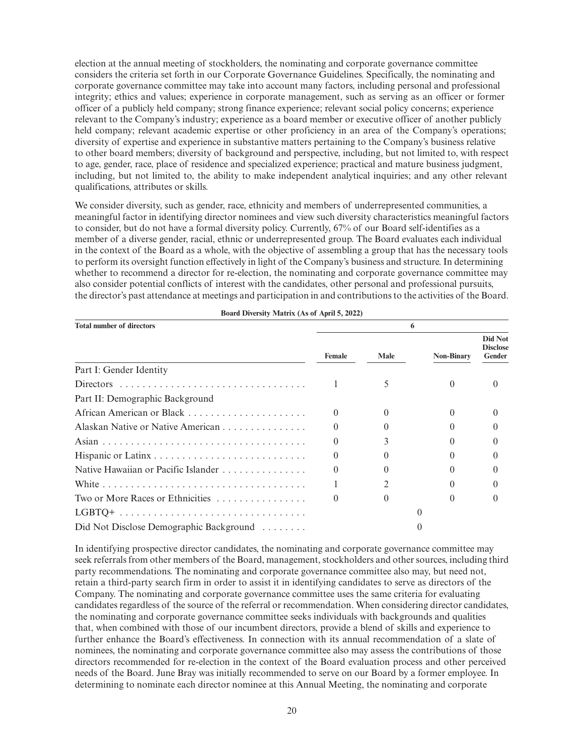election at the annual meeting of stockholders, the nominating and corporate governance committee considers the criteria set forth in our Corporate Governance Guidelines. Specifically, the nominating and corporate governance committee may take into account many factors, including personal and professional integrity; ethics and values; experience in corporate management, such as serving as an officer or former officer of a publicly held company; strong finance experience; relevant social policy concerns; experience relevant to the Company's industry; experience as a board member or executive officer of another publicly held company; relevant academic expertise or other proficiency in an area of the Company's operations; diversity of expertise and experience in substantive matters pertaining to the Company's business relative to other board members; diversity of background and perspective, including, but not limited to, with respect to age, gender, race, place of residence and specialized experience; practical and mature business judgment, including, but not limited to, the ability to make independent analytical inquiries; and any other relevant qualifications, attributes or skills.

We consider diversity, such as gender, race, ethnicity and members of underrepresented communities, a meaningful factor in identifying director nominees and view such diversity characteristics meaningful factors to consider, but do not have a formal diversity policy. Currently, 67% of our Board self-identifies as a member of a diverse gender, racial, ethnic or underrepresented group. The Board evaluates each individual in the context of the Board as a whole, with the objective of assembling a group that has the necessary tools to perform its oversight function effectively in light of the Company's business and structure. In determining whether to recommend a director for re-election, the nominating and corporate governance committee may also consider potential conflicts of interest with the candidates, other personal and professional pursuits, the director's past attendance at meetings and participation in and contributions to the activities of the Board.

**Board Diversity Matrix (As of April 5, 2022)**

| **Total number of directors** | | 6 | | |
|---|---|---|---|---|
| | **Female** | **Male** | **Non-Binary** | **Did Not Disclose Gender** |
| Part I: Gender Identity | | | | |
| Directors | 1 | 5 | 0 | 0 |
| Part II: Demographic Background | | | | |
| African American or Black | 0 | 0 | 0 | 0 |
| Alaskan Native or Native American | 0 | 0 | 0 | 0 |
| Asian | 0 | 3 | 0 | 0 |
| Hispanic or Latinx | 0 | 0 | 0 | 0 |
| Native Hawaiian or Pacific Islander | 0 | 0 | 0 | 0 |
| White | 1 | 2 | 0 | 0 |
| Two or More Races or Ethnicities | 0 | 0 | 0 | 0 |
| LGBTQ+ | | 0 | | |
| Did Not Disclose Demographic Background | | 0 | | |

In identifying prospective director candidates, the nominating and corporate governance committee may seek referrals from other members of the Board, management, stockholders and other sources, including third party recommendations. The nominating and corporate governance committee also may, but need not, retain a third-party search firm in order to assist it in identifying candidates to serve as directors of the Company. The nominating and corporate governance committee uses the same criteria for evaluating candidates regardless of the source of the referral or recommendation. When considering director candidates, the nominating and corporate governance committee seeks individuals with backgrounds and qualities that, when combined with those of our incumbent directors, provide a blend of skills and experience to further enhance the Board's effectiveness. In connection with its annual recommendation of a slate of nominees, the nominating and corporate governance committee also may assess the contributions of those directors recommended for re-election in the context of the Board evaluation process and other perceived needs of the Board. June Bray was initially recommended to serve on our Board by a former employee. In determining to nominate each director nominee at this Annual Meeting, the nominating and corporate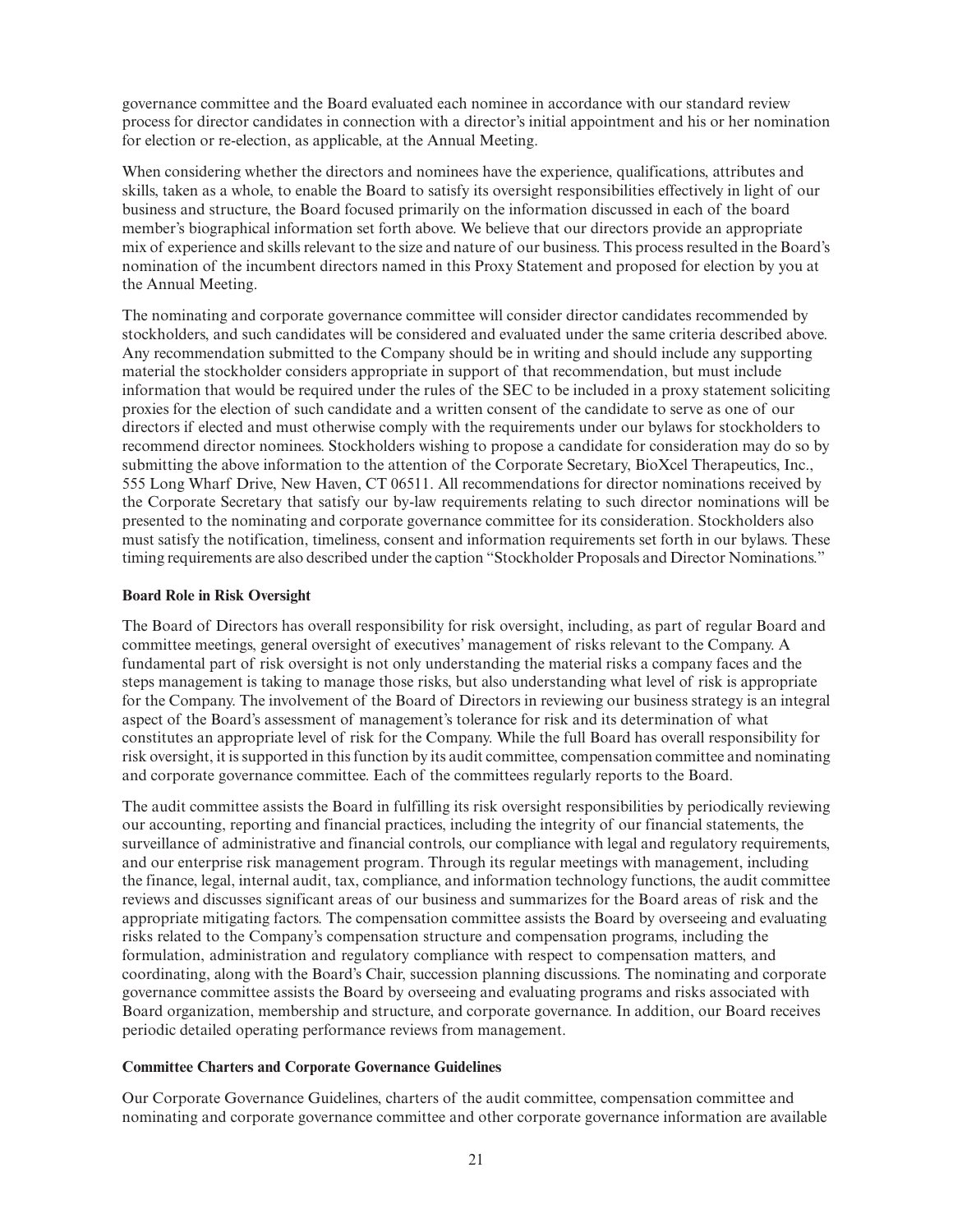governance committee and the Board evaluated each nominee in accordance with our standard review process for director candidates in connection with a director's initial appointment and his or her nomination for election or re-election, as applicable, at the Annual Meeting.

When considering whether the directors and nominees have the experience, qualifications, attributes and skills, taken as a whole, to enable the Board to satisfy its oversight responsibilities effectively in light of our business and structure, the Board focused primarily on the information discussed in each of the board member's biographical information set forth above. We believe that our directors provide an appropriate mix of experience and skills relevant to the size and nature of our business. This process resulted in the Board's nomination of the incumbent directors named in this Proxy Statement and proposed for election by you at the Annual Meeting.

The nominating and corporate governance committee will consider director candidates recommended by stockholders, and such candidates will be considered and evaluated under the same criteria described above. Any recommendation submitted to the Company should be in writing and should include any supporting material the stockholder considers appropriate in support of that recommendation, but must include information that would be required under the rules of the SEC to be included in a proxy statement soliciting proxies for the election of such candidate and a written consent of the candidate to serve as one of our directors if elected and must otherwise comply with the requirements under our bylaws for stockholders to recommend director nominees. Stockholders wishing to propose a candidate for consideration may do so by submitting the above information to the attention of the Corporate Secretary, BioXcel Therapeutics, Inc., 555 Long Wharf Drive, New Haven, CT 06511. All recommendations for director nominations received by the Corporate Secretary that satisfy our by-law requirements relating to such director nominations will be presented to the nominating and corporate governance committee for its consideration. Stockholders also must satisfy the notification, timeliness, consent and information requirements set forth in our bylaws. These timing requirements are also described under the caption "Stockholder Proposals and Director Nominations."

**Board Role in Risk Oversight**

The Board of Directors has overall responsibility for risk oversight, including, as part of regular Board and committee meetings, general oversight of executives' management of risks relevant to the Company. A fundamental part of risk oversight is not only understanding the material risks a company faces and the steps management is taking to manage those risks, but also understanding what level of risk is appropriate for the Company. The involvement of the Board of Directors in reviewing our business strategy is an integral aspect of the Board's assessment of management's tolerance for risk and its determination of what constitutes an appropriate level of risk for the Company. While the full Board has overall responsibility for risk oversight, it is supported in this function by its audit committee, compensation committee and nominating and corporate governance committee. Each of the committees regularly reports to the Board.

The audit committee assists the Board in fulfilling its risk oversight responsibilities by periodically reviewing our accounting, reporting and financial practices, including the integrity of our financial statements, the surveillance of administrative and financial controls, our compliance with legal and regulatory requirements, and our enterprise risk management program. Through its regular meetings with management, including the finance, legal, internal audit, tax, compliance, and information technology functions, the audit committee reviews and discusses significant areas of our business and summarizes for the Board areas of risk and the appropriate mitigating factors. The compensation committee assists the Board by overseeing and evaluating risks related to the Company's compensation structure and compensation programs, including the formulation, administration and regulatory compliance with respect to compensation matters, and coordinating, along with the Board's Chair, succession planning discussions. The nominating and corporate governance committee assists the Board by overseeing and evaluating programs and risks associated with Board organization, membership and structure, and corporate governance. In addition, our Board receives periodic detailed operating performance reviews from management.

**Committee Charters and Corporate Governance Guidelines**

Our Corporate Governance Guidelines, charters of the audit committee, compensation committee and nominating and corporate governance committee and other corporate governance information are available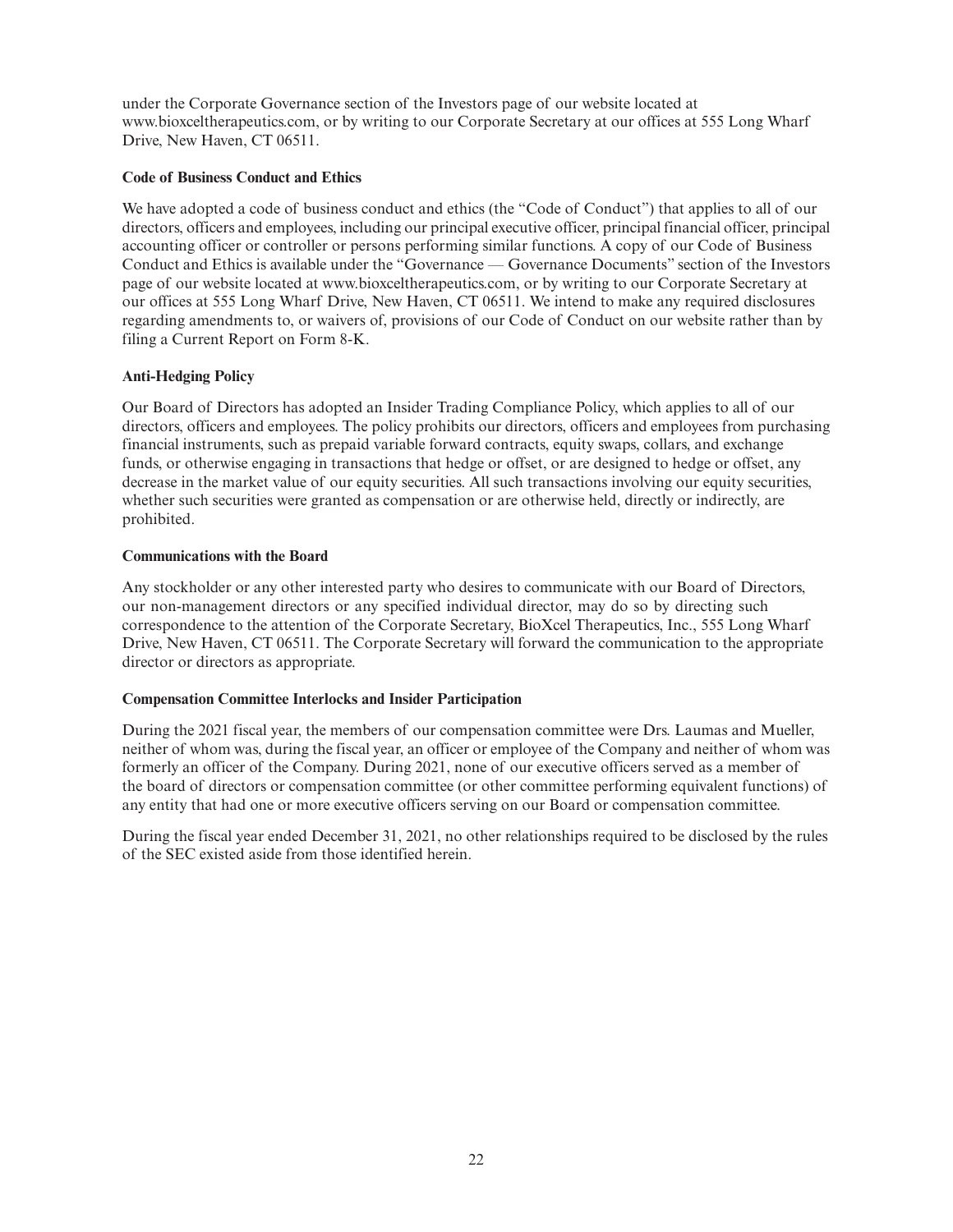under the Corporate Governance section of the Investors page of our website located at www.bioxceltherapeutics.com, or by writing to our Corporate Secretary at our offices at 555 Long Wharf Drive, New Haven, CT 06511.

**Code of Business Conduct and Ethics**

We have adopted a code of business conduct and ethics (the "Code of Conduct") that applies to all of our directors, officers and employees, including our principal executive officer, principal financial officer, principal accounting officer or controller or persons performing similar functions. A copy of our Code of Business Conduct and Ethics is available under the "Governance — Governance Documents" section of the Investors page of our website located at www.bioxceltherapeutics.com, or by writing to our Corporate Secretary at our offices at 555 Long Wharf Drive, New Haven, CT 06511. We intend to make any required disclosures regarding amendments to, or waivers of, provisions of our Code of Conduct on our website rather than by filing a Current Report on Form 8-K.

**Anti-Hedging Policy**

Our Board of Directors has adopted an Insider Trading Compliance Policy, which applies to all of our directors, officers and employees. The policy prohibits our directors, officers and employees from purchasing financial instruments, such as prepaid variable forward contracts, equity swaps, collars, and exchange funds, or otherwise engaging in transactions that hedge or offset, or are designed to hedge or offset, any decrease in the market value of our equity securities. All such transactions involving our equity securities, whether such securities were granted as compensation or are otherwise held, directly or indirectly, are prohibited.

**Communications with the Board**

Any stockholder or any other interested party who desires to communicate with our Board of Directors, our non-management directors or any specified individual director, may do so by directing such correspondence to the attention of the Corporate Secretary, BioXcel Therapeutics, Inc., 555 Long Wharf Drive, New Haven, CT 06511. The Corporate Secretary will forward the communication to the appropriate director or directors as appropriate.

**Compensation Committee Interlocks and Insider Participation**

During the 2021 fiscal year, the members of our compensation committee were Drs. Laumas and Mueller, neither of whom was, during the fiscal year, an officer or employee of the Company and neither of whom was formerly an officer of the Company. During 2021, none of our executive officers served as a member of the board of directors or compensation committee (or other committee performing equivalent functions) of any entity that had one or more executive officers serving on our Board or compensation committee.

During the fiscal year ended December 31, 2021, no other relationships required to be disclosed by the rules of the SEC existed aside from those identified herein.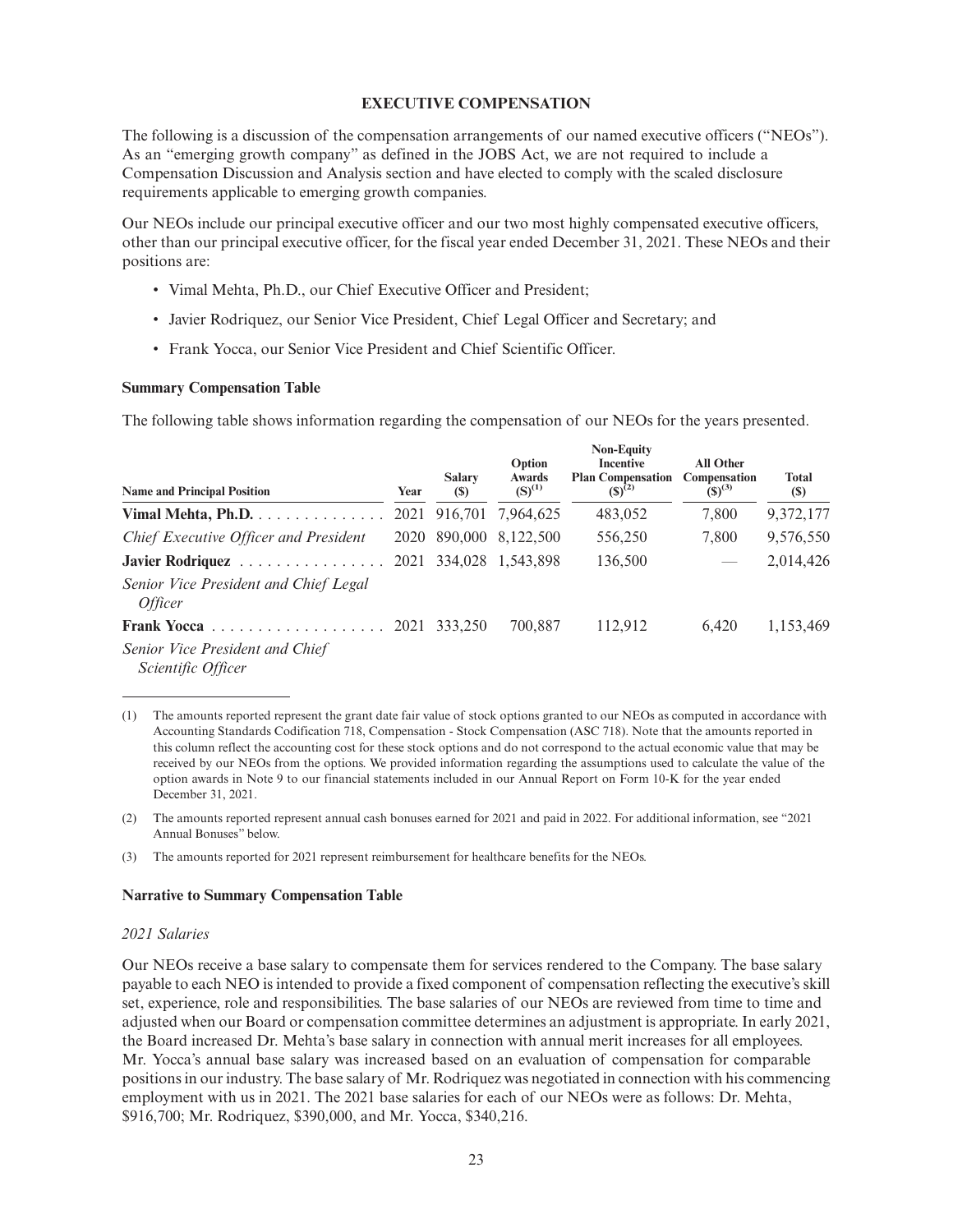## EXECUTIVE COMPENSATION

The following is a discussion of the compensation arrangements of our named executive officers ("NEOs"). As an "emerging growth company" as defined in the JOBS Act, we are not required to include a Compensation Discussion and Analysis section and have elected to comply with the scaled disclosure requirements applicable to emerging growth companies.

Our NEOs include our principal executive officer and our two most highly compensated executive officers, other than our principal executive officer, for the fiscal year ended December 31, 2021. These NEOs and their positions are:

- Vimal Mehta, Ph.D., our Chief Executive Officer and President;
- Javier Rodriquez, our Senior Vice President, Chief Legal Officer and Secretary; and
- Frank Yocca, our Senior Vice President and Chief Scientific Officer.

### Summary Compensation Table

The following table shows information regarding the compensation of our NEOs for the years presented.

| Name and Principal Position | Year | Salary ($) | Option Awards ($)(1) | Non-Equity Incentive Plan Compensation ($)(2) | All Other Compensation ($)(3) | Total ($) |
|---|---|---|---|---|---|---|
| **Vimal Mehta, Ph.D.** | 2021 | 916,701 | 7,964,625 | 483,052 | 7,800 | 9,372,177 |
| *Chief Executive Officer and President* | 2020 | 890,000 | 8,122,500 | 556,250 | 7,800 | 9,576,550 |
| **Javier Rodriquez** | 2021 | 334,028 | 1,543,898 | 136,500 | — | 2,014,426 |
| *Senior Vice President and Chief Legal Officer* | | | | | | |
| **Frank Yocca** | 2021 | 333,250 | 700,887 | 112,912 | 6,420 | 1,153,469 |
| *Senior Vice President and Chief Scientific Officer* | | | | | | |

(1) The amounts reported represent the grant date fair value of stock options granted to our NEOs as computed in accordance with Accounting Standards Codification 718, Compensation - Stock Compensation (ASC 718). Note that the amounts reported in this column reflect the accounting cost for these stock options and do not correspond to the actual economic value that may be received by our NEOs from the options. We provided information regarding the assumptions used to calculate the value of the option awards in Note 9 to our financial statements included in our Annual Report on Form 10-K for the year ended December 31, 2021.

(2) The amounts reported represent annual cash bonuses earned for 2021 and paid in 2022. For additional information, see "2021 Annual Bonuses" below.

(3) The amounts reported for 2021 represent reimbursement for healthcare benefits for the NEOs.

### Narrative to Summary Compensation Table

*2021 Salaries*

Our NEOs receive a base salary to compensate them for services rendered to the Company. The base salary payable to each NEO is intended to provide a fixed component of compensation reflecting the executive's skill set, experience, role and responsibilities. The base salaries of our NEOs are reviewed from time to time and adjusted when our Board or compensation committee determines an adjustment is appropriate. In early 2021, the Board increased Dr. Mehta's base salary in connection with annual merit increases for all employees. Mr. Yocca's annual base salary was increased based on an evaluation of compensation for comparable positions in our industry. The base salary of Mr. Rodriquez was negotiated in connection with his commencing employment with us in 2021. The 2021 base salaries for each of our NEOs were as follows: Dr. Mehta, $916,700; Mr. Rodriquez, $390,000, and Mr. Yocca, $340,216.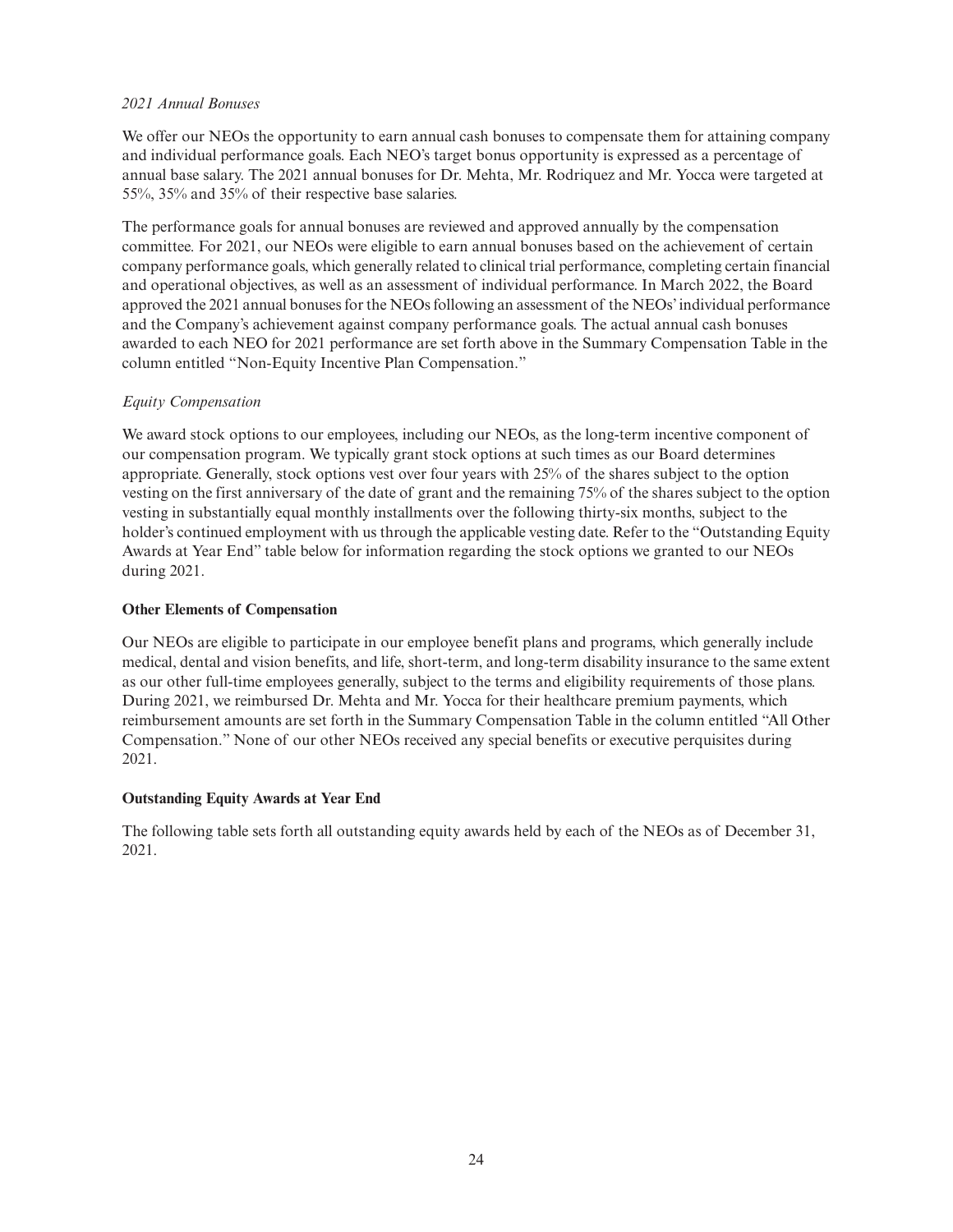*2021 Annual Bonuses*

We offer our NEOs the opportunity to earn annual cash bonuses to compensate them for attaining company and individual performance goals. Each NEO's target bonus opportunity is expressed as a percentage of annual base salary. The 2021 annual bonuses for Dr. Mehta, Mr. Rodriquez and Mr. Yocca were targeted at 55%, 35% and 35% of their respective base salaries.

The performance goals for annual bonuses are reviewed and approved annually by the compensation committee. For 2021, our NEOs were eligible to earn annual bonuses based on the achievement of certain company performance goals, which generally related to clinical trial performance, completing certain financial and operational objectives, as well as an assessment of individual performance. In March 2022, the Board approved the 2021 annual bonuses for the NEOs following an assessment of the NEOs' individual performance and the Company's achievement against company performance goals. The actual annual cash bonuses awarded to each NEO for 2021 performance are set forth above in the Summary Compensation Table in the column entitled "Non-Equity Incentive Plan Compensation."

*Equity Compensation*

We award stock options to our employees, including our NEOs, as the long-term incentive component of our compensation program. We typically grant stock options at such times as our Board determines appropriate. Generally, stock options vest over four years with 25% of the shares subject to the option vesting on the first anniversary of the date of grant and the remaining 75% of the shares subject to the option vesting in substantially equal monthly installments over the following thirty-six months, subject to the holder's continued employment with us through the applicable vesting date. Refer to the "Outstanding Equity Awards at Year End" table below for information regarding the stock options we granted to our NEOs during 2021.

**Other Elements of Compensation**

Our NEOs are eligible to participate in our employee benefit plans and programs, which generally include medical, dental and vision benefits, and life, short-term, and long-term disability insurance to the same extent as our other full-time employees generally, subject to the terms and eligibility requirements of those plans. During 2021, we reimbursed Dr. Mehta and Mr. Yocca for their healthcare premium payments, which reimbursement amounts are set forth in the Summary Compensation Table in the column entitled "All Other Compensation." None of our other NEOs received any special benefits or executive perquisites during 2021.

**Outstanding Equity Awards at Year End**

The following table sets forth all outstanding equity awards held by each of the NEOs as of December 31, 2021.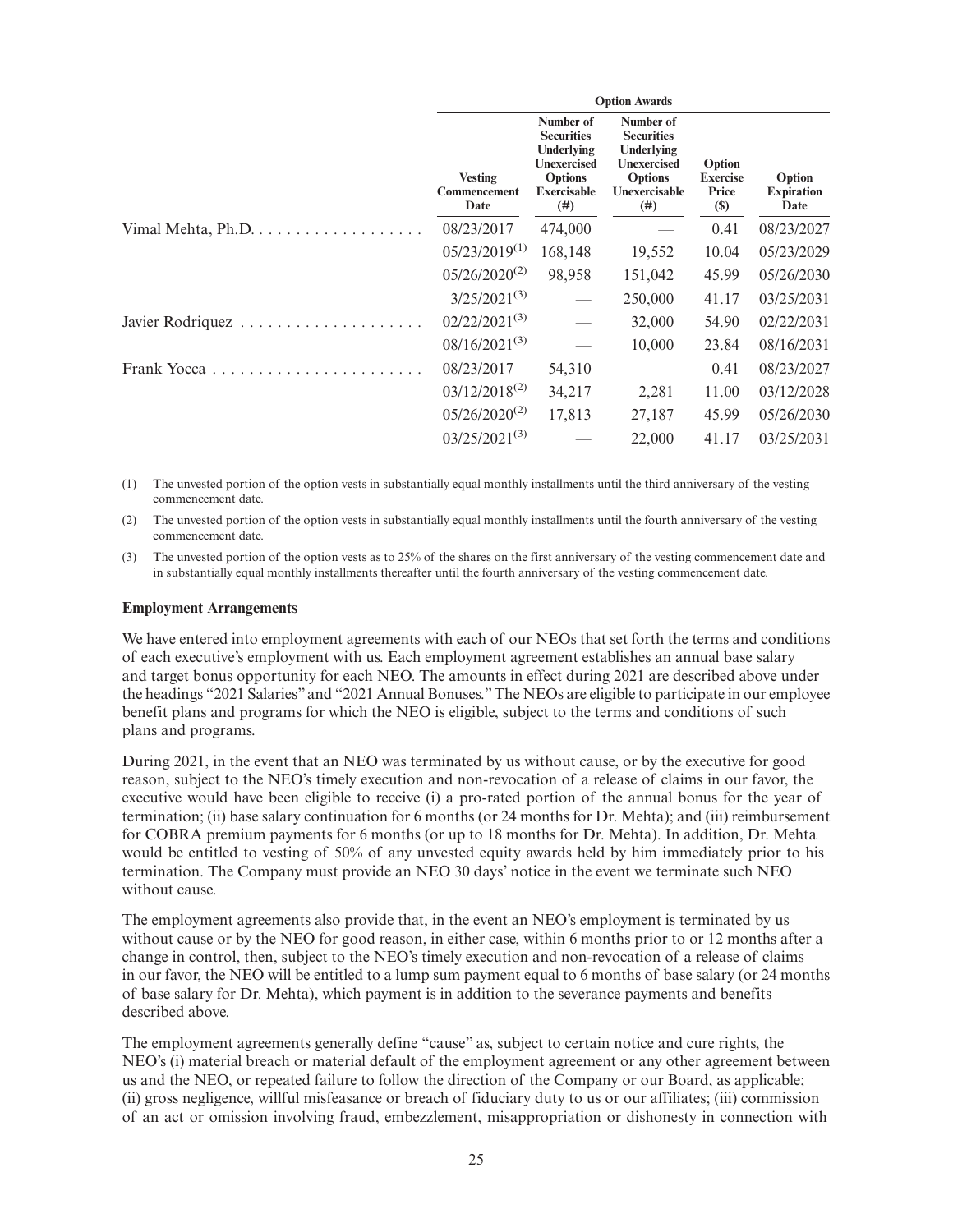| | Option Awards | | | | |
|---|---|---|---|---|---|
| | Vesting Commencement Date | Number of Securities Underlying Unexercised Options Exercisable (#) | Number of Securities Underlying Unexercised Options Unexercisable (#) | Option Exercise Price ($) | Option Expiration Date |
| Vimal Mehta, Ph.D. | 08/23/2017 | 474,000 | — | 0.41 | 08/23/2027 |
| | 05/23/2019[(1)] | 168,148 | 19,552 | 10.04 | 05/23/2029 |
| | 05/26/2020[(2)] | 98,958 | 151,042 | 45.99 | 05/26/2030 |
| | 3/25/2021[(3)] | — | 250,000 | 41.17 | 03/25/2031 |
| Javier Rodriquez | 02/22/2021[(3)] | — | 32,000 | 54.90 | 02/22/2031 |
| | 08/16/2021[(3)] | — | 10,000 | 23.84 | 08/16/2031 |
| Frank Yocca | 08/23/2017 | 54,310 | — | 0.41 | 08/23/2027 |
| | 03/12/2018[(2)] | 34,217 | 2,281 | 11.00 | 03/12/2028 |
| | 05/26/2020[(2)] | 17,813 | 27,187 | 45.99 | 05/26/2030 |
| | 03/25/2021[(3)] | — | 22,000 | 41.17 | 03/25/2031 |

(1) The unvested portion of the option vests in substantially equal monthly installments until the third anniversary of the vesting commencement date.

(2) The unvested portion of the option vests in substantially equal monthly installments until the fourth anniversary of the vesting commencement date.

(3) The unvested portion of the option vests as to 25% of the shares on the first anniversary of the vesting commencement date and in substantially equal monthly installments thereafter until the fourth anniversary of the vesting commencement date.

### Employment Arrangements

We have entered into employment agreements with each of our NEOs that set forth the terms and conditions of each executive's employment with us. Each employment agreement establishes an annual base salary and target bonus opportunity for each NEO. The amounts in effect during 2021 are described above under the headings "2021 Salaries" and "2021 Annual Bonuses." The NEOs are eligible to participate in our employee benefit plans and programs for which the NEO is eligible, subject to the terms and conditions of such plans and programs.

During 2021, in the event that an NEO was terminated by us without cause, or by the executive for good reason, subject to the NEO's timely execution and non-revocation of a release of claims in our favor, the executive would have been eligible to receive (i) a pro-rated portion of the annual bonus for the year of termination; (ii) base salary continuation for 6 months (or 24 months for Dr. Mehta); and (iii) reimbursement for COBRA premium payments for 6 months (or up to 18 months for Dr. Mehta). In addition, Dr. Mehta would be entitled to vesting of 50% of any unvested equity awards held by him immediately prior to his termination. The Company must provide an NEO 30 days' notice in the event we terminate such NEO without cause.

The employment agreements also provide that, in the event an NEO's employment is terminated by us without cause or by the NEO for good reason, in either case, within 6 months prior to or 12 months after a change in control, then, subject to the NEO's timely execution and non-revocation of a release of claims in our favor, the NEO will be entitled to a lump sum payment equal to 6 months of base salary (or 24 months of base salary for Dr. Mehta), which payment is in addition to the severance payments and benefits described above.

The employment agreements generally define "cause" as, subject to certain notice and cure rights, the NEO's (i) material breach or material default of the employment agreement or any other agreement between us and the NEO, or repeated failure to follow the direction of the Company or our Board, as applicable; (ii) gross negligence, willful misfeasance or breach of fiduciary duty to us or our affiliates; (iii) commission of an act or omission involving fraud, embezzlement, misappropriation or dishonesty in connection with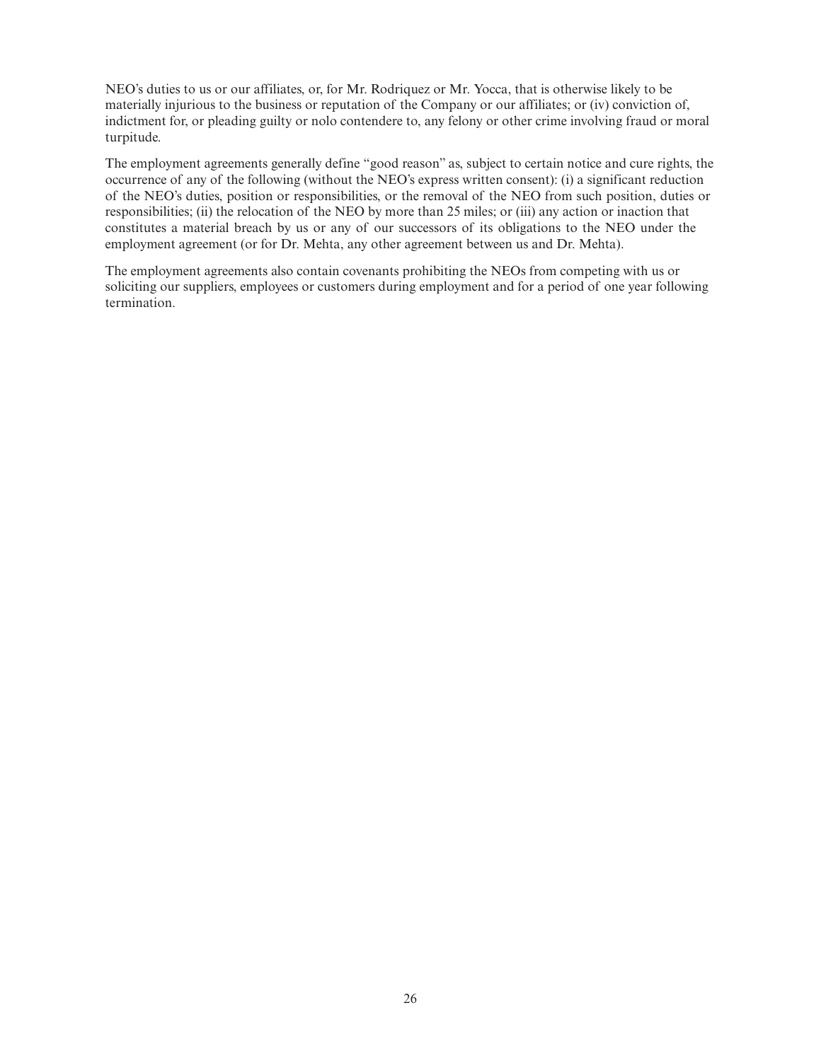NEO's duties to us or our affiliates, or, for Mr. Rodriquez or Mr. Yocca, that is otherwise likely to be materially injurious to the business or reputation of the Company or our affiliates; or (iv) conviction of, indictment for, or pleading guilty or nolo contendere to, any felony or other crime involving fraud or moral turpitude.

The employment agreements generally define "good reason" as, subject to certain notice and cure rights, the occurrence of any of the following (without the NEO's express written consent): (i) a significant reduction of the NEO's duties, position or responsibilities, or the removal of the NEO from such position, duties or responsibilities; (ii) the relocation of the NEO by more than 25 miles; or (iii) any action or inaction that constitutes a material breach by us or any of our successors of its obligations to the NEO under the employment agreement (or for Dr. Mehta, any other agreement between us and Dr. Mehta).

The employment agreements also contain covenants prohibiting the NEOs from competing with us or soliciting our suppliers, employees or customers during employment and for a period of one year following termination.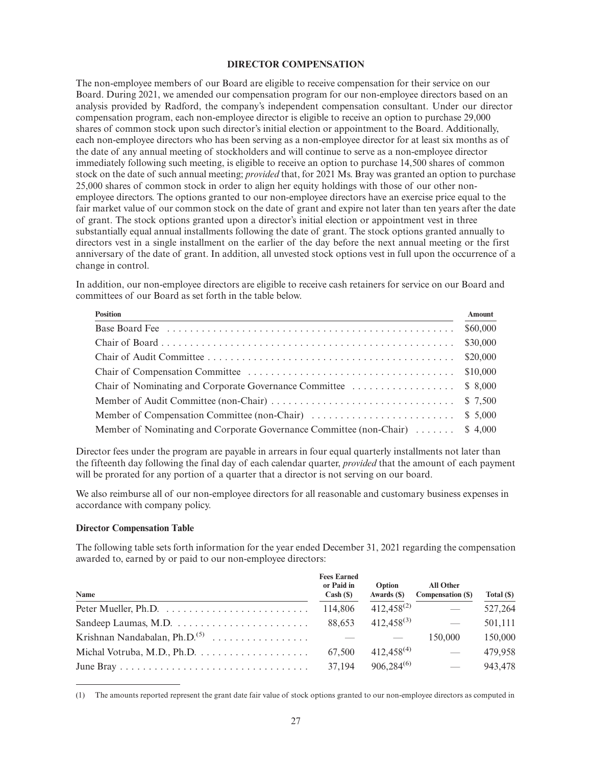# DIRECTOR COMPENSATION

The non-employee members of our Board are eligible to receive compensation for their service on our Board. During 2021, we amended our compensation program for our non-employee directors based on an analysis provided by Radford, the company's independent compensation consultant. Under our director compensation program, each non-employee director is eligible to receive an option to purchase 29,000 shares of common stock upon such director's initial election or appointment to the Board. Additionally, each non-employee directors who has been serving as a non-employee director for at least six months as of the date of any annual meeting of stockholders and will continue to serve as a non-employee director immediately following such meeting, is eligible to receive an option to purchase 14,500 shares of common stock on the date of such annual meeting; *provided* that, for 2021 Ms. Bray was granted an option to purchase 25,000 shares of common stock in order to align her equity holdings with those of our other non-employee directors. The options granted to our non-employee directors have an exercise price equal to the fair market value of our common stock on the date of grant and expire not later than ten years after the date of grant. The stock options granted upon a director's initial election or appointment vest in three substantially equal annual installments following the date of grant. The stock options granted annually to directors vest in a single installment on the earlier of the day before the next annual meeting or the first anniversary of the date of grant. In addition, all unvested stock options vest in full upon the occurrence of a change in control.

In addition, our non-employee directors are eligible to receive cash retainers for service on our Board and committees of our Board as set forth in the table below.

| Position | Amount |
|---|---|
| Base Board Fee | $60,000 |
| Chair of Board | $30,000 |
| Chair of Audit Committee | $20,000 |
| Chair of Compensation Committee | $10,000 |
| Chair of Nominating and Corporate Governance Committee | $ 8,000 |
| Member of Audit Committee (non-Chair) | $ 7,500 |
| Member of Compensation Committee (non-Chair) | $ 5,000 |
| Member of Nominating and Corporate Governance Committee (non-Chair) | $ 4,000 |

Director fees under the program are payable in arrears in four equal quarterly installments not later than the fifteenth day following the final day of each calendar quarter, *provided* that the amount of each payment will be prorated for any portion of a quarter that a director is not serving on our board.

We also reimburse all of our non-employee directors for all reasonable and customary business expenses in accordance with company policy.

### Director Compensation Table

The following table sets forth information for the year ended December 31, 2021 regarding the compensation awarded to, earned by or paid to our non-employee directors:

| Name | Fees Earned or Paid in Cash ($) | Option Awards ($) | All Other Compensation ($) | Total ($) |
|---|---|---|---|---|
| Peter Mueller, Ph.D. | 114,806 | 412,458(2) | — | 527,264 |
| Sandeep Laumas, M.D. | 88,653 | 412,458(3) | — | 501,111 |
| Krishnan Nandabalan, Ph.D.(5) | — | — | 150,000 | 150,000 |
| Michal Votruba, M.D., Ph.D. | 67,500 | 412,458(4) | — | 479,958 |
| June Bray | 37,194 | 906,284(6) | — | 943,478 |

(1) The amounts reported represent the grant date fair value of stock options granted to our non-employee directors as computed in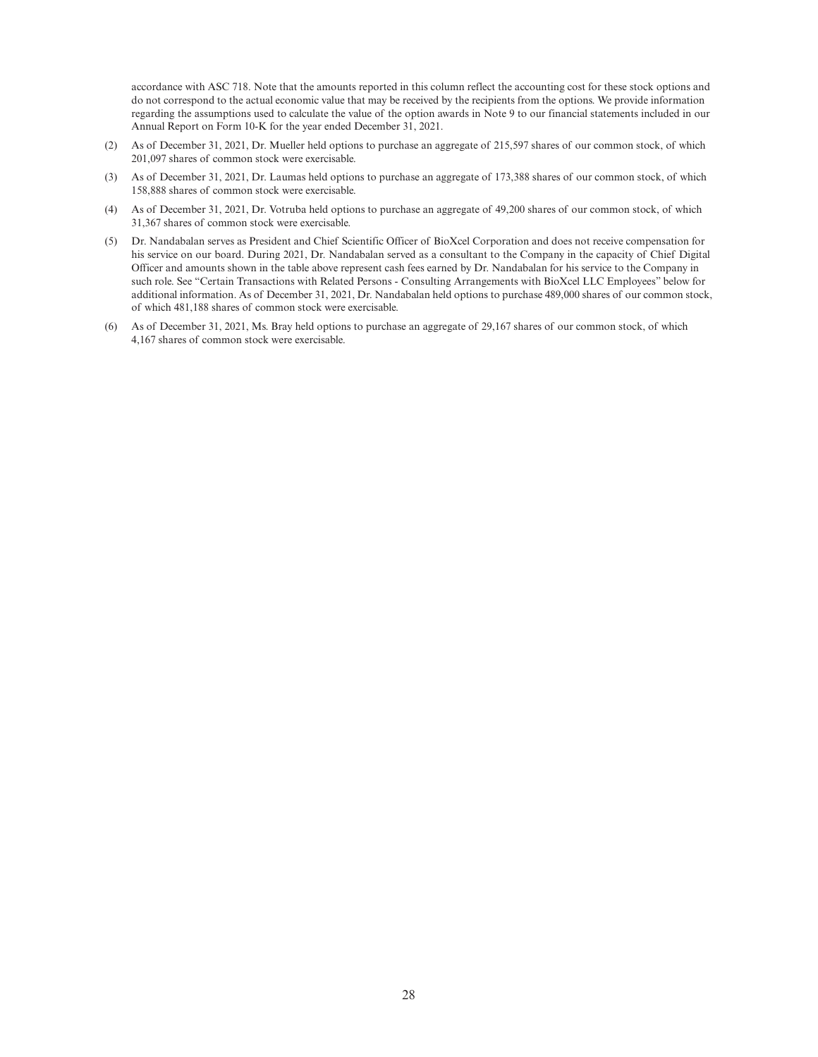accordance with ASC 718. Note that the amounts reported in this column reflect the accounting cost for these stock options and do not correspond to the actual economic value that may be received by the recipients from the options. We provide information regarding the assumptions used to calculate the value of the option awards in Note 9 to our financial statements included in our Annual Report on Form 10-K for the year ended December 31, 2021.

(2) As of December 31, 2021, Dr. Mueller held options to purchase an aggregate of 215,597 shares of our common stock, of which 201,097 shares of common stock were exercisable.

(3) As of December 31, 2021, Dr. Laumas held options to purchase an aggregate of 173,388 shares of our common stock, of which 158,888 shares of common stock were exercisable.

(4) As of December 31, 2021, Dr. Votruba held options to purchase an aggregate of 49,200 shares of our common stock, of which 31,367 shares of common stock were exercisable.

(5) Dr. Nandabalan serves as President and Chief Scientific Officer of BioXcel Corporation and does not receive compensation for his service on our board. During 2021, Dr. Nandabalan served as a consultant to the Company in the capacity of Chief Digital Officer and amounts shown in the table above represent cash fees earned by Dr. Nandabalan for his service to the Company in such role. See "Certain Transactions with Related Persons - Consulting Arrangements with BioXcel LLC Employees" below for additional information. As of December 31, 2021, Dr. Nandabalan held options to purchase 489,000 shares of our common stock, of which 481,188 shares of common stock were exercisable.

(6) As of December 31, 2021, Ms. Bray held options to purchase an aggregate of 29,167 shares of our common stock, of which 4,167 shares of common stock were exercisable.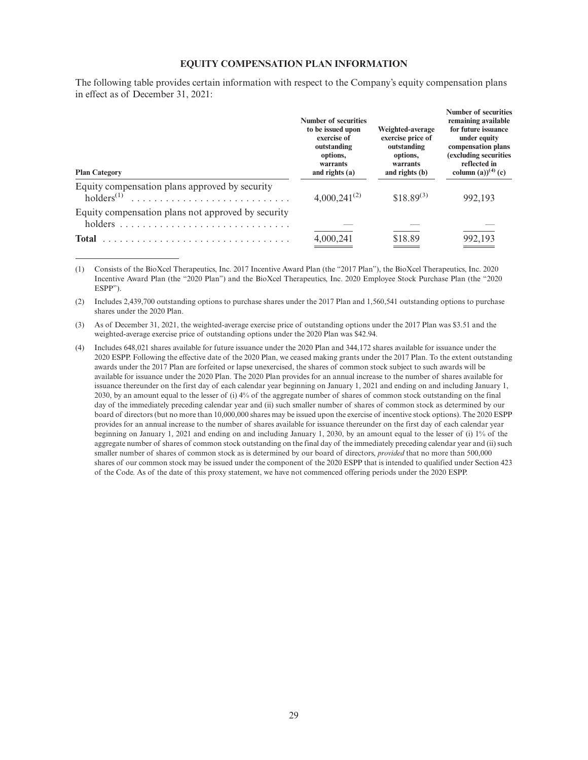## EQUITY COMPENSATION PLAN INFORMATION

The following table provides certain information with respect to the Company's equity compensation plans in effect as of December 31, 2021:

| Plan Category | Number of securities to be issued upon exercise of outstanding options, warrants and rights (a) | Weighted-average exercise price of outstanding options, warrants and rights (b) | Number of securities remaining available for future issuance under equity compensation plans (excluding securities reflected in column (a))[4] (c) |
|---|---|---|---|
| Equity compensation plans approved by security holders[1] | 4,000,241[2] | $18.89[3] | 992,193 |
| Equity compensation plans not approved by security holders | — | — | — |
| **Total** | 4,000,241 | $18.89 | 992,193 |

(1) Consists of the BioXcel Therapeutics, Inc. 2017 Incentive Award Plan (the "2017 Plan"), the BioXcel Therapeutics, Inc. 2020 Incentive Award Plan (the "2020 Plan") and the BioXcel Therapeutics, Inc. 2020 Employee Stock Purchase Plan (the "2020 ESPP").

(2) Includes 2,439,700 outstanding options to purchase shares under the 2017 Plan and 1,560,541 outstanding options to purchase shares under the 2020 Plan.

(3) As of December 31, 2021, the weighted-average exercise price of outstanding options under the 2017 Plan was $3.51 and the weighted-average exercise price of outstanding options under the 2020 Plan was $42.94.

(4) Includes 648,021 shares available for future issuance under the 2020 Plan and 344,172 shares available for issuance under the 2020 ESPP. Following the effective date of the 2020 Plan, we ceased making grants under the 2017 Plan. To the extent outstanding awards under the 2017 Plan are forfeited or lapse unexercised, the shares of common stock subject to such awards will be available for issuance under the 2020 Plan. The 2020 Plan provides for an annual increase to the number of shares available for issuance thereunder on the first day of each calendar year beginning on January 1, 2021 and ending on and including January 1, 2030, by an amount equal to the lesser of (i) 4% of the aggregate number of shares of common stock outstanding on the final day of the immediately preceding calendar year and (ii) such smaller number of shares of common stock as determined by our board of directors (but no more than 10,000,000 shares may be issued upon the exercise of incentive stock options). The 2020 ESPP provides for an annual increase to the number of shares available for issuance thereunder on the first day of each calendar year beginning on January 1, 2021 and ending on and including January 1, 2030, by an amount equal to the lesser of (i) 1% of the aggregate number of shares of common stock outstanding on the final day of the immediately preceding calendar year and (ii) such smaller number of shares of common stock as is determined by our board of directors, *provided* that no more than 500,000 shares of our common stock may be issued under the component of the 2020 ESPP that is intended to qualified under Section 423 of the Code. As of the date of this proxy statement, we have not commenced offering periods under the 2020 ESPP.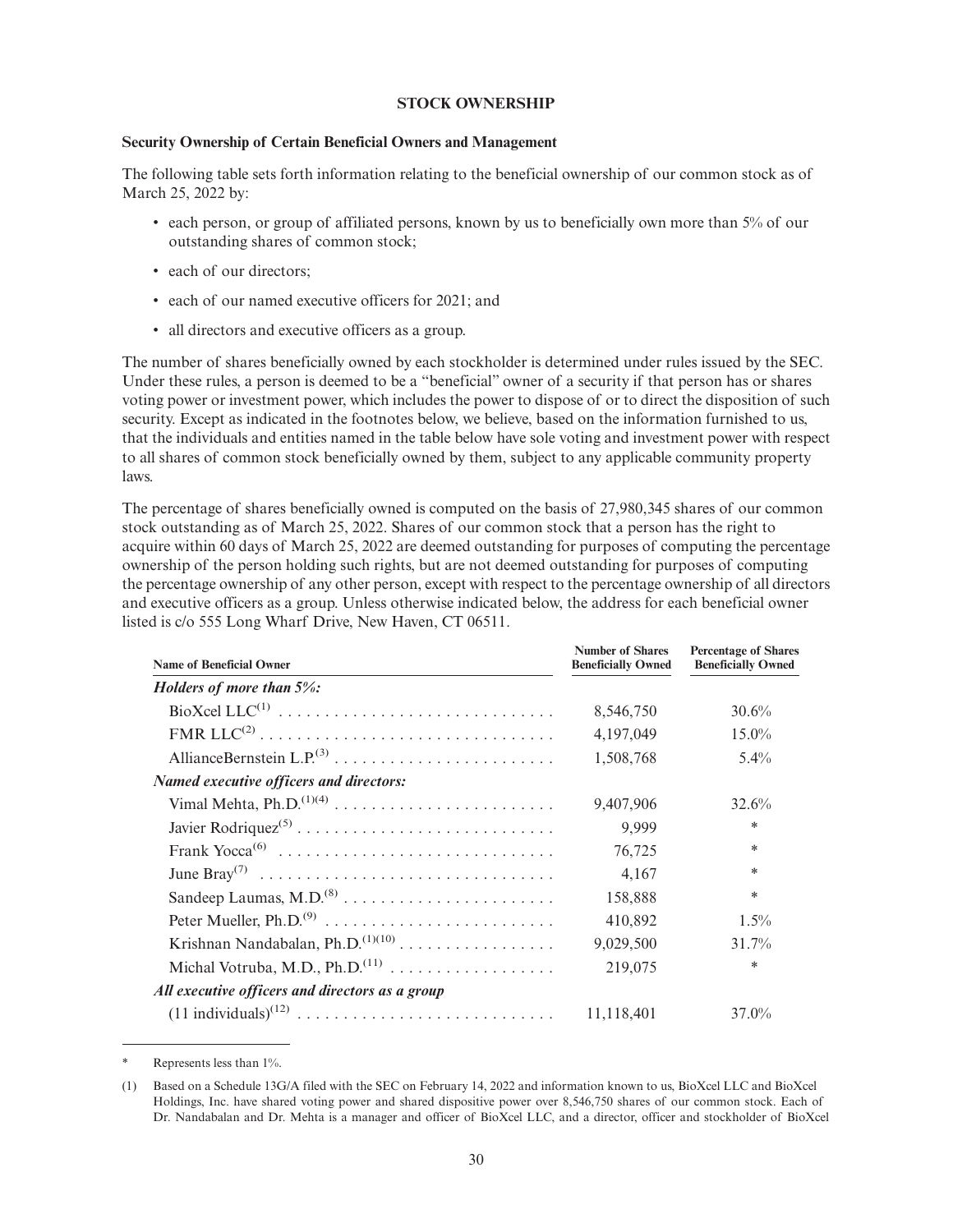### STOCK OWNERSHIP

**Security Ownership of Certain Beneficial Owners and Management**

The following table sets forth information relating to the beneficial ownership of our common stock as of March 25, 2022 by:

- each person, or group of affiliated persons, known by us to beneficially own more than 5% of our outstanding shares of common stock;
- each of our directors;
- each of our named executive officers for 2021; and
- all directors and executive officers as a group.

The number of shares beneficially owned by each stockholder is determined under rules issued by the SEC. Under these rules, a person is deemed to be a "beneficial" owner of a security if that person has or shares voting power or investment power, which includes the power to dispose of or to direct the disposition of such security. Except as indicated in the footnotes below, we believe, based on the information furnished to us, that the individuals and entities named in the table below have sole voting and investment power with respect to all shares of common stock beneficially owned by them, subject to any applicable community property laws.

The percentage of shares beneficially owned is computed on the basis of 27,980,345 shares of our common stock outstanding as of March 25, 2022. Shares of our common stock that a person has the right to acquire within 60 days of March 25, 2022 are deemed outstanding for purposes of computing the percentage ownership of the person holding such rights, but are not deemed outstanding for purposes of computing the percentage ownership of any other person, except with respect to the percentage ownership of all directors and executive officers as a group. Unless otherwise indicated below, the address for each beneficial owner listed is c/o 555 Long Wharf Drive, New Haven, CT 06511.

| Name of Beneficial Owner | Number of Shares Beneficially Owned | Percentage of Shares Beneficially Owned |
|---|---|---|
| ***Holders of more than 5%:*** | | |
| BioXcel LLC[(1)] | 8,546,750 | 30.6% |
| FMR LLC[(2)] | 4,197,049 | 15.0% |
| AllianceBernstein L.P.[(3)] | 1,508,768 | 5.4% |
| ***Named executive officers and directors:*** | | |
| Vimal Mehta, Ph.D.[(1)(4)] | 9,407,906 | 32.6% |
| Javier Rodriquez[(5)] | 9,999 | * |
| Frank Yocca[(6)] | 76,725 | * |
| June Bray[(7)] | 4,167 | * |
| Sandeep Laumas, M.D.[(8)] | 158,888 | * |
| Peter Mueller, Ph.D.[(9)] | 410,892 | 1.5% |
| Krishnan Nandabalan, Ph.D.[(1)(10)] | 9,029,500 | 31.7% |
| Michal Votruba, M.D., Ph.D.[(11)] | 219,075 | * |
| ***All executive officers and directors as a group*** | | |
| (11 individuals)[(12)] | 11,118,401 | 37.0% |

\* Represents less than 1%.

(1) Based on a Schedule 13G/A filed with the SEC on February 14, 2022 and information known to us, BioXcel LLC and BioXcel Holdings, Inc. have shared voting power and shared dispositive power over 8,546,750 shares of our common stock. Each of Dr. Nandabalan and Dr. Mehta is a manager and officer of BioXcel LLC, and a director, officer and stockholder of BioXcel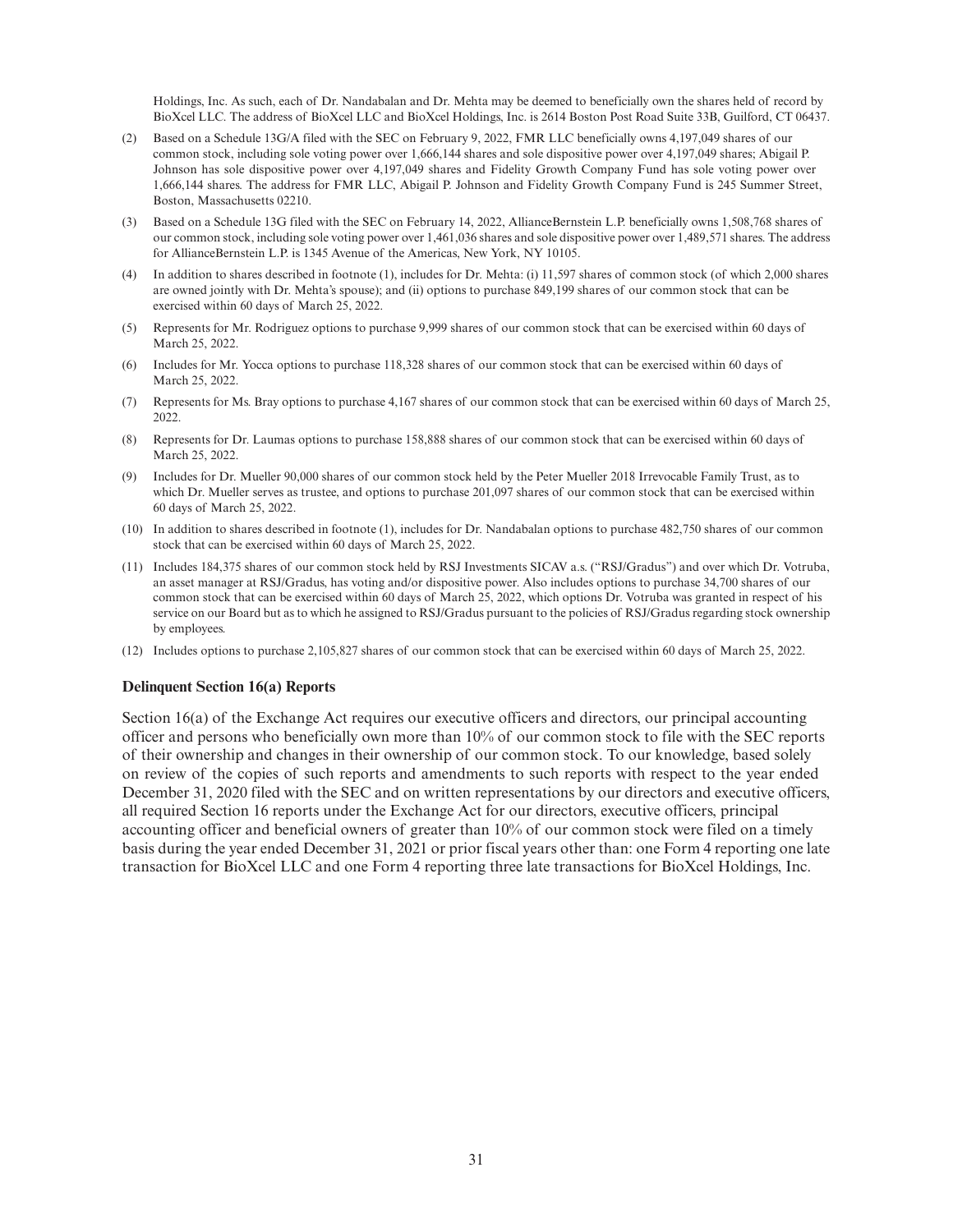Holdings, Inc. As such, each of Dr. Nandabalan and Dr. Mehta may be deemed to beneficially own the shares held of record by BioXcel LLC. The address of BioXcel LLC and BioXcel Holdings, Inc. is 2614 Boston Post Road Suite 33B, Guilford, CT 06437.

(2) Based on a Schedule 13G/A filed with the SEC on February 9, 2022, FMR LLC beneficially owns 4,197,049 shares of our common stock, including sole voting power over 1,666,144 shares and sole dispositive power over 4,197,049 shares; Abigail P. Johnson has sole dispositive power over 4,197,049 shares and Fidelity Growth Company Fund has sole voting power over 1,666,144 shares. The address for FMR LLC, Abigail P. Johnson and Fidelity Growth Company Fund is 245 Summer Street, Boston, Massachusetts 02210.

(3) Based on a Schedule 13G filed with the SEC on February 14, 2022, AllianceBernstein L.P. beneficially owns 1,508,768 shares of our common stock, including sole voting power over 1,461,036 shares and sole dispositive power over 1,489,571 shares. The address for AllianceBernstein L.P. is 1345 Avenue of the Americas, New York, NY 10105.

(4) In addition to shares described in footnote (1), includes for Dr. Mehta: (i) 11,597 shares of common stock (of which 2,000 shares are owned jointly with Dr. Mehta's spouse); and (ii) options to purchase 849,199 shares of our common stock that can be exercised within 60 days of March 25, 2022.

(5) Represents for Mr. Rodriguez options to purchase 9,999 shares of our common stock that can be exercised within 60 days of March 25, 2022.

(6) Includes for Mr. Yocca options to purchase 118,328 shares of our common stock that can be exercised within 60 days of March 25, 2022.

(7) Represents for Ms. Bray options to purchase 4,167 shares of our common stock that can be exercised within 60 days of March 25, 2022.

(8) Represents for Dr. Laumas options to purchase 158,888 shares of our common stock that can be exercised within 60 days of March 25, 2022.

(9) Includes for Dr. Mueller 90,000 shares of our common stock held by the Peter Mueller 2018 Irrevocable Family Trust, as to which Dr. Mueller serves as trustee, and options to purchase 201,097 shares of our common stock that can be exercised within 60 days of March 25, 2022.

(10) In addition to shares described in footnote (1), includes for Dr. Nandabalan options to purchase 482,750 shares of our common stock that can be exercised within 60 days of March 25, 2022.

(11) Includes 184,375 shares of our common stock held by RSJ Investments SICAV a.s. ("RSJ/Gradus") and over which Dr. Votruba, an asset manager at RSJ/Gradus, has voting and/or dispositive power. Also includes options to purchase 34,700 shares of our common stock that can be exercised within 60 days of March 25, 2022, which options Dr. Votruba was granted in respect of his service on our Board but as to which he assigned to RSJ/Gradus pursuant to the policies of RSJ/Gradus regarding stock ownership by employees.

(12) Includes options to purchase 2,105,827 shares of our common stock that can be exercised within 60 days of March 25, 2022.

**Delinquent Section 16(a) Reports**

Section 16(a) of the Exchange Act requires our executive officers and directors, our principal accounting officer and persons who beneficially own more than 10% of our common stock to file with the SEC reports of their ownership and changes in their ownership of our common stock. To our knowledge, based solely on review of the copies of such reports and amendments to such reports with respect to the year ended December 31, 2020 filed with the SEC and on written representations by our directors and executive officers, all required Section 16 reports under the Exchange Act for our directors, executive officers, principal accounting officer and beneficial owners of greater than 10% of our common stock were filed on a timely basis during the year ended December 31, 2021 or prior fiscal years other than: one Form 4 reporting one late transaction for BioXcel LLC and one Form 4 reporting three late transactions for BioXcel Holdings, Inc.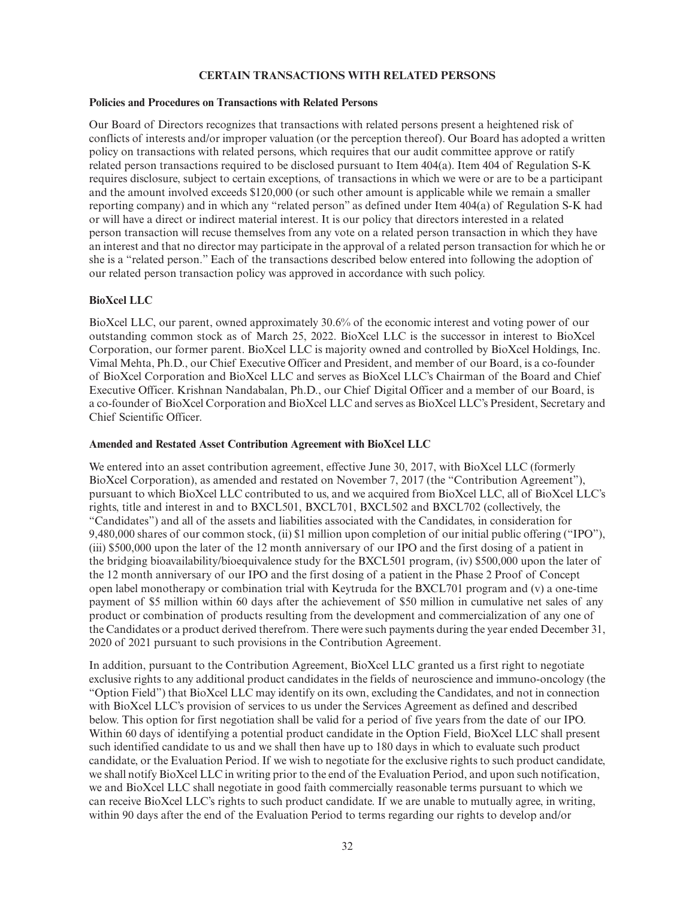## CERTAIN TRANSACTIONS WITH RELATED PERSONS

### Policies and Procedures on Transactions with Related Persons

Our Board of Directors recognizes that transactions with related persons present a heightened risk of conflicts of interests and/or improper valuation (or the perception thereof). Our Board has adopted a written policy on transactions with related persons, which requires that our audit committee approve or ratify related person transactions required to be disclosed pursuant to Item 404(a). Item 404 of Regulation S-K requires disclosure, subject to certain exceptions, of transactions in which we were or are to be a participant and the amount involved exceeds $120,000 (or such other amount is applicable while we remain a smaller reporting company) and in which any "related person" as defined under Item 404(a) of Regulation S-K had or will have a direct or indirect material interest. It is our policy that directors interested in a related person transaction will recuse themselves from any vote on a related person transaction in which they have an interest and that no director may participate in the approval of a related person transaction for which he or she is a "related person." Each of the transactions described below entered into following the adoption of our related person transaction policy was approved in accordance with such policy.

### BioXcel LLC

BioXcel LLC, our parent, owned approximately 30.6% of the economic interest and voting power of our outstanding common stock as of March 25, 2022. BioXcel LLC is the successor in interest to BioXcel Corporation, our former parent. BioXcel LLC is majority owned and controlled by BioXcel Holdings, Inc. Vimal Mehta, Ph.D., our Chief Executive Officer and President, and member of our Board, is a co-founder of BioXcel Corporation and BioXcel LLC and serves as BioXcel LLC's Chairman of the Board and Chief Executive Officer. Krishnan Nandabalan, Ph.D., our Chief Digital Officer and a member of our Board, is a co-founder of BioXcel Corporation and BioXcel LLC and serves as BioXcel LLC's President, Secretary and Chief Scientific Officer.

### Amended and Restated Asset Contribution Agreement with BioXcel LLC

We entered into an asset contribution agreement, effective June 30, 2017, with BioXcel LLC (formerly BioXcel Corporation), as amended and restated on November 7, 2017 (the "Contribution Agreement"), pursuant to which BioXcel LLC contributed to us, and we acquired from BioXcel LLC, all of BioXcel LLC's rights, title and interest in and to BXCL501, BXCL701, BXCL502 and BXCL702 (collectively, the "Candidates") and all of the assets and liabilities associated with the Candidates, in consideration for 9,480,000 shares of our common stock, (ii) $1 million upon completion of our initial public offering ("IPO"), (iii) $500,000 upon the later of the 12 month anniversary of our IPO and the first dosing of a patient in the bridging bioavailability/bioequivalence study for the BXCL501 program, (iv) $500,000 upon the later of the 12 month anniversary of our IPO and the first dosing of a patient in the Phase 2 Proof of Concept open label monotherapy or combination trial with Keytruda for the BXCL701 program and (v) a one-time payment of $5 million within 60 days after the achievement of $50 million in cumulative net sales of any product or combination of products resulting from the development and commercialization of any one of the Candidates or a product derived therefrom. There were such payments during the year ended December 31, 2020 of 2021 pursuant to such provisions in the Contribution Agreement.

In addition, pursuant to the Contribution Agreement, BioXcel LLC granted us a first right to negotiate exclusive rights to any additional product candidates in the fields of neuroscience and immuno-oncology (the "Option Field") that BioXcel LLC may identify on its own, excluding the Candidates, and not in connection with BioXcel LLC's provision of services to us under the Services Agreement as defined and described below. This option for first negotiation shall be valid for a period of five years from the date of our IPO. Within 60 days of identifying a potential product candidate in the Option Field, BioXcel LLC shall present such identified candidate to us and we shall then have up to 180 days in which to evaluate such product candidate, or the Evaluation Period. If we wish to negotiate for the exclusive rights to such product candidate, we shall notify BioXcel LLC in writing prior to the end of the Evaluation Period, and upon such notification, we and BioXcel LLC shall negotiate in good faith commercially reasonable terms pursuant to which we can receive BioXcel LLC's rights to such product candidate. If we are unable to mutually agree, in writing, within 90 days after the end of the Evaluation Period to terms regarding our rights to develop and/or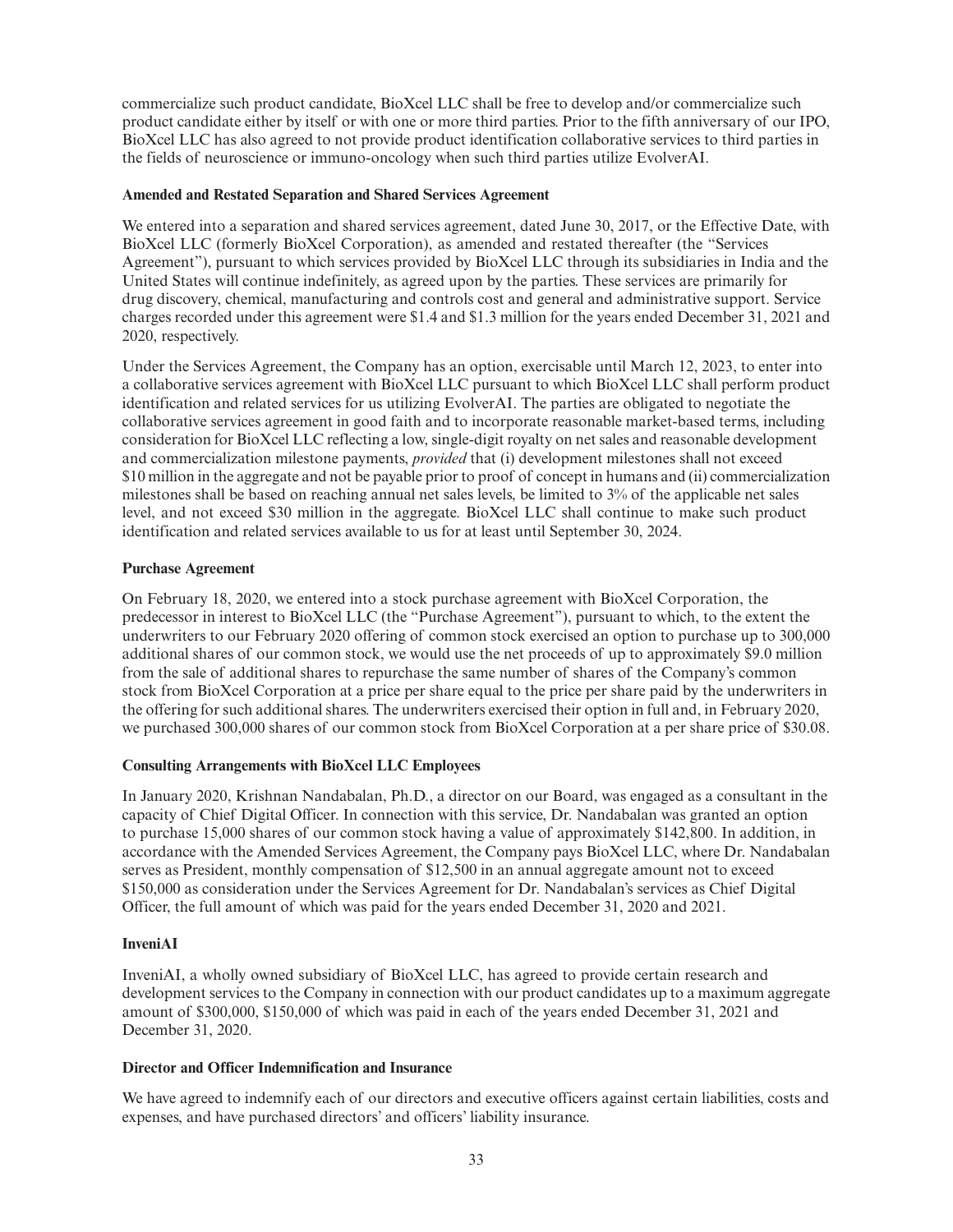commercialize such product candidate, BioXcel LLC shall be free to develop and/or commercialize such product candidate either by itself or with one or more third parties. Prior to the fifth anniversary of our IPO, BioXcel LLC has also agreed to not provide product identification collaborative services to third parties in the fields of neuroscience or immuno-oncology when such third parties utilize EvolverAI.

**Amended and Restated Separation and Shared Services Agreement**

We entered into a separation and shared services agreement, dated June 30, 2017, or the Effective Date, with BioXcel LLC (formerly BioXcel Corporation), as amended and restated thereafter (the "Services Agreement"), pursuant to which services provided by BioXcel LLC through its subsidiaries in India and the United States will continue indefinitely, as agreed upon by the parties. These services are primarily for drug discovery, chemical, manufacturing and controls cost and general and administrative support. Service charges recorded under this agreement were $1.4 and $1.3 million for the years ended December 31, 2021 and 2020, respectively.

Under the Services Agreement, the Company has an option, exercisable until March 12, 2023, to enter into a collaborative services agreement with BioXcel LLC pursuant to which BioXcel LLC shall perform product identification and related services for us utilizing EvolverAI. The parties are obligated to negotiate the collaborative services agreement in good faith and to incorporate reasonable market-based terms, including consideration for BioXcel LLC reflecting a low, single-digit royalty on net sales and reasonable development and commercialization milestone payments, *provided* that (i) development milestones shall not exceed $10 million in the aggregate and not be payable prior to proof of concept in humans and (ii) commercialization milestones shall be based on reaching annual net sales levels, be limited to 3% of the applicable net sales level, and not exceed $30 million in the aggregate. BioXcel LLC shall continue to make such product identification and related services available to us for at least until September 30, 2024.

**Purchase Agreement**

On February 18, 2020, we entered into a stock purchase agreement with BioXcel Corporation, the predecessor in interest to BioXcel LLC (the "Purchase Agreement"), pursuant to which, to the extent the underwriters to our February 2020 offering of common stock exercised an option to purchase up to 300,000 additional shares of our common stock, we would use the net proceeds of up to approximately $9.0 million from the sale of additional shares to repurchase the same number of shares of the Company's common stock from BioXcel Corporation at a price per share equal to the price per share paid by the underwriters in the offering for such additional shares. The underwriters exercised their option in full and, in February 2020, we purchased 300,000 shares of our common stock from BioXcel Corporation at a per share price of $30.08.

**Consulting Arrangements with BioXcel LLC Employees**

In January 2020, Krishnan Nandabalan, Ph.D., a director on our Board, was engaged as a consultant in the capacity of Chief Digital Officer. In connection with this service, Dr. Nandabalan was granted an option to purchase 15,000 shares of our common stock having a value of approximately $142,800. In addition, in accordance with the Amended Services Agreement, the Company pays BioXcel LLC, where Dr. Nandabalan serves as President, monthly compensation of $12,500 in an annual aggregate amount not to exceed $150,000 as consideration under the Services Agreement for Dr. Nandabalan's services as Chief Digital Officer, the full amount of which was paid for the years ended December 31, 2020 and 2021.

**InveniAI**

InveniAI, a wholly owned subsidiary of BioXcel LLC, has agreed to provide certain research and development services to the Company in connection with our product candidates up to a maximum aggregate amount of $300,000, $150,000 of which was paid in each of the years ended December 31, 2021 and December 31, 2020.

**Director and Officer Indemnification and Insurance**

We have agreed to indemnify each of our directors and executive officers against certain liabilities, costs and expenses, and have purchased directors' and officers' liability insurance.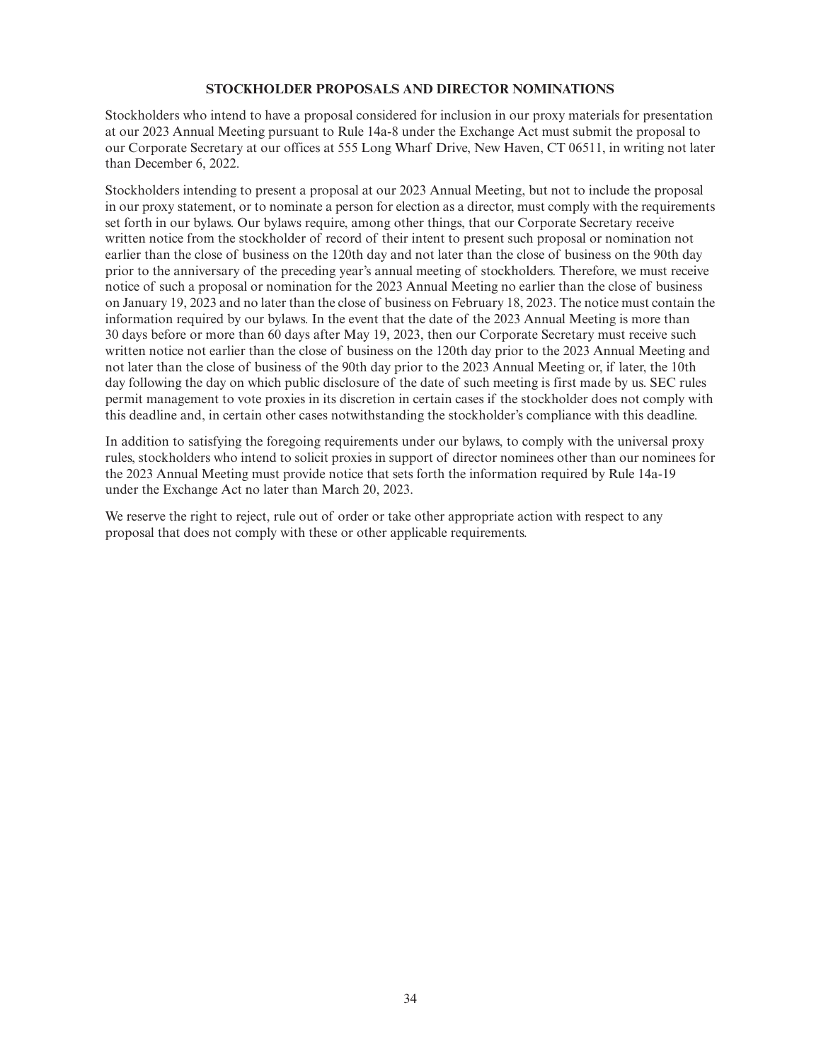## STOCKHOLDER PROPOSALS AND DIRECTOR NOMINATIONS

Stockholders who intend to have a proposal considered for inclusion in our proxy materials for presentation at our 2023 Annual Meeting pursuant to Rule 14a-8 under the Exchange Act must submit the proposal to our Corporate Secretary at our offices at 555 Long Wharf Drive, New Haven, CT 06511, in writing not later than December 6, 2022.

Stockholders intending to present a proposal at our 2023 Annual Meeting, but not to include the proposal in our proxy statement, or to nominate a person for election as a director, must comply with the requirements set forth in our bylaws. Our bylaws require, among other things, that our Corporate Secretary receive written notice from the stockholder of record of their intent to present such proposal or nomination not earlier than the close of business on the 120th day and not later than the close of business on the 90th day prior to the anniversary of the preceding year's annual meeting of stockholders. Therefore, we must receive notice of such a proposal or nomination for the 2023 Annual Meeting no earlier than the close of business on January 19, 2023 and no later than the close of business on February 18, 2023. The notice must contain the information required by our bylaws. In the event that the date of the 2023 Annual Meeting is more than 30 days before or more than 60 days after May 19, 2023, then our Corporate Secretary must receive such written notice not earlier than the close of business on the 120th day prior to the 2023 Annual Meeting and not later than the close of business of the 90th day prior to the 2023 Annual Meeting or, if later, the 10th day following the day on which public disclosure of the date of such meeting is first made by us. SEC rules permit management to vote proxies in its discretion in certain cases if the stockholder does not comply with this deadline and, in certain other cases notwithstanding the stockholder's compliance with this deadline.

In addition to satisfying the foregoing requirements under our bylaws, to comply with the universal proxy rules, stockholders who intend to solicit proxies in support of director nominees other than our nominees for the 2023 Annual Meeting must provide notice that sets forth the information required by Rule 14a-19 under the Exchange Act no later than March 20, 2023.

We reserve the right to reject, rule out of order or take other appropriate action with respect to any proposal that does not comply with these or other applicable requirements.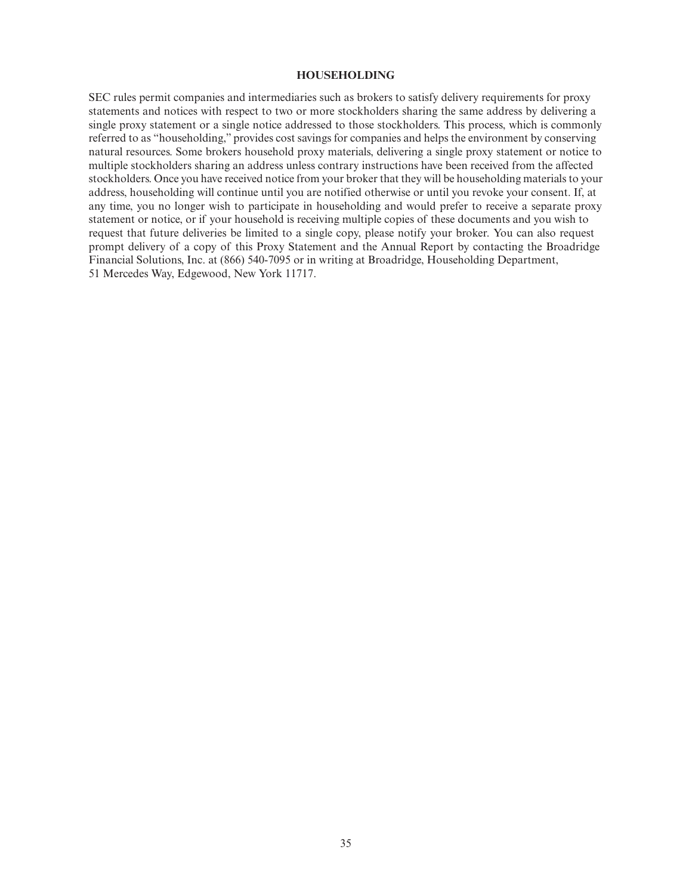## HOUSEHOLDING

SEC rules permit companies and intermediaries such as brokers to satisfy delivery requirements for proxy statements and notices with respect to two or more stockholders sharing the same address by delivering a single proxy statement or a single notice addressed to those stockholders. This process, which is commonly referred to as "householding," provides cost savings for companies and helps the environment by conserving natural resources. Some brokers household proxy materials, delivering a single proxy statement or notice to multiple stockholders sharing an address unless contrary instructions have been received from the affected stockholders. Once you have received notice from your broker that they will be householding materials to your address, householding will continue until you are notified otherwise or until you revoke your consent. If, at any time, you no longer wish to participate in householding and would prefer to receive a separate proxy statement or notice, or if your household is receiving multiple copies of these documents and you wish to request that future deliveries be limited to a single copy, please notify your broker. You can also request prompt delivery of a copy of this Proxy Statement and the Annual Report by contacting the Broadridge Financial Solutions, Inc. at (866) 540-7095 or in writing at Broadridge, Householding Department, 51 Mercedes Way, Edgewood, New York 11717.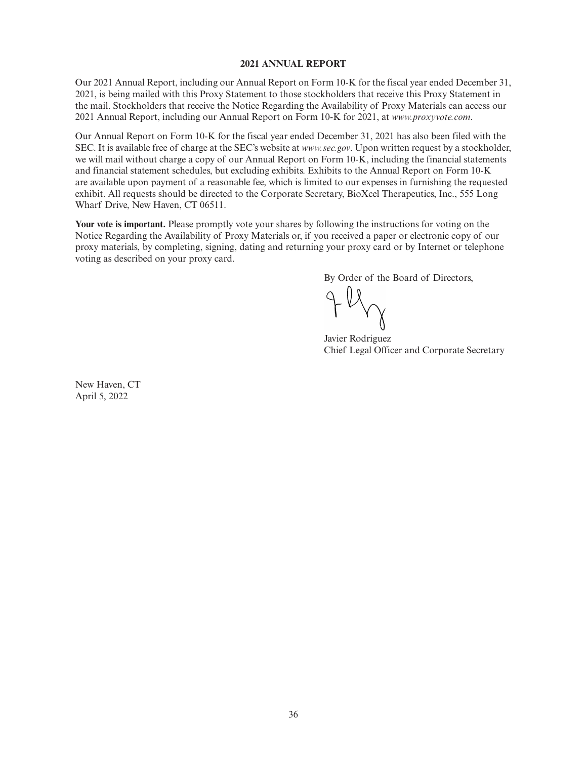## 2021 ANNUAL REPORT

Our 2021 Annual Report, including our Annual Report on Form 10-K for the fiscal year ended December 31, 2021, is being mailed with this Proxy Statement to those stockholders that receive this Proxy Statement in the mail. Stockholders that receive the Notice Regarding the Availability of Proxy Materials can access our 2021 Annual Report, including our Annual Report on Form 10-K for 2021, at *www.proxyvote.com*.

Our Annual Report on Form 10-K for the fiscal year ended December 31, 2021 has also been filed with the SEC. It is available free of charge at the SEC's website at *www.sec.gov*. Upon written request by a stockholder, we will mail without charge a copy of our Annual Report on Form 10-K, including the financial statements and financial statement schedules, but excluding exhibits. Exhibits to the Annual Report on Form 10-K are available upon payment of a reasonable fee, which is limited to our expenses in furnishing the requested exhibit. All requests should be directed to the Corporate Secretary, BioXcel Therapeutics, Inc., 555 Long Wharf Drive, New Haven, CT 06511.

**Your vote is important.** Please promptly vote your shares by following the instructions for voting on the Notice Regarding the Availability of Proxy Materials or, if you received a paper or electronic copy of our proxy materials, by completing, signing, dating and returning your proxy card or by Internet or telephone voting as described on your proxy card.

By Order of the Board of Directors,

Javier Rodriguez
Chief Legal Officer and Corporate Secretary

New Haven, CT
April 5, 2022